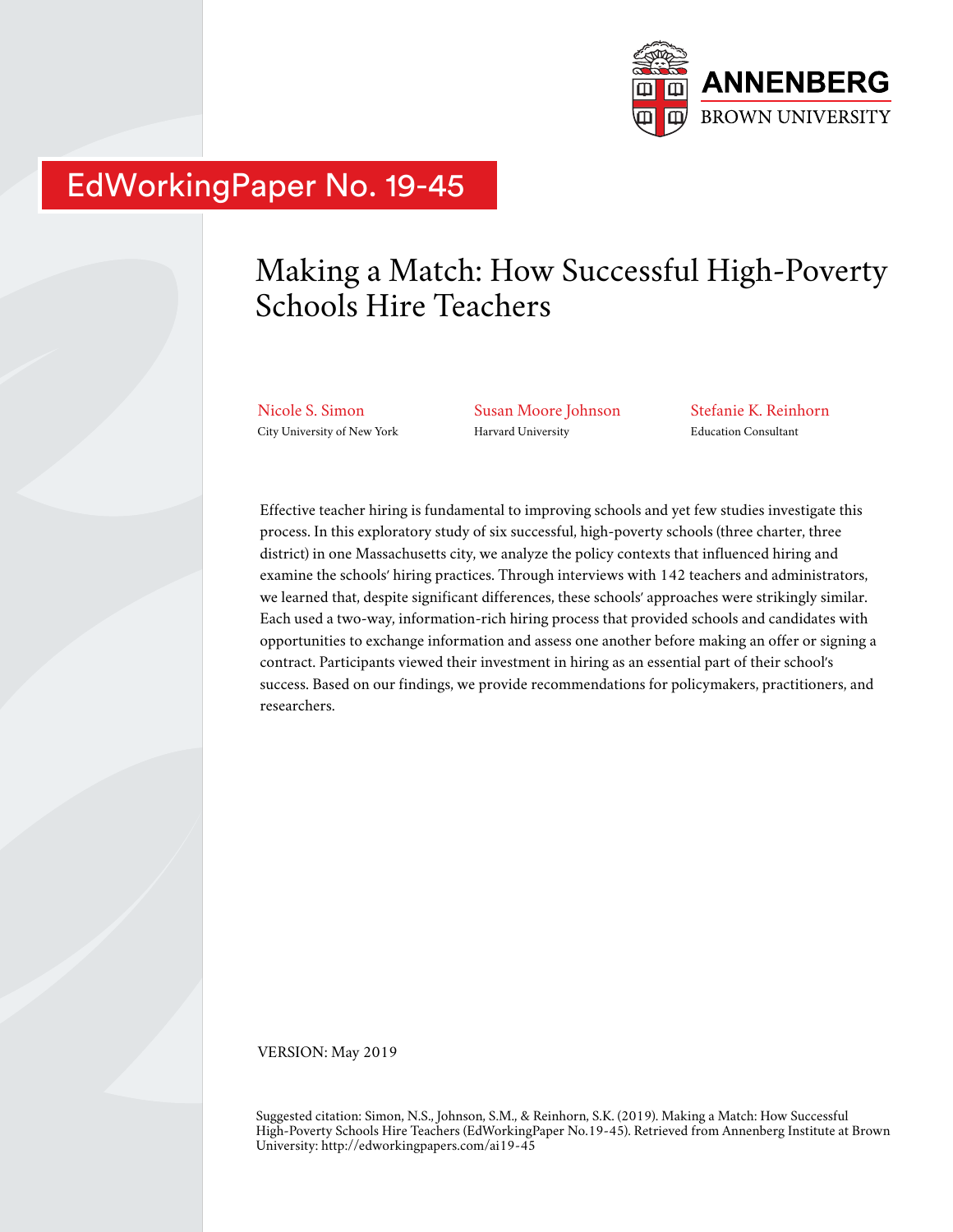ANNENBERG
BROWN UNIVERSITY

EdWorkingPaper No. 19-45

# Making a Match: How Successful High-Poverty Schools Hire Teachers

Nicole S. Simon
City University of New York

Susan Moore Johnson
Harvard University

Stefanie K. Reinhorn
Education Consultant

Effective teacher hiring is fundamental to improving schools and yet few studies investigate this process. In this exploratory study of six successful, high-poverty schools (three charter, three district) in one Massachusetts city, we analyze the policy contexts that influenced hiring and examine the schools' hiring practices. Through interviews with 142 teachers and administrators, we learned that, despite significant differences, these schools' approaches were strikingly similar. Each used a two-way, information-rich hiring process that provided schools and candidates with opportunities to exchange information and assess one another before making an offer or signing a contract. Participants viewed their investment in hiring as an essential part of their school's success. Based on our findings, we provide recommendations for policymakers, practitioners, and researchers.

VERSION: May 2019

Suggested citation: Simon, N.S., Johnson, S.M., & Reinhorn, S.K. (2019). Making a Match: How Successful High-Poverty Schools Hire Teachers (EdWorkingPaper No.19-45). Retrieved from Annenberg Institute at Brown University: http://edworkingpapers.com/ai19-45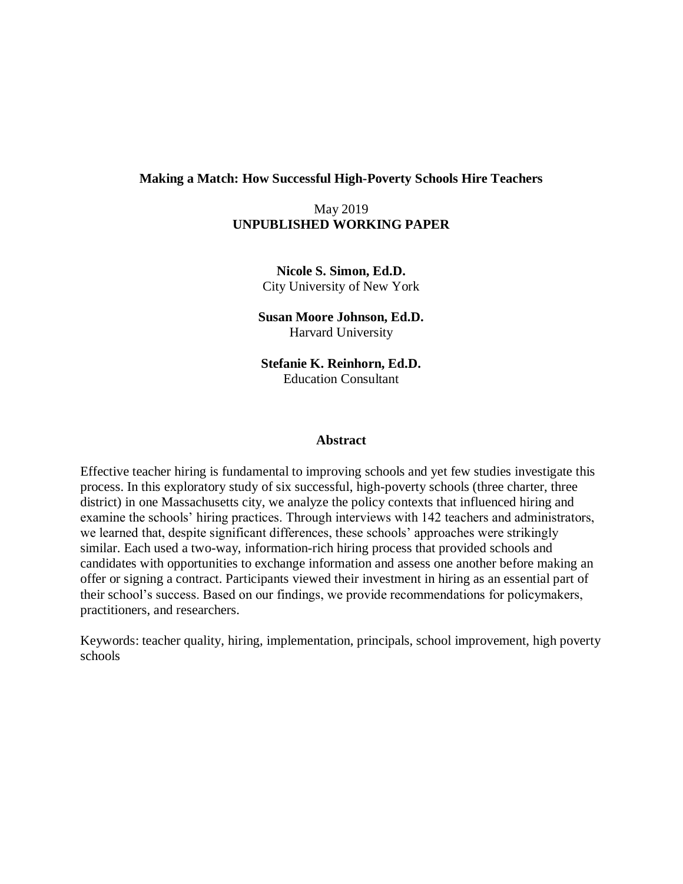# Making a Match: How Successful High-Poverty Schools Hire Teachers

May 2019
**UNPUBLISHED WORKING PAPER**

**Nicole S. Simon, Ed.D.**
City University of New York

**Susan Moore Johnson, Ed.D.**
Harvard University

**Stefanie K. Reinhorn, Ed.D.**
Education Consultant

## Abstract

Effective teacher hiring is fundamental to improving schools and yet few studies investigate this process. In this exploratory study of six successful, high-poverty schools (three charter, three district) in one Massachusetts city, we analyze the policy contexts that influenced hiring and examine the schools' hiring practices. Through interviews with 142 teachers and administrators, we learned that, despite significant differences, these schools' approaches were strikingly similar. Each used a two-way, information-rich hiring process that provided schools and candidates with opportunities to exchange information and assess one another before making an offer or signing a contract. Participants viewed their investment in hiring as an essential part of their school's success. Based on our findings, we provide recommendations for policymakers, practitioners, and researchers.

Keywords: teacher quality, hiring, implementation, principals, school improvement, high poverty schools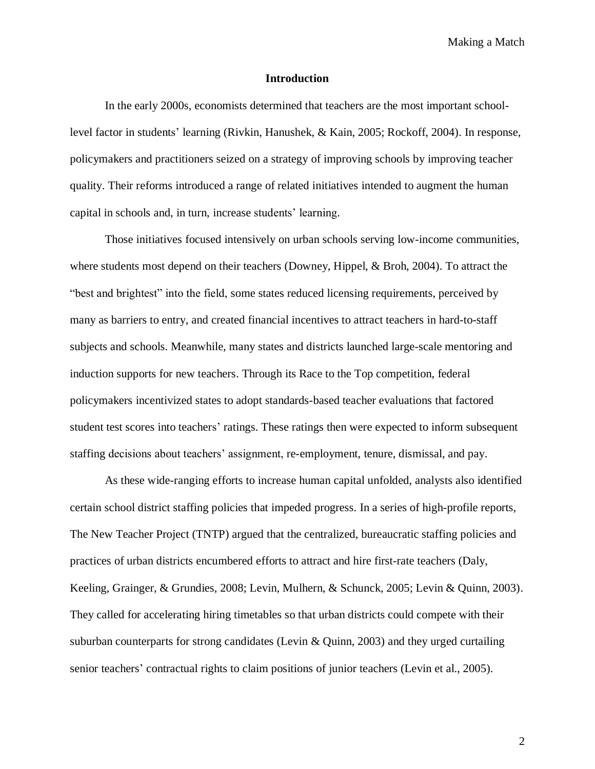## Introduction

In the early 2000s, economists determined that teachers are the most important school-level factor in students' learning (Rivkin, Hanushek, & Kain, 2005; Rockoff, 2004). In response, policymakers and practitioners seized on a strategy of improving schools by improving teacher quality. Their reforms introduced a range of related initiatives intended to augment the human capital in schools and, in turn, increase students' learning.

Those initiatives focused intensively on urban schools serving low-income communities, where students most depend on their teachers (Downey, Hippel, & Broh, 2004). To attract the "best and brightest" into the field, some states reduced licensing requirements, perceived by many as barriers to entry, and created financial incentives to attract teachers in hard-to-staff subjects and schools. Meanwhile, many states and districts launched large-scale mentoring and induction supports for new teachers. Through its Race to the Top competition, federal policymakers incentivized states to adopt standards-based teacher evaluations that factored student test scores into teachers' ratings. These ratings then were expected to inform subsequent staffing decisions about teachers' assignment, re-employment, tenure, dismissal, and pay.

As these wide-ranging efforts to increase human capital unfolded, analysts also identified certain school district staffing policies that impeded progress. In a series of high-profile reports, The New Teacher Project (TNTP) argued that the centralized, bureaucratic staffing policies and practices of urban districts encumbered efforts to attract and hire first-rate teachers (Daly, Keeling, Grainger, & Grundies, 2008; Levin, Mulhern, & Schunck, 2005; Levin & Quinn, 2003). They called for accelerating hiring timetables so that urban districts could compete with their suburban counterparts for strong candidates (Levin & Quinn, 2003) and they urged curtailing senior teachers' contractual rights to claim positions of junior teachers (Levin et al., 2005).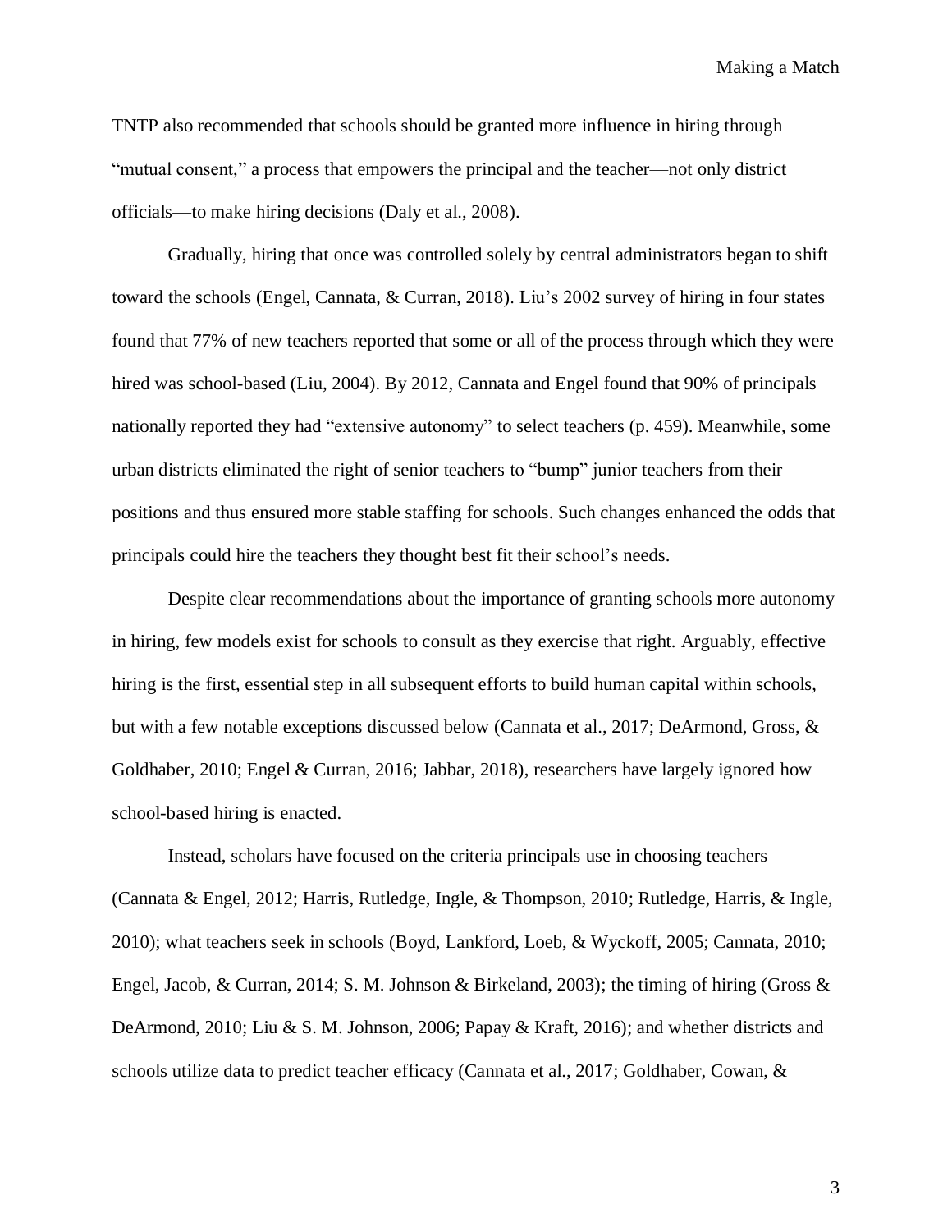TNTP also recommended that schools should be granted more influence in hiring through "mutual consent," a process that empowers the principal and the teacher—not only district officials—to make hiring decisions (Daly et al., 2008).

Gradually, hiring that once was controlled solely by central administrators began to shift toward the schools (Engel, Cannata, & Curran, 2018). Liu's 2002 survey of hiring in four states found that 77% of new teachers reported that some or all of the process through which they were hired was school-based (Liu, 2004). By 2012, Cannata and Engel found that 90% of principals nationally reported they had "extensive autonomy" to select teachers (p. 459). Meanwhile, some urban districts eliminated the right of senior teachers to "bump" junior teachers from their positions and thus ensured more stable staffing for schools. Such changes enhanced the odds that principals could hire the teachers they thought best fit their school's needs.

Despite clear recommendations about the importance of granting schools more autonomy in hiring, few models exist for schools to consult as they exercise that right. Arguably, effective hiring is the first, essential step in all subsequent efforts to build human capital within schools, but with a few notable exceptions discussed below (Cannata et al., 2017; DeArmond, Gross, & Goldhaber, 2010; Engel & Curran, 2016; Jabbar, 2018), researchers have largely ignored how school-based hiring is enacted.

Instead, scholars have focused on the criteria principals use in choosing teachers (Cannata & Engel, 2012; Harris, Rutledge, Ingle, & Thompson, 2010; Rutledge, Harris, & Ingle, 2010); what teachers seek in schools (Boyd, Lankford, Loeb, & Wyckoff, 2005; Cannata, 2010; Engel, Jacob, & Curran, 2014; S. M. Johnson & Birkeland, 2003); the timing of hiring (Gross & DeArmond, 2010; Liu & S. M. Johnson, 2006; Papay & Kraft, 2016); and whether districts and schools utilize data to predict teacher efficacy (Cannata et al., 2017; Goldhaber, Cowan, &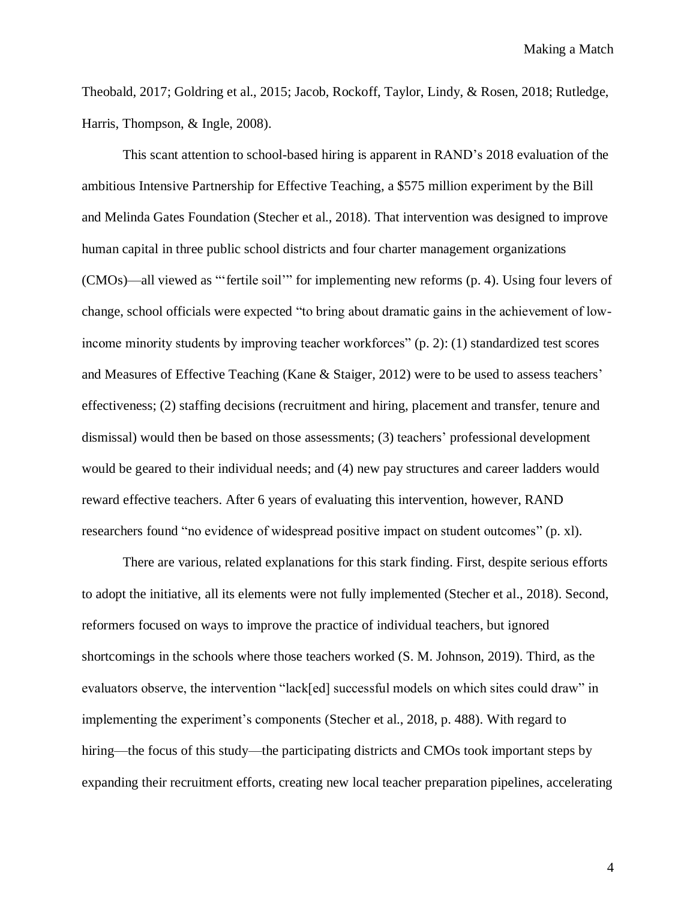Theobald, 2017; Goldring et al., 2015; Jacob, Rockoff, Taylor, Lindy, & Rosen, 2018; Rutledge, Harris, Thompson, & Ingle, 2008).

This scant attention to school-based hiring is apparent in RAND's 2018 evaluation of the ambitious Intensive Partnership for Effective Teaching, a $575 million experiment by the Bill and Melinda Gates Foundation (Stecher et al., 2018). That intervention was designed to improve human capital in three public school districts and four charter management organizations (CMOs)—all viewed as "'fertile soil'" for implementing new reforms (p. 4). Using four levers of change, school officials were expected "to bring about dramatic gains in the achievement of low-income minority students by improving teacher workforces" (p. 2): (1) standardized test scores and Measures of Effective Teaching (Kane & Staiger, 2012) were to be used to assess teachers' effectiveness; (2) staffing decisions (recruitment and hiring, placement and transfer, tenure and dismissal) would then be based on those assessments; (3) teachers' professional development would be geared to their individual needs; and (4) new pay structures and career ladders would reward effective teachers. After 6 years of evaluating this intervention, however, RAND researchers found "no evidence of widespread positive impact on student outcomes" (p. xl).

There are various, related explanations for this stark finding. First, despite serious efforts to adopt the initiative, all its elements were not fully implemented (Stecher et al., 2018). Second, reformers focused on ways to improve the practice of individual teachers, but ignored shortcomings in the schools where those teachers worked (S. M. Johnson, 2019). Third, as the evaluators observe, the intervention "lack[ed] successful models on which sites could draw" in implementing the experiment's components (Stecher et al., 2018, p. 488). With regard to hiring—the focus of this study—the participating districts and CMOs took important steps by expanding their recruitment efforts, creating new local teacher preparation pipelines, accelerating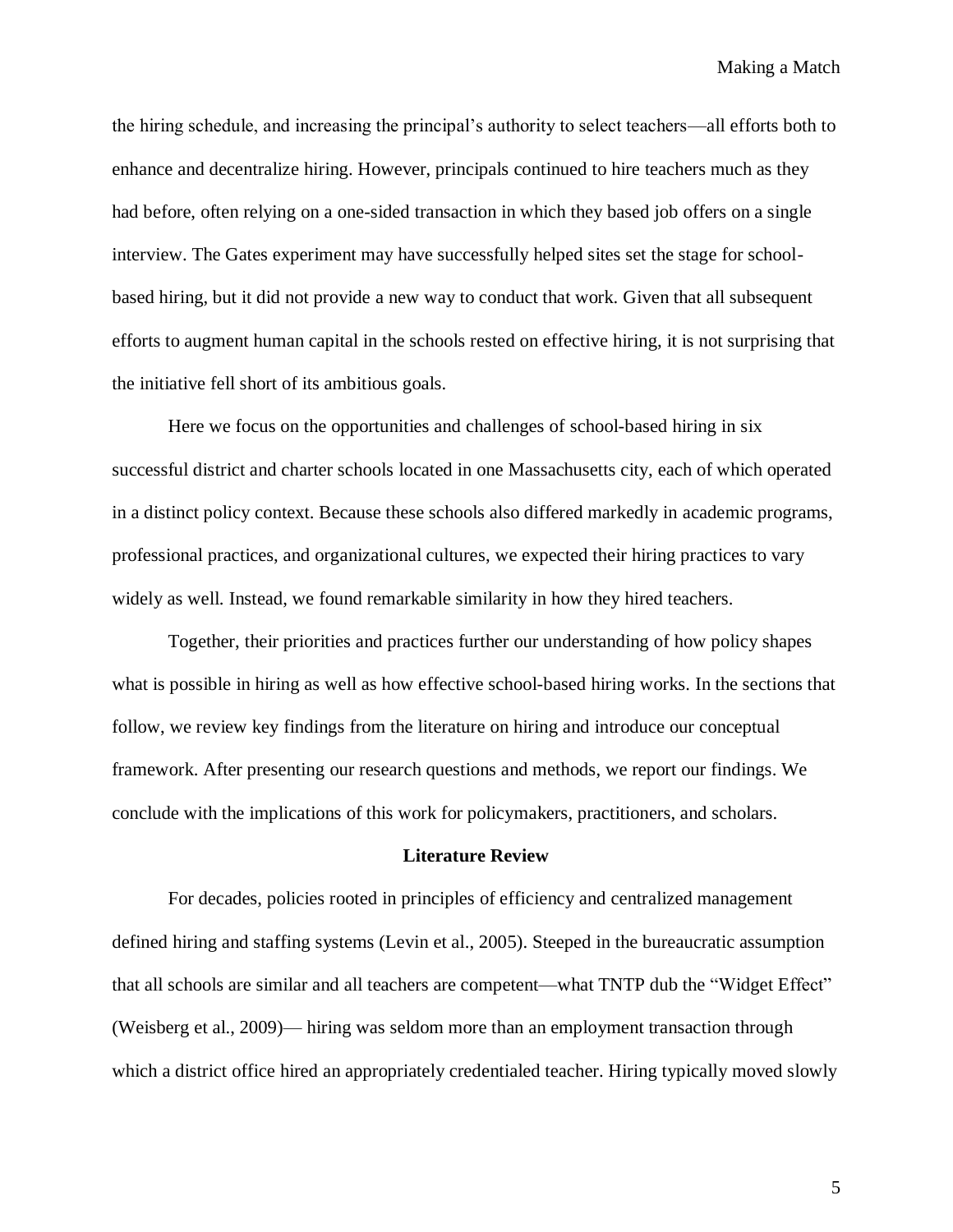the hiring schedule, and increasing the principal's authority to select teachers—all efforts both to enhance and decentralize hiring. However, principals continued to hire teachers much as they had before, often relying on a one-sided transaction in which they based job offers on a single interview. The Gates experiment may have successfully helped sites set the stage for school-based hiring, but it did not provide a new way to conduct that work. Given that all subsequent efforts to augment human capital in the schools rested on effective hiring, it is not surprising that the initiative fell short of its ambitious goals.

Here we focus on the opportunities and challenges of school-based hiring in six successful district and charter schools located in one Massachusetts city, each of which operated in a distinct policy context. Because these schools also differed markedly in academic programs, professional practices, and organizational cultures, we expected their hiring practices to vary widely as well. Instead, we found remarkable similarity in how they hired teachers.

Together, their priorities and practices further our understanding of how policy shapes what is possible in hiring as well as how effective school-based hiring works. In the sections that follow, we review key findings from the literature on hiring and introduce our conceptual framework. After presenting our research questions and methods, we report our findings. We conclude with the implications of this work for policymakers, practitioners, and scholars.

## Literature Review

For decades, policies rooted in principles of efficiency and centralized management defined hiring and staffing systems (Levin et al., 2005). Steeped in the bureaucratic assumption that all schools are similar and all teachers are competent—what TNTP dub the "Widget Effect" (Weisberg et al., 2009)— hiring was seldom more than an employment transaction through which a district office hired an appropriately credentialed teacher. Hiring typically moved slowly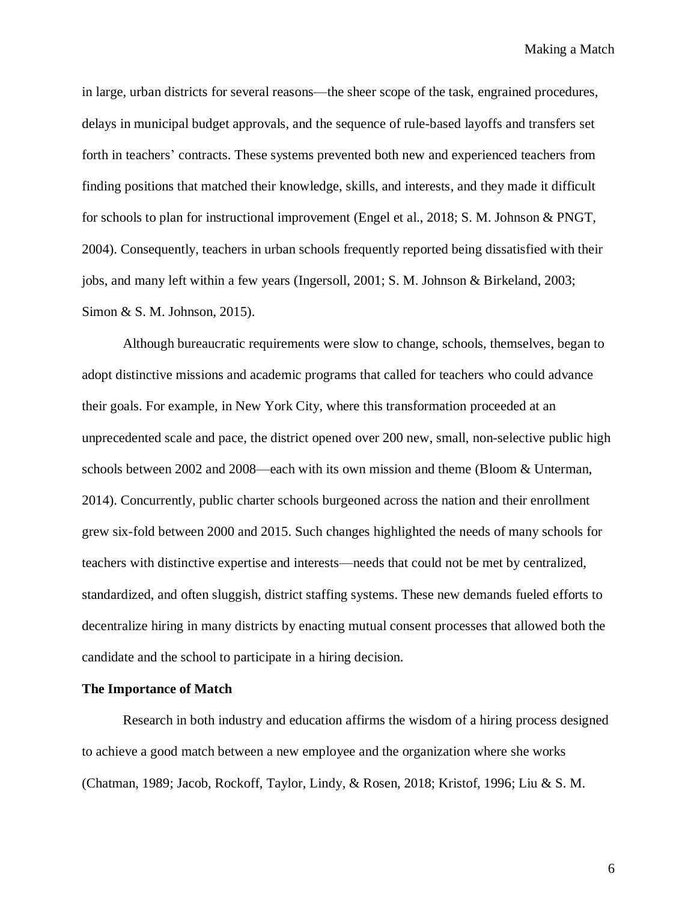in large, urban districts for several reasons—the sheer scope of the task, engrained procedures, delays in municipal budget approvals, and the sequence of rule-based layoffs and transfers set forth in teachers' contracts. These systems prevented both new and experienced teachers from finding positions that matched their knowledge, skills, and interests, and they made it difficult for schools to plan for instructional improvement (Engel et al., 2018; S. M. Johnson & PNGT, 2004). Consequently, teachers in urban schools frequently reported being dissatisfied with their jobs, and many left within a few years (Ingersoll, 2001; S. M. Johnson & Birkeland, 2003; Simon & S. M. Johnson, 2015).

Although bureaucratic requirements were slow to change, schools, themselves, began to adopt distinctive missions and academic programs that called for teachers who could advance their goals. For example, in New York City, where this transformation proceeded at an unprecedented scale and pace, the district opened over 200 new, small, non-selective public high schools between 2002 and 2008—each with its own mission and theme (Bloom & Unterman, 2014). Concurrently, public charter schools burgeoned across the nation and their enrollment grew six-fold between 2000 and 2015. Such changes highlighted the needs of many schools for teachers with distinctive expertise and interests—needs that could not be met by centralized, standardized, and often sluggish, district staffing systems. These new demands fueled efforts to decentralize hiring in many districts by enacting mutual consent processes that allowed both the candidate and the school to participate in a hiring decision.

**The Importance of Match**

Research in both industry and education affirms the wisdom of a hiring process designed to achieve a good match between a new employee and the organization where she works (Chatman, 1989; Jacob, Rockoff, Taylor, Lindy, & Rosen, 2018; Kristof, 1996; Liu & S. M.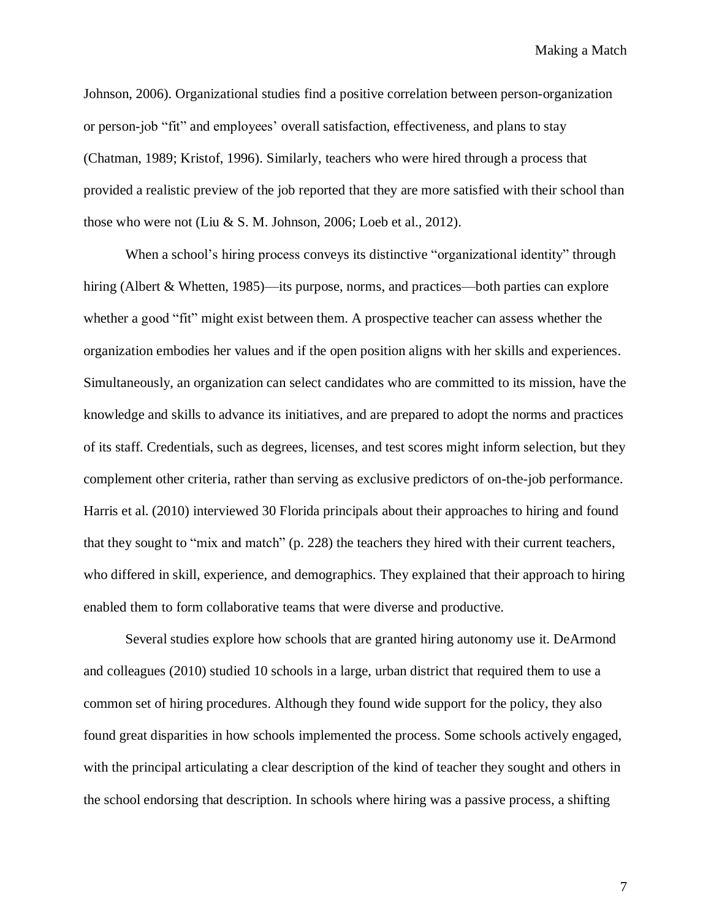Johnson, 2006). Organizational studies find a positive correlation between person-organization or person-job "fit" and employees' overall satisfaction, effectiveness, and plans to stay (Chatman, 1989; Kristof, 1996). Similarly, teachers who were hired through a process that provided a realistic preview of the job reported that they are more satisfied with their school than those who were not (Liu & S. M. Johnson, 2006; Loeb et al., 2012).

When a school's hiring process conveys its distinctive "organizational identity" through hiring (Albert & Whetten, 1985)—its purpose, norms, and practices—both parties can explore whether a good "fit" might exist between them. A prospective teacher can assess whether the organization embodies her values and if the open position aligns with her skills and experiences. Simultaneously, an organization can select candidates who are committed to its mission, have the knowledge and skills to advance its initiatives, and are prepared to adopt the norms and practices of its staff. Credentials, such as degrees, licenses, and test scores might inform selection, but they complement other criteria, rather than serving as exclusive predictors of on-the-job performance. Harris et al. (2010) interviewed 30 Florida principals about their approaches to hiring and found that they sought to "mix and match" (p. 228) the teachers they hired with their current teachers, who differed in skill, experience, and demographics. They explained that their approach to hiring enabled them to form collaborative teams that were diverse and productive.

Several studies explore how schools that are granted hiring autonomy use it. DeArmond and colleagues (2010) studied 10 schools in a large, urban district that required them to use a common set of hiring procedures. Although they found wide support for the policy, they also found great disparities in how schools implemented the process. Some schools actively engaged, with the principal articulating a clear description of the kind of teacher they sought and others in the school endorsing that description. In schools where hiring was a passive process, a shifting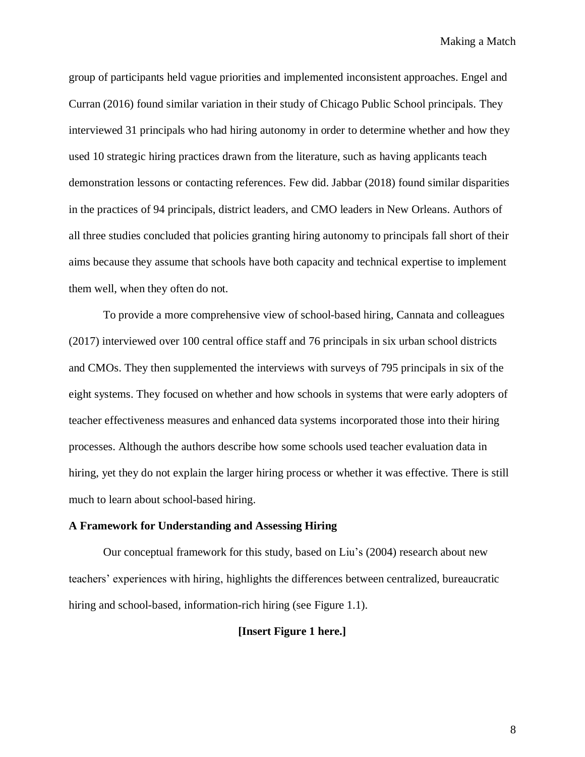group of participants held vague priorities and implemented inconsistent approaches. Engel and Curran (2016) found similar variation in their study of Chicago Public School principals. They interviewed 31 principals who had hiring autonomy in order to determine whether and how they used 10 strategic hiring practices drawn from the literature, such as having applicants teach demonstration lessons or contacting references. Few did. Jabbar (2018) found similar disparities in the practices of 94 principals, district leaders, and CMO leaders in New Orleans. Authors of all three studies concluded that policies granting hiring autonomy to principals fall short of their aims because they assume that schools have both capacity and technical expertise to implement them well, when they often do not.

To provide a more comprehensive view of school-based hiring, Cannata and colleagues (2017) interviewed over 100 central office staff and 76 principals in six urban school districts and CMOs. They then supplemented the interviews with surveys of 795 principals in six of the eight systems. They focused on whether and how schools in systems that were early adopters of teacher effectiveness measures and enhanced data systems incorporated those into their hiring processes. Although the authors describe how some schools used teacher evaluation data in hiring, yet they do not explain the larger hiring process or whether it was effective. There is still much to learn about school-based hiring.

**A Framework for Understanding and Assessing Hiring**

Our conceptual framework for this study, based on Liu's (2004) research about new teachers' experiences with hiring, highlights the differences between centralized, bureaucratic hiring and school-based, information-rich hiring (see Figure 1.1).

**[Insert Figure 1 here.]**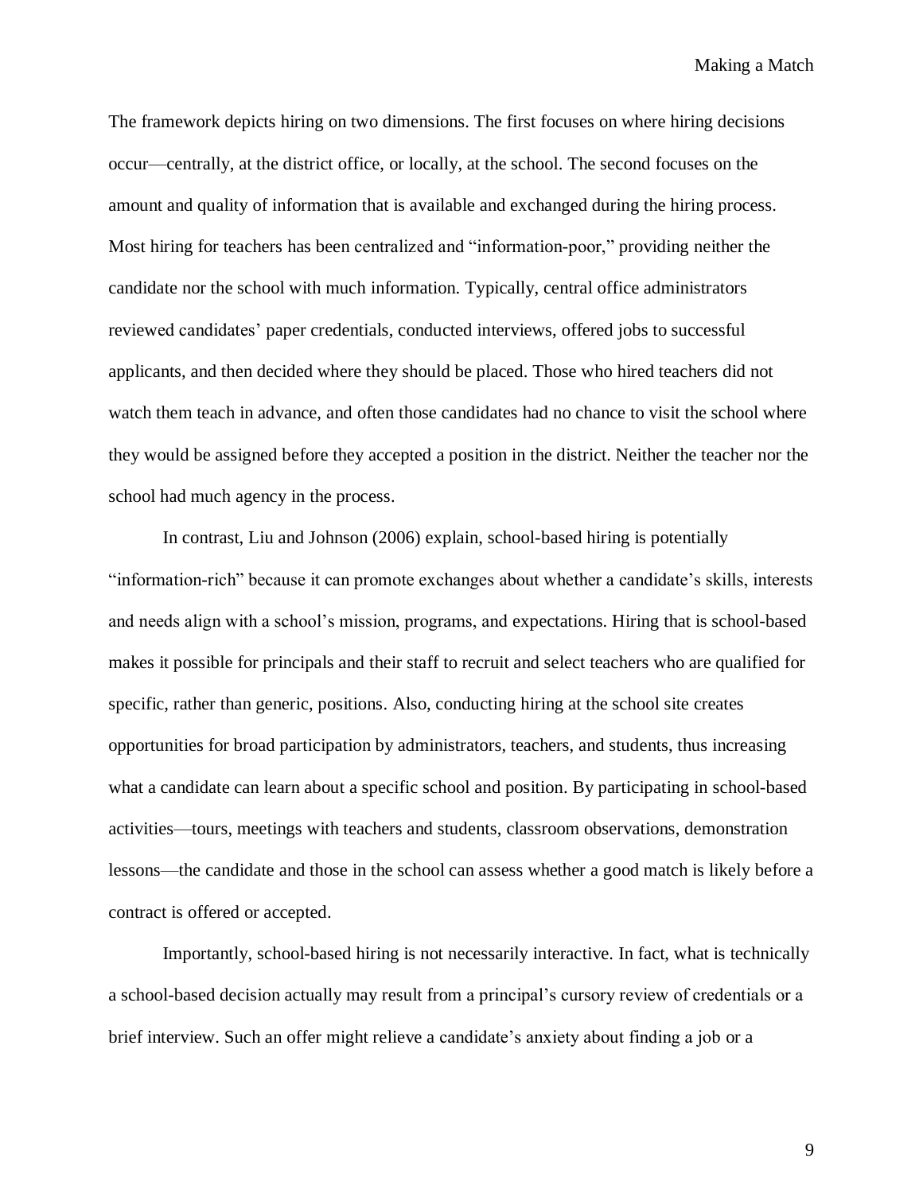The framework depicts hiring on two dimensions. The first focuses on where hiring decisions occur—centrally, at the district office, or locally, at the school. The second focuses on the amount and quality of information that is available and exchanged during the hiring process. Most hiring for teachers has been centralized and "information-poor," providing neither the candidate nor the school with much information. Typically, central office administrators reviewed candidates' paper credentials, conducted interviews, offered jobs to successful applicants, and then decided where they should be placed. Those who hired teachers did not watch them teach in advance, and often those candidates had no chance to visit the school where they would be assigned before they accepted a position in the district. Neither the teacher nor the school had much agency in the process.

In contrast, Liu and Johnson (2006) explain, school-based hiring is potentially "information-rich" because it can promote exchanges about whether a candidate's skills, interests and needs align with a school's mission, programs, and expectations. Hiring that is school-based makes it possible for principals and their staff to recruit and select teachers who are qualified for specific, rather than generic, positions. Also, conducting hiring at the school site creates opportunities for broad participation by administrators, teachers, and students, thus increasing what a candidate can learn about a specific school and position. By participating in school-based activities—tours, meetings with teachers and students, classroom observations, demonstration lessons—the candidate and those in the school can assess whether a good match is likely before a contract is offered or accepted.

Importantly, school-based hiring is not necessarily interactive. In fact, what is technically a school-based decision actually may result from a principal's cursory review of credentials or a brief interview. Such an offer might relieve a candidate's anxiety about finding a job or a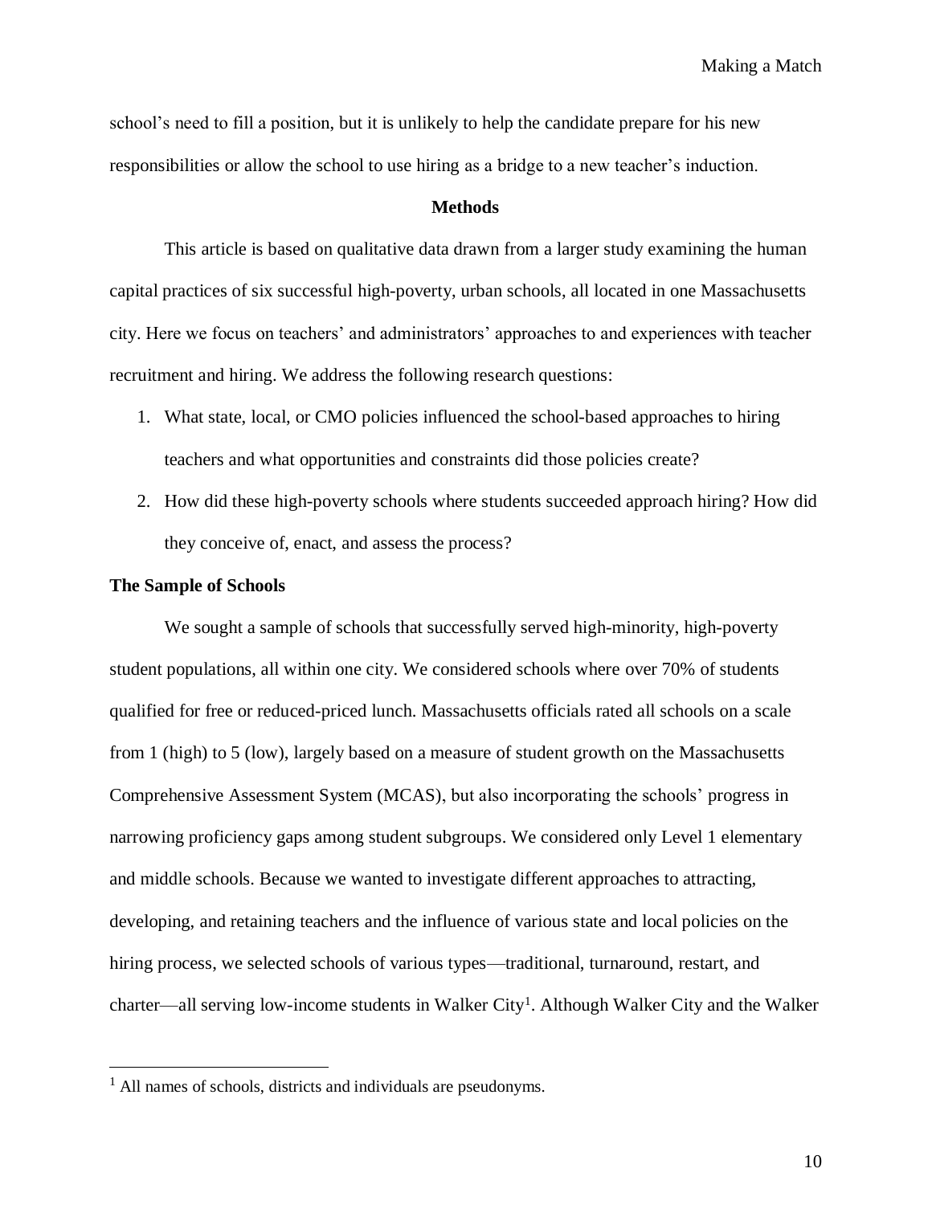school's need to fill a position, but it is unlikely to help the candidate prepare for his new responsibilities or allow the school to use hiring as a bridge to a new teacher's induction.

## Methods

This article is based on qualitative data drawn from a larger study examining the human capital practices of six successful high-poverty, urban schools, all located in one Massachusetts city. Here we focus on teachers' and administrators' approaches to and experiences with teacher recruitment and hiring. We address the following research questions:

1. What state, local, or CMO policies influenced the school-based approaches to hiring teachers and what opportunities and constraints did those policies create?
2. How did these high-poverty schools where students succeeded approach hiring? How did they conceive of, enact, and assess the process?

### The Sample of Schools

We sought a sample of schools that successfully served high-minority, high-poverty student populations, all within one city. We considered schools where over 70% of students qualified for free or reduced-priced lunch. Massachusetts officials rated all schools on a scale from 1 (high) to 5 (low), largely based on a measure of student growth on the Massachusetts Comprehensive Assessment System (MCAS), but also incorporating the schools' progress in narrowing proficiency gaps among student subgroups. We considered only Level 1 elementary and middle schools. Because we wanted to investigate different approaches to attracting, developing, and retaining teachers and the influence of various state and local policies on the hiring process, we selected schools of various types—traditional, turnaround, restart, and charter—all serving low-income students in Walker City[1]. Although Walker City and the Walker

[1] All names of schools, districts and individuals are pseudonyms.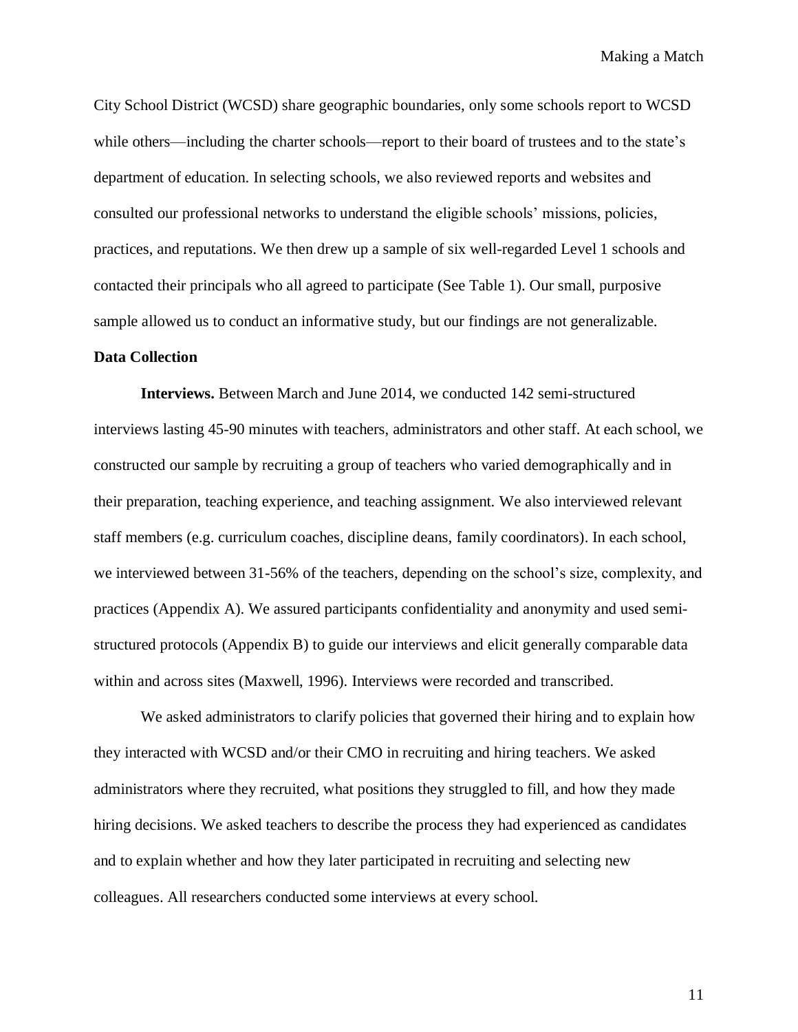City School District (WCSD) share geographic boundaries, only some schools report to WCSD while others—including the charter schools—report to their board of trustees and to the state's department of education. In selecting schools, we also reviewed reports and websites and consulted our professional networks to understand the eligible schools' missions, policies, practices, and reputations. We then drew up a sample of six well-regarded Level 1 schools and contacted their principals who all agreed to participate (See Table 1). Our small, purposive sample allowed us to conduct an informative study, but our findings are not generalizable.

**Data Collection**

**Interviews.** Between March and June 2014, we conducted 142 semi-structured interviews lasting 45-90 minutes with teachers, administrators and other staff. At each school, we constructed our sample by recruiting a group of teachers who varied demographically and in their preparation, teaching experience, and teaching assignment. We also interviewed relevant staff members (e.g. curriculum coaches, discipline deans, family coordinators). In each school, we interviewed between 31-56% of the teachers, depending on the school's size, complexity, and practices (Appendix A). We assured participants confidentiality and anonymity and used semi-structured protocols (Appendix B) to guide our interviews and elicit generally comparable data within and across sites (Maxwell, 1996). Interviews were recorded and transcribed.

We asked administrators to clarify policies that governed their hiring and to explain how they interacted with WCSD and/or their CMO in recruiting and hiring teachers. We asked administrators where they recruited, what positions they struggled to fill, and how they made hiring decisions. We asked teachers to describe the process they had experienced as candidates and to explain whether and how they later participated in recruiting and selecting new colleagues. All researchers conducted some interviews at every school.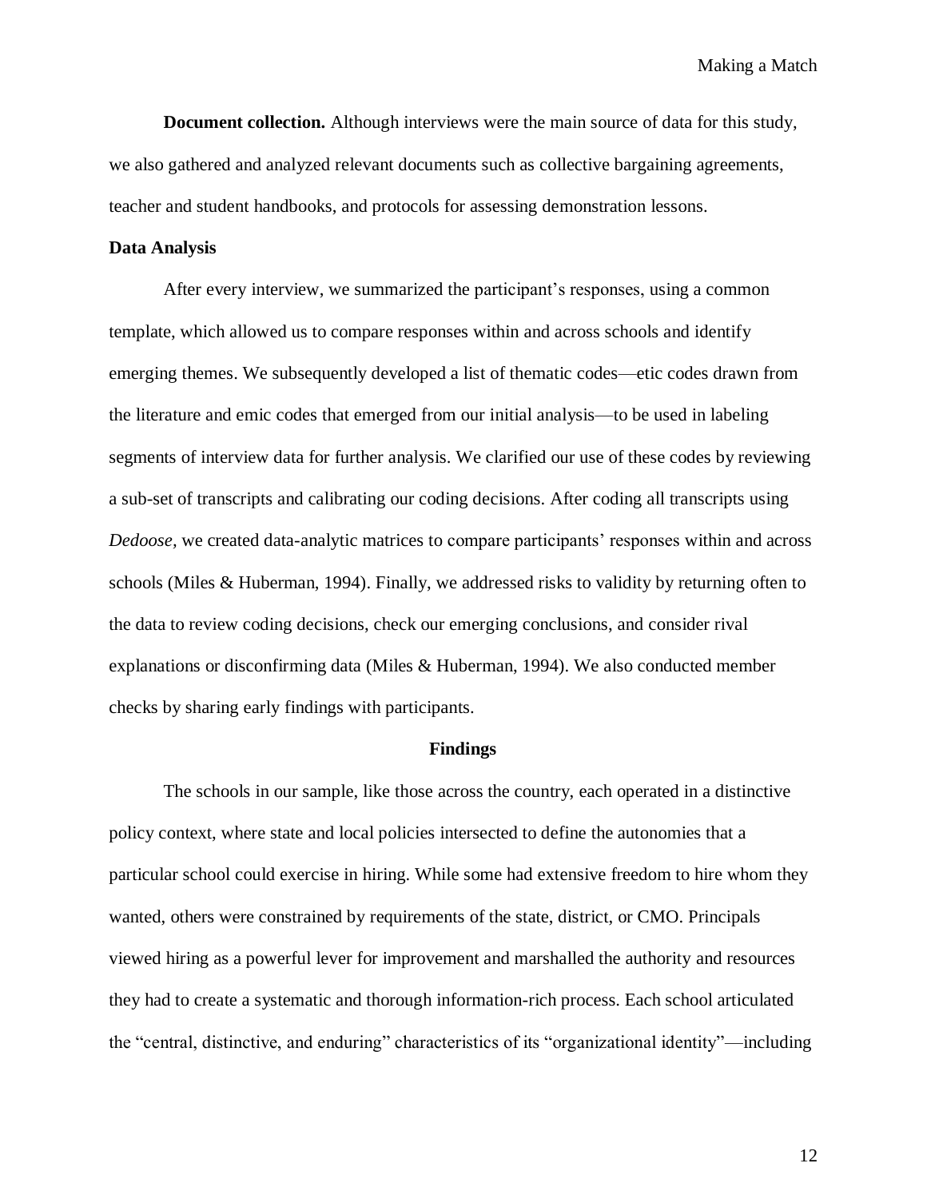**Document collection.** Although interviews were the main source of data for this study, we also gathered and analyzed relevant documents such as collective bargaining agreements, teacher and student handbooks, and protocols for assessing demonstration lessons.

### Data Analysis

After every interview, we summarized the participant's responses, using a common template, which allowed us to compare responses within and across schools and identify emerging themes. We subsequently developed a list of thematic codes—etic codes drawn from the literature and emic codes that emerged from our initial analysis—to be used in labeling segments of interview data for further analysis. We clarified our use of these codes by reviewing a sub-set of transcripts and calibrating our coding decisions. After coding all transcripts using *Dedoose*, we created data-analytic matrices to compare participants' responses within and across schools (Miles & Huberman, 1994). Finally, we addressed risks to validity by returning often to the data to review coding decisions, check our emerging conclusions, and consider rival explanations or disconfirming data (Miles & Huberman, 1994). We also conducted member checks by sharing early findings with participants.

## Findings

The schools in our sample, like those across the country, each operated in a distinctive policy context, where state and local policies intersected to define the autonomies that a particular school could exercise in hiring. While some had extensive freedom to hire whom they wanted, others were constrained by requirements of the state, district, or CMO. Principals viewed hiring as a powerful lever for improvement and marshalled the authority and resources they had to create a systematic and thorough information-rich process. Each school articulated the "central, distinctive, and enduring" characteristics of its "organizational identity"—including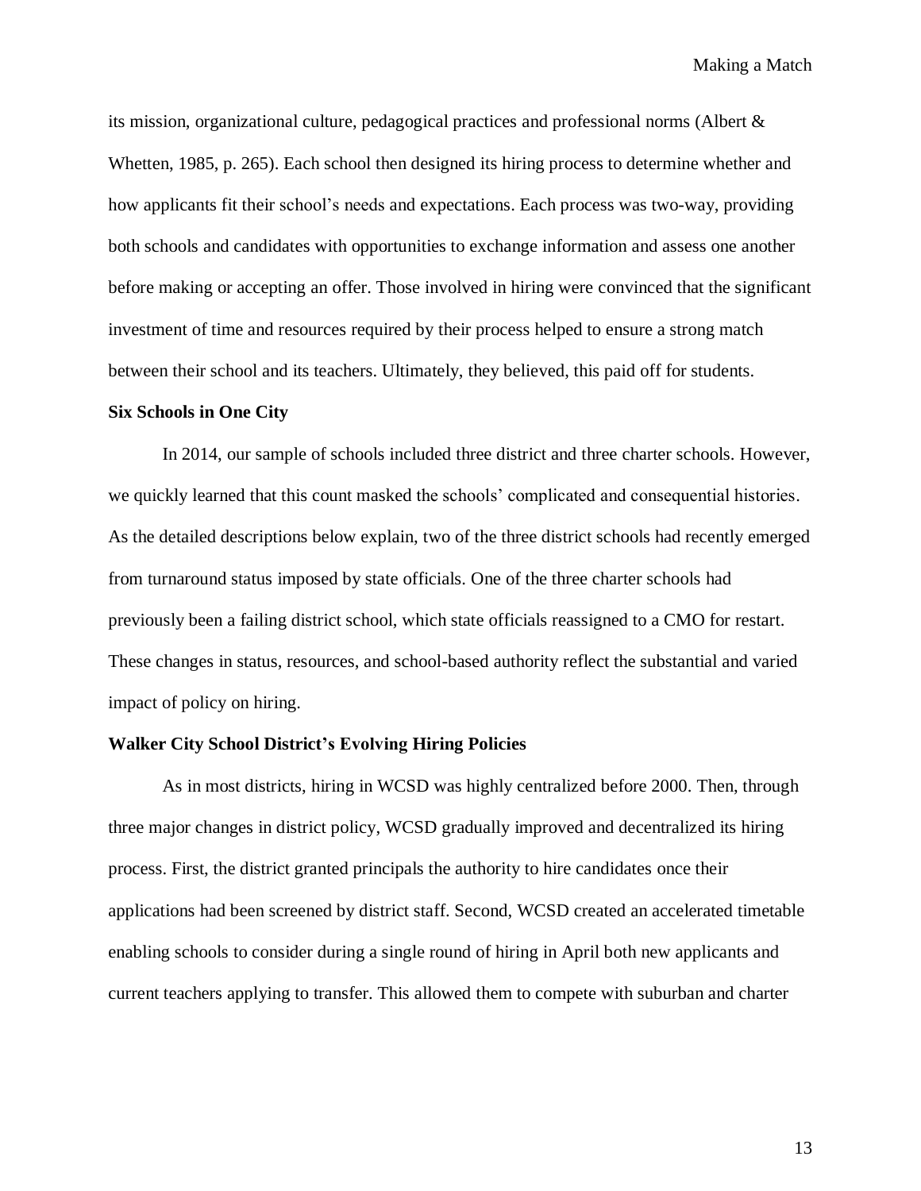its mission, organizational culture, pedagogical practices and professional norms (Albert & Whetten, 1985, p. 265). Each school then designed its hiring process to determine whether and how applicants fit their school's needs and expectations. Each process was two-way, providing both schools and candidates with opportunities to exchange information and assess one another before making or accepting an offer. Those involved in hiring were convinced that the significant investment of time and resources required by their process helped to ensure a strong match between their school and its teachers. Ultimately, they believed, this paid off for students.

**Six Schools in One City**

In 2014, our sample of schools included three district and three charter schools. However, we quickly learned that this count masked the schools' complicated and consequential histories. As the detailed descriptions below explain, two of the three district schools had recently emerged from turnaround status imposed by state officials. One of the three charter schools had previously been a failing district school, which state officials reassigned to a CMO for restart. These changes in status, resources, and school-based authority reflect the substantial and varied impact of policy on hiring.

**Walker City School District's Evolving Hiring Policies**

As in most districts, hiring in WCSD was highly centralized before 2000. Then, through three major changes in district policy, WCSD gradually improved and decentralized its hiring process. First, the district granted principals the authority to hire candidates once their applications had been screened by district staff. Second, WCSD created an accelerated timetable enabling schools to consider during a single round of hiring in April both new applicants and current teachers applying to transfer. This allowed them to compete with suburban and charter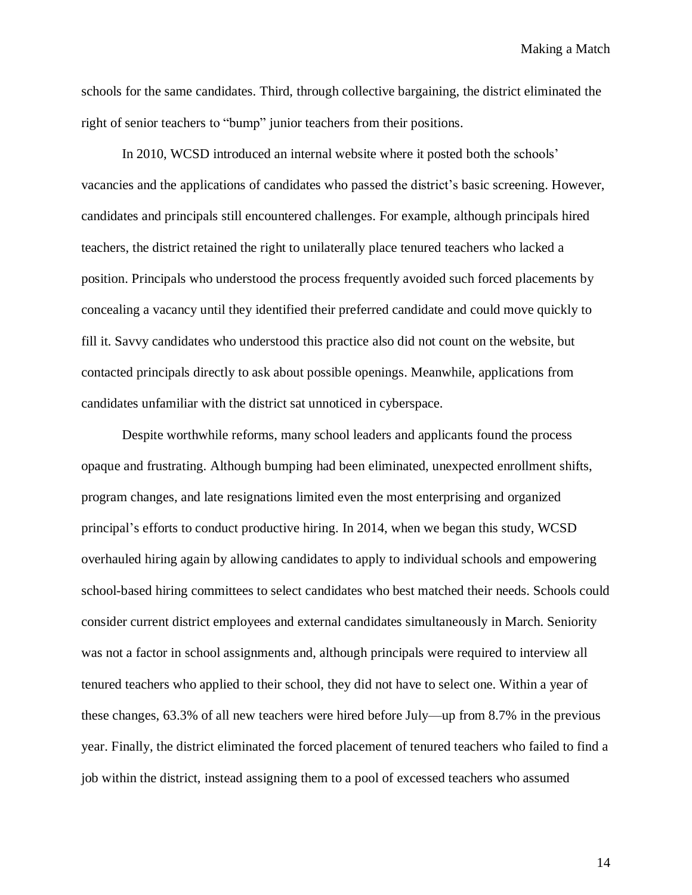schools for the same candidates. Third, through collective bargaining, the district eliminated the right of senior teachers to "bump" junior teachers from their positions.

In 2010, WCSD introduced an internal website where it posted both the schools' vacancies and the applications of candidates who passed the district's basic screening. However, candidates and principals still encountered challenges. For example, although principals hired teachers, the district retained the right to unilaterally place tenured teachers who lacked a position. Principals who understood the process frequently avoided such forced placements by concealing a vacancy until they identified their preferred candidate and could move quickly to fill it. Savvy candidates who understood this practice also did not count on the website, but contacted principals directly to ask about possible openings. Meanwhile, applications from candidates unfamiliar with the district sat unnoticed in cyberspace.

Despite worthwhile reforms, many school leaders and applicants found the process opaque and frustrating. Although bumping had been eliminated, unexpected enrollment shifts, program changes, and late resignations limited even the most enterprising and organized principal's efforts to conduct productive hiring. In 2014, when we began this study, WCSD overhauled hiring again by allowing candidates to apply to individual schools and empowering school-based hiring committees to select candidates who best matched their needs. Schools could consider current district employees and external candidates simultaneously in March. Seniority was not a factor in school assignments and, although principals were required to interview all tenured teachers who applied to their school, they did not have to select one. Within a year of these changes, 63.3% of all new teachers were hired before July—up from 8.7% in the previous year. Finally, the district eliminated the forced placement of tenured teachers who failed to find a job within the district, instead assigning them to a pool of excessed teachers who assumed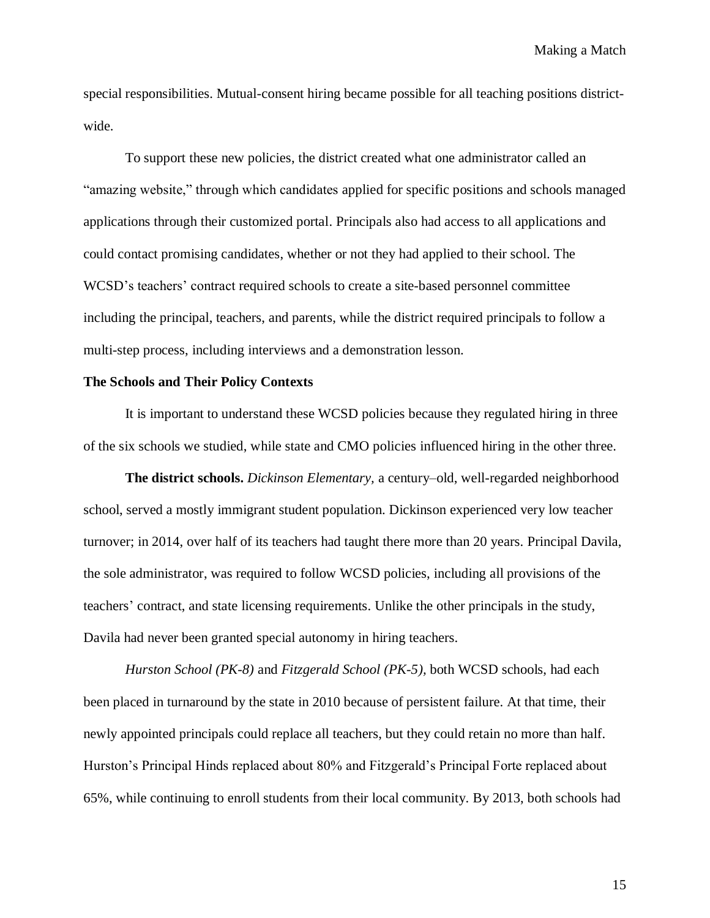special responsibilities. Mutual-consent hiring became possible for all teaching positions district-wide.

To support these new policies, the district created what one administrator called an "amazing website," through which candidates applied for specific positions and schools managed applications through their customized portal. Principals also had access to all applications and could contact promising candidates, whether or not they had applied to their school. The WCSD's teachers' contract required schools to create a site-based personnel committee including the principal, teachers, and parents, while the district required principals to follow a multi-step process, including interviews and a demonstration lesson.

**The Schools and Their Policy Contexts**

It is important to understand these WCSD policies because they regulated hiring in three of the six schools we studied, while state and CMO policies influenced hiring in the other three.

**The district schools.** *Dickinson Elementary,* a century–old, well-regarded neighborhood school, served a mostly immigrant student population. Dickinson experienced very low teacher turnover; in 2014, over half of its teachers had taught there more than 20 years. Principal Davila, the sole administrator, was required to follow WCSD policies, including all provisions of the teachers' contract, and state licensing requirements. Unlike the other principals in the study, Davila had never been granted special autonomy in hiring teachers.

*Hurston School (PK-8)* and *Fitzgerald School (PK-5),* both WCSD schools, had each been placed in turnaround by the state in 2010 because of persistent failure. At that time, their newly appointed principals could replace all teachers, but they could retain no more than half. Hurston's Principal Hinds replaced about 80% and Fitzgerald's Principal Forte replaced about 65%, while continuing to enroll students from their local community. By 2013, both schools had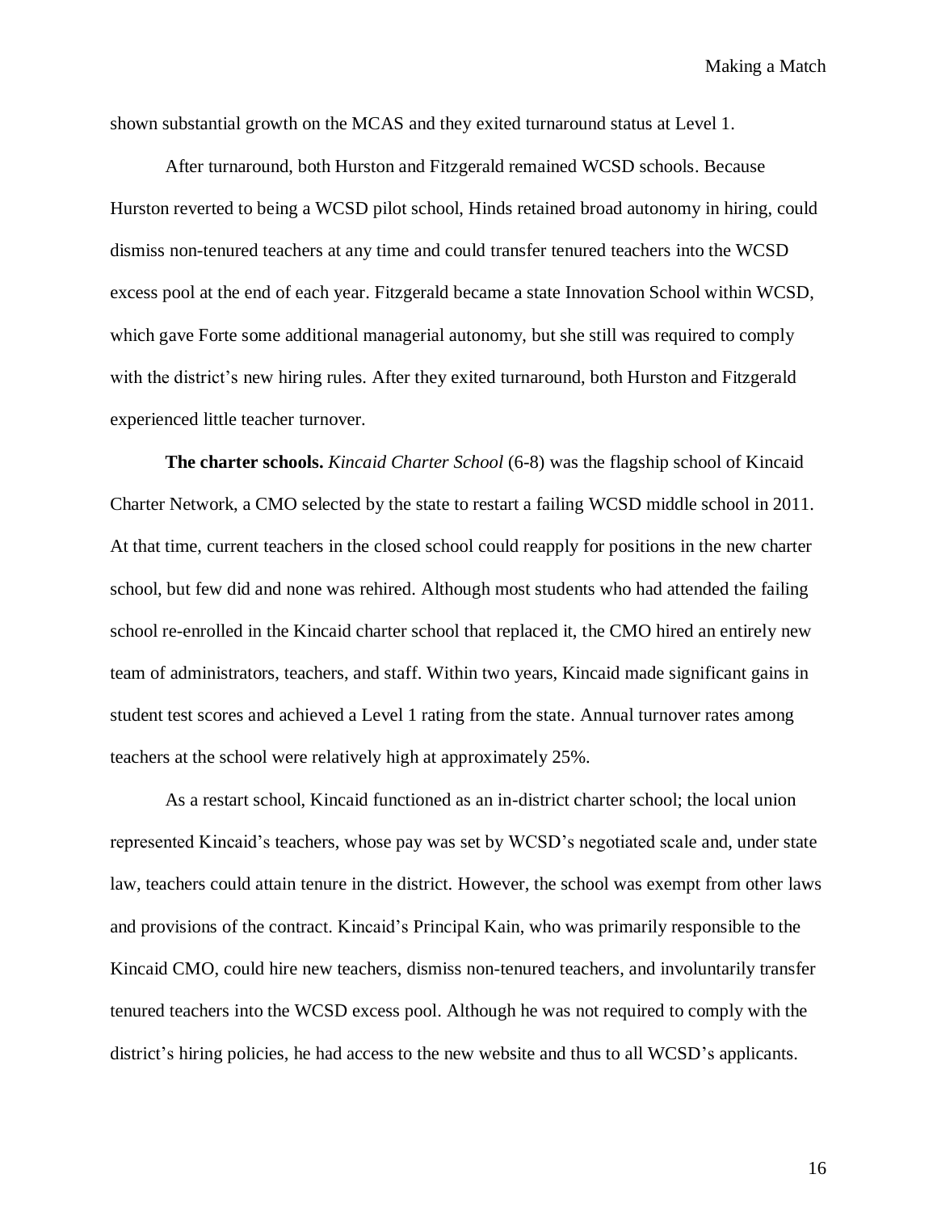shown substantial growth on the MCAS and they exited turnaround status at Level 1.

After turnaround, both Hurston and Fitzgerald remained WCSD schools. Because Hurston reverted to being a WCSD pilot school, Hinds retained broad autonomy in hiring, could dismiss non-tenured teachers at any time and could transfer tenured teachers into the WCSD excess pool at the end of each year. Fitzgerald became a state Innovation School within WCSD, which gave Forte some additional managerial autonomy, but she still was required to comply with the district's new hiring rules. After they exited turnaround, both Hurston and Fitzgerald experienced little teacher turnover.

**The charter schools.** *Kincaid Charter School* (6-8) was the flagship school of Kincaid Charter Network, a CMO selected by the state to restart a failing WCSD middle school in 2011. At that time, current teachers in the closed school could reapply for positions in the new charter school, but few did and none was rehired. Although most students who had attended the failing school re-enrolled in the Kincaid charter school that replaced it, the CMO hired an entirely new team of administrators, teachers, and staff. Within two years, Kincaid made significant gains in student test scores and achieved a Level 1 rating from the state. Annual turnover rates among teachers at the school were relatively high at approximately 25%.

As a restart school, Kincaid functioned as an in-district charter school; the local union represented Kincaid's teachers, whose pay was set by WCSD's negotiated scale and, under state law, teachers could attain tenure in the district. However, the school was exempt from other laws and provisions of the contract. Kincaid's Principal Kain, who was primarily responsible to the Kincaid CMO, could hire new teachers, dismiss non-tenured teachers, and involuntarily transfer tenured teachers into the WCSD excess pool. Although he was not required to comply with the district's hiring policies, he had access to the new website and thus to all WCSD's applicants.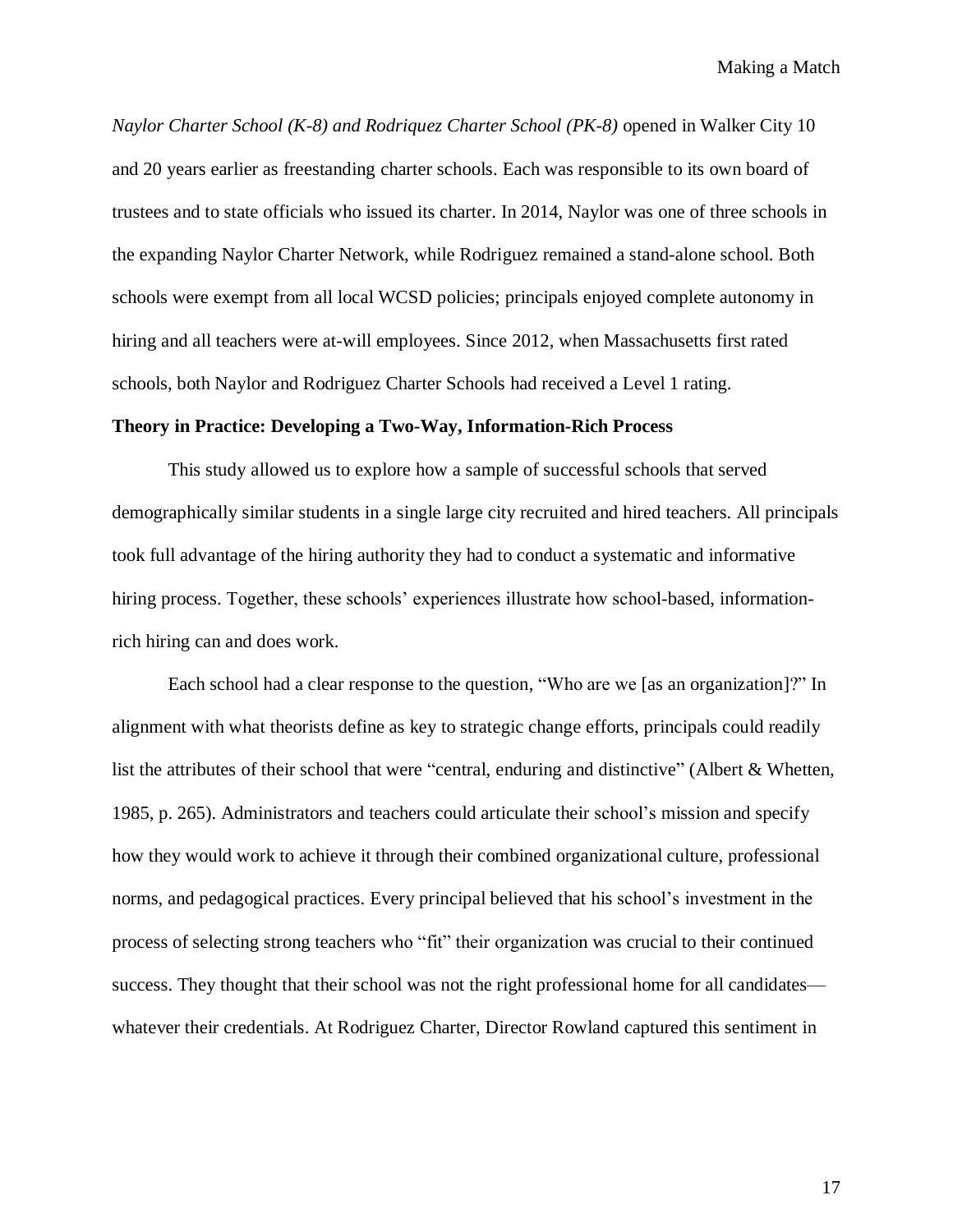*Naylor Charter School (K-8) and Rodriquez Charter School (PK-8)* opened in Walker City 10 and 20 years earlier as freestanding charter schools. Each was responsible to its own board of trustees and to state officials who issued its charter. In 2014, Naylor was one of three schools in the expanding Naylor Charter Network, while Rodriguez remained a stand-alone school. Both schools were exempt from all local WCSD policies; principals enjoyed complete autonomy in hiring and all teachers were at-will employees. Since 2012, when Massachusetts first rated schools, both Naylor and Rodriguez Charter Schools had received a Level 1 rating.

**Theory in Practice: Developing a Two-Way, Information-Rich Process**

This study allowed us to explore how a sample of successful schools that served demographically similar students in a single large city recruited and hired teachers. All principals took full advantage of the hiring authority they had to conduct a systematic and informative hiring process. Together, these schools' experiences illustrate how school-based, information-rich hiring can and does work.

Each school had a clear response to the question, "Who are we [as an organization]?" In alignment with what theorists define as key to strategic change efforts, principals could readily list the attributes of their school that were "central, enduring and distinctive" (Albert & Whetten, 1985, p. 265). Administrators and teachers could articulate their school's mission and specify how they would work to achieve it through their combined organizational culture, professional norms, and pedagogical practices. Every principal believed that his school's investment in the process of selecting strong teachers who "fit" their organization was crucial to their continued success. They thought that their school was not the right professional home for all candidates—whatever their credentials. At Rodriguez Charter, Director Rowland captured this sentiment in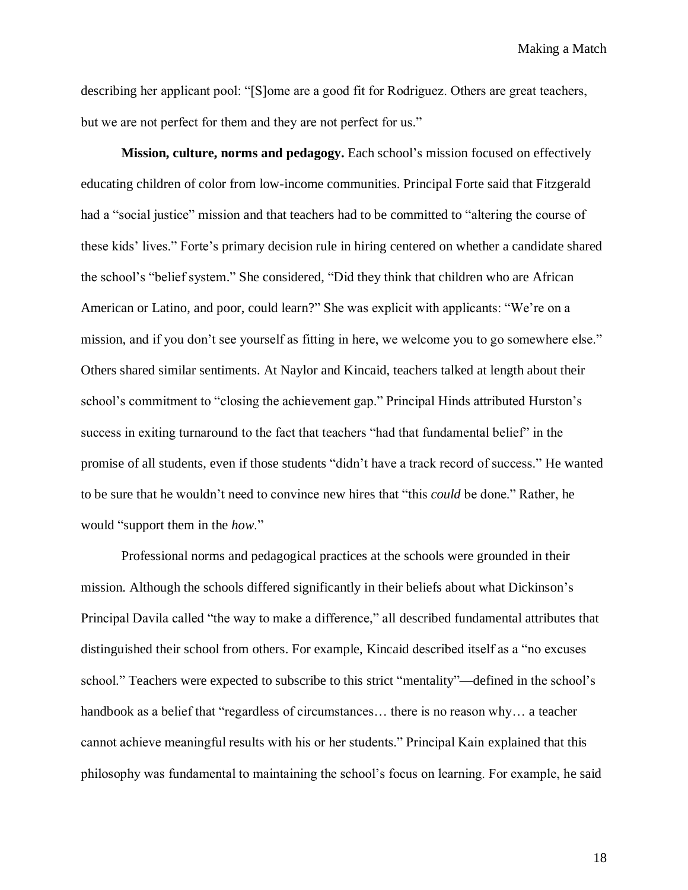describing her applicant pool: "[S]ome are a good fit for Rodriguez. Others are great teachers, but we are not perfect for them and they are not perfect for us."

**Mission, culture, norms and pedagogy.** Each school's mission focused on effectively educating children of color from low-income communities. Principal Forte said that Fitzgerald had a "social justice" mission and that teachers had to be committed to "altering the course of these kids' lives." Forte's primary decision rule in hiring centered on whether a candidate shared the school's "belief system." She considered, "Did they think that children who are African American or Latino, and poor, could learn?" She was explicit with applicants: "We're on a mission, and if you don't see yourself as fitting in here, we welcome you to go somewhere else." Others shared similar sentiments. At Naylor and Kincaid, teachers talked at length about their school's commitment to "closing the achievement gap." Principal Hinds attributed Hurston's success in exiting turnaround to the fact that teachers "had that fundamental belief" in the promise of all students, even if those students "didn't have a track record of success." He wanted to be sure that he wouldn't need to convince new hires that "this *could* be done." Rather, he would "support them in the *how*."

Professional norms and pedagogical practices at the schools were grounded in their mission. Although the schools differed significantly in their beliefs about what Dickinson's Principal Davila called "the way to make a difference," all described fundamental attributes that distinguished their school from others. For example, Kincaid described itself as a "no excuses school." Teachers were expected to subscribe to this strict "mentality"—defined in the school's handbook as a belief that "regardless of circumstances… there is no reason why… a teacher cannot achieve meaningful results with his or her students." Principal Kain explained that this philosophy was fundamental to maintaining the school's focus on learning. For example, he said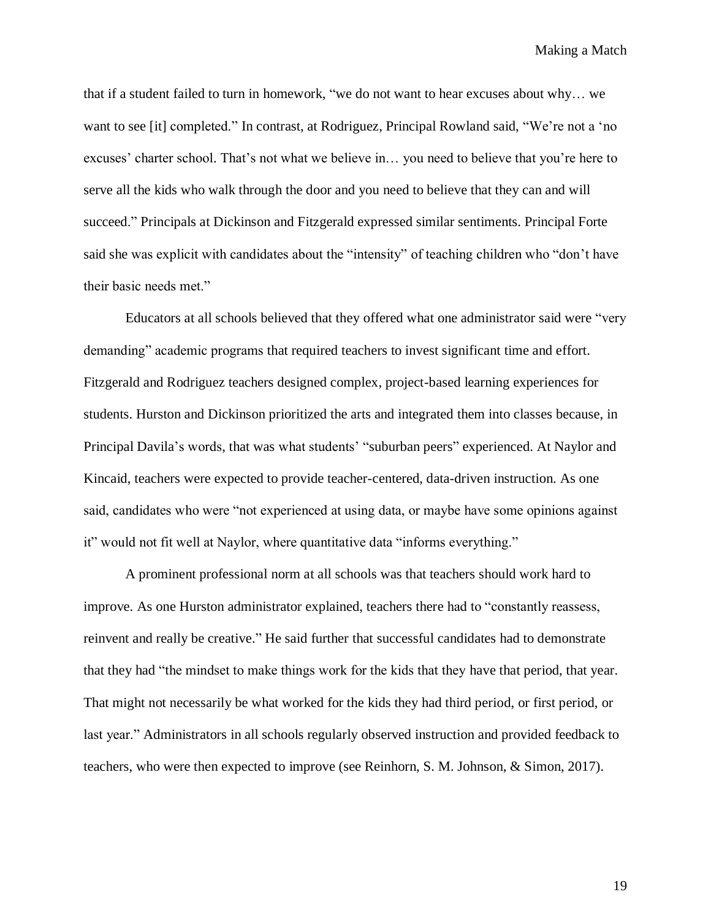that if a student failed to turn in homework, "we do not want to hear excuses about why… we want to see [it] completed." In contrast, at Rodriguez, Principal Rowland said, "We're not a 'no excuses' charter school. That's not what we believe in… you need to believe that you're here to serve all the kids who walk through the door and you need to believe that they can and will succeed." Principals at Dickinson and Fitzgerald expressed similar sentiments. Principal Forte said she was explicit with candidates about the "intensity" of teaching children who "don't have their basic needs met."

Educators at all schools believed that they offered what one administrator said were "very demanding" academic programs that required teachers to invest significant time and effort. Fitzgerald and Rodriguez teachers designed complex, project-based learning experiences for students. Hurston and Dickinson prioritized the arts and integrated them into classes because, in Principal Davila's words, that was what students' "suburban peers" experienced. At Naylor and Kincaid, teachers were expected to provide teacher-centered, data-driven instruction. As one said, candidates who were "not experienced at using data, or maybe have some opinions against it" would not fit well at Naylor, where quantitative data "informs everything."

A prominent professional norm at all schools was that teachers should work hard to improve. As one Hurston administrator explained, teachers there had to "constantly reassess, reinvent and really be creative." He said further that successful candidates had to demonstrate that they had "the mindset to make things work for the kids that they have that period, that year. That might not necessarily be what worked for the kids they had third period, or first period, or last year." Administrators in all schools regularly observed instruction and provided feedback to teachers, who were then expected to improve (see Reinhorn, S. M. Johnson, & Simon, 2017).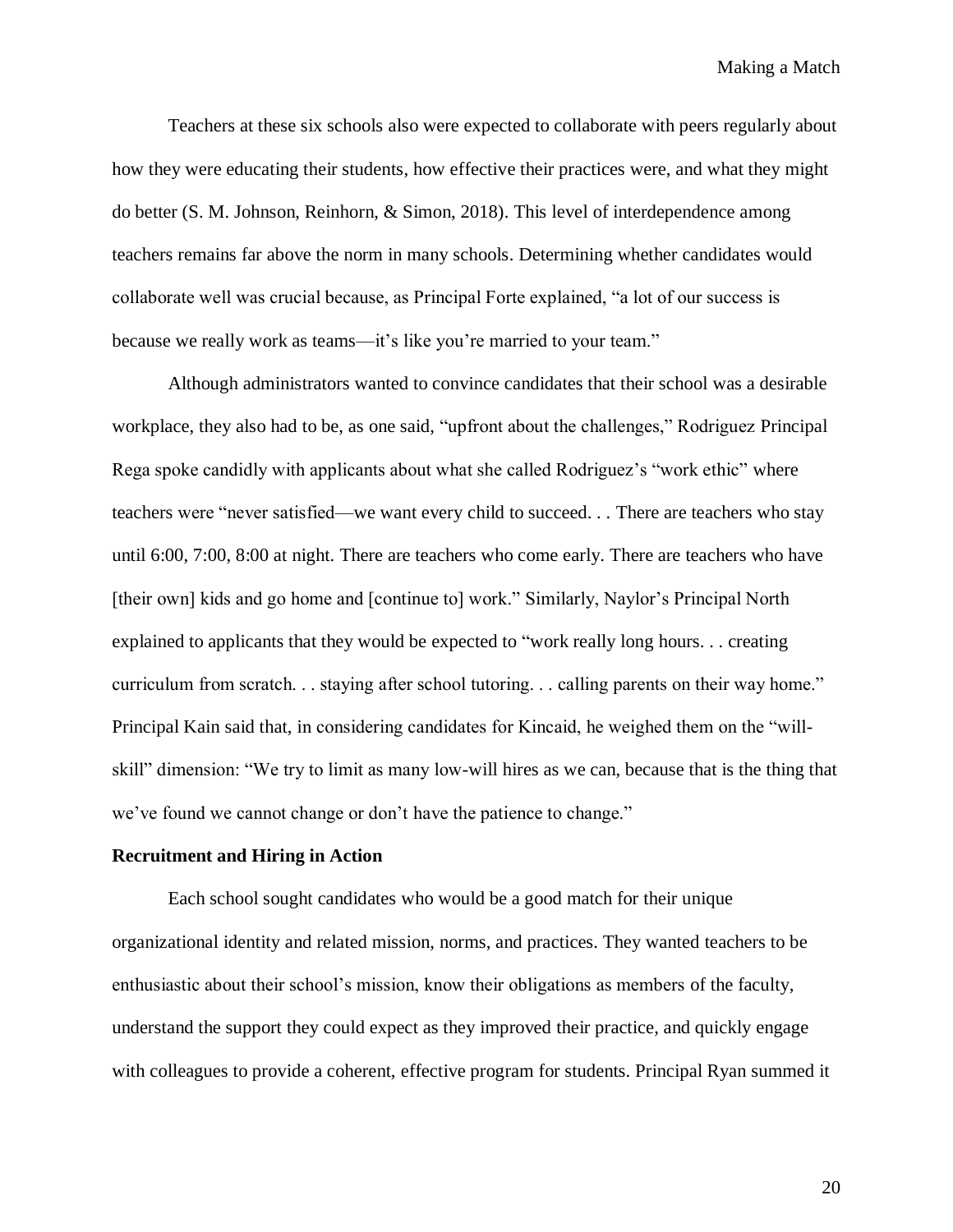Teachers at these six schools also were expected to collaborate with peers regularly about how they were educating their students, how effective their practices were, and what they might do better (S. M. Johnson, Reinhorn, & Simon, 2018). This level of interdependence among teachers remains far above the norm in many schools. Determining whether candidates would collaborate well was crucial because, as Principal Forte explained, "a lot of our success is because we really work as teams—it's like you're married to your team."

Although administrators wanted to convince candidates that their school was a desirable workplace, they also had to be, as one said, "upfront about the challenges," Rodriguez Principal Rega spoke candidly with applicants about what she called Rodriguez's "work ethic" where teachers were "never satisfied—we want every child to succeed. . . There are teachers who stay until 6:00, 7:00, 8:00 at night. There are teachers who come early. There are teachers who have [their own] kids and go home and [continue to] work." Similarly, Naylor's Principal North explained to applicants that they would be expected to "work really long hours. . . creating curriculum from scratch. . . staying after school tutoring. . . calling parents on their way home." Principal Kain said that, in considering candidates for Kincaid, he weighed them on the "will-skill" dimension: "We try to limit as many low-will hires as we can, because that is the thing that we've found we cannot change or don't have the patience to change."

**Recruitment and Hiring in Action**

Each school sought candidates who would be a good match for their unique organizational identity and related mission, norms, and practices. They wanted teachers to be enthusiastic about their school's mission, know their obligations as members of the faculty, understand the support they could expect as they improved their practice, and quickly engage with colleagues to provide a coherent, effective program for students. Principal Ryan summed it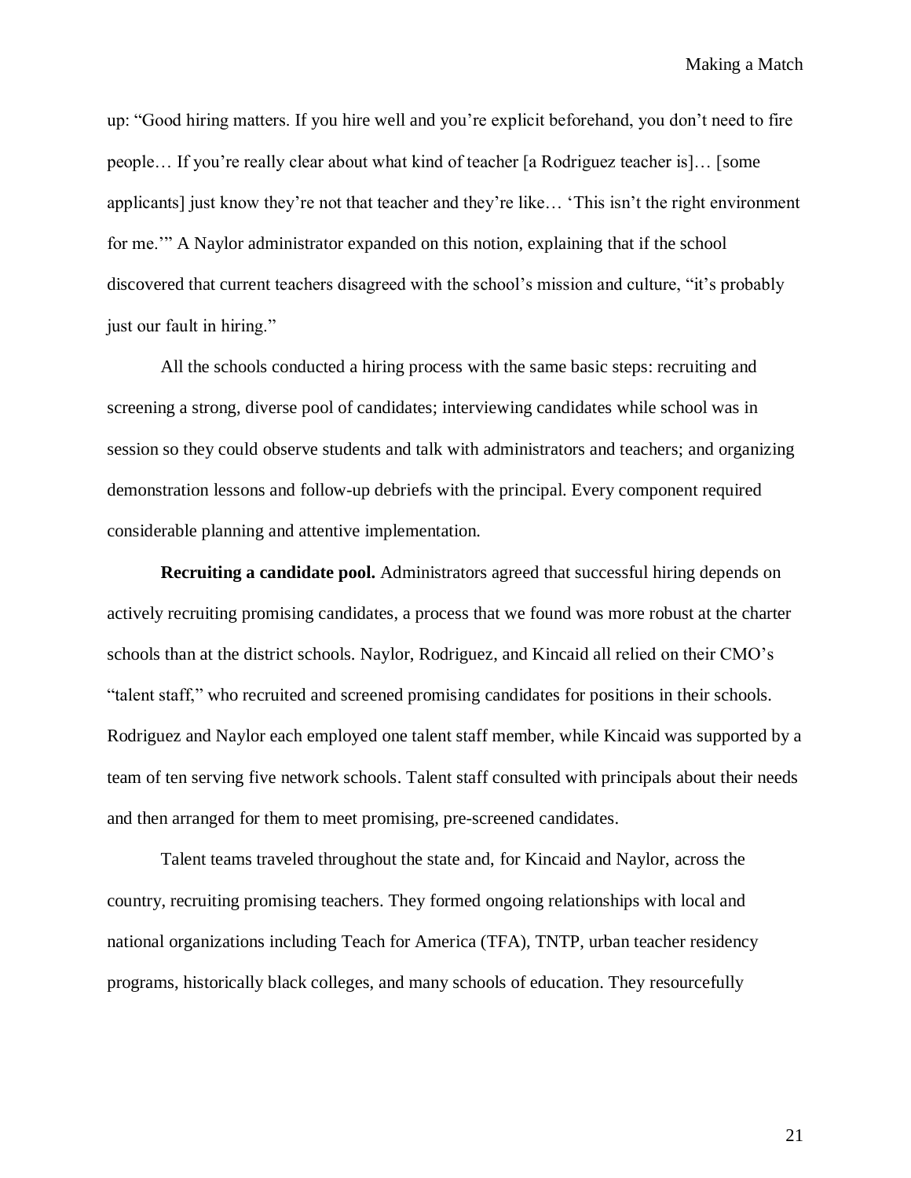up: "Good hiring matters. If you hire well and you're explicit beforehand, you don't need to fire people… If you're really clear about what kind of teacher [a Rodriguez teacher is]… [some applicants] just know they're not that teacher and they're like… 'This isn't the right environment for me.'" A Naylor administrator expanded on this notion, explaining that if the school discovered that current teachers disagreed with the school's mission and culture, "it's probably just our fault in hiring."

All the schools conducted a hiring process with the same basic steps: recruiting and screening a strong, diverse pool of candidates; interviewing candidates while school was in session so they could observe students and talk with administrators and teachers; and organizing demonstration lessons and follow-up debriefs with the principal. Every component required considerable planning and attentive implementation.

**Recruiting a candidate pool.** Administrators agreed that successful hiring depends on actively recruiting promising candidates, a process that we found was more robust at the charter schools than at the district schools. Naylor, Rodriguez, and Kincaid all relied on their CMO's "talent staff," who recruited and screened promising candidates for positions in their schools. Rodriguez and Naylor each employed one talent staff member, while Kincaid was supported by a team of ten serving five network schools. Talent staff consulted with principals about their needs and then arranged for them to meet promising, pre-screened candidates.

Talent teams traveled throughout the state and, for Kincaid and Naylor, across the country, recruiting promising teachers. They formed ongoing relationships with local and national organizations including Teach for America (TFA), TNTP, urban teacher residency programs, historically black colleges, and many schools of education. They resourcefully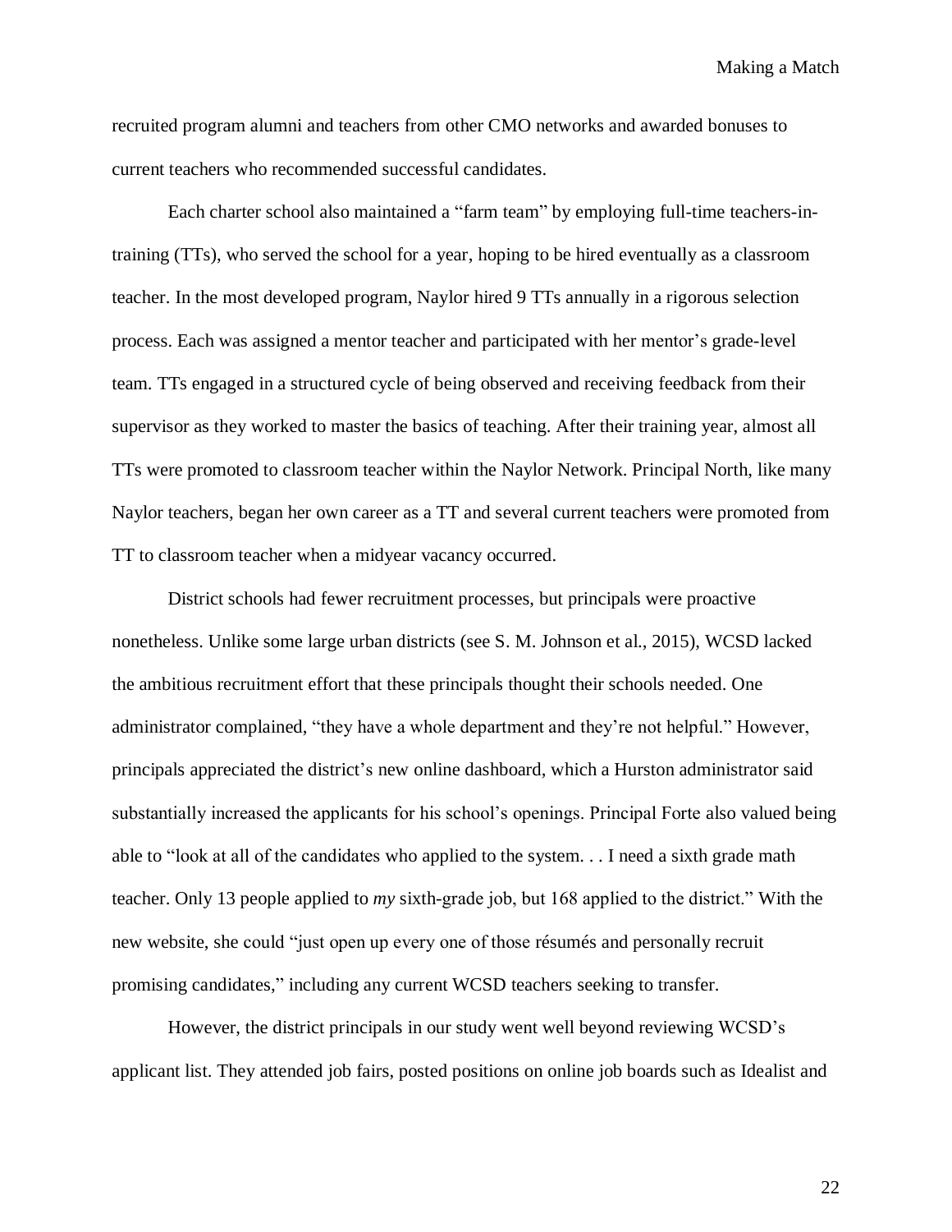recruited program alumni and teachers from other CMO networks and awarded bonuses to current teachers who recommended successful candidates.

Each charter school also maintained a "farm team" by employing full-time teachers-in-training (TTs), who served the school for a year, hoping to be hired eventually as a classroom teacher. In the most developed program, Naylor hired 9 TTs annually in a rigorous selection process. Each was assigned a mentor teacher and participated with her mentor's grade-level team. TTs engaged in a structured cycle of being observed and receiving feedback from their supervisor as they worked to master the basics of teaching. After their training year, almost all TTs were promoted to classroom teacher within the Naylor Network. Principal North, like many Naylor teachers, began her own career as a TT and several current teachers were promoted from TT to classroom teacher when a midyear vacancy occurred.

District schools had fewer recruitment processes, but principals were proactive nonetheless. Unlike some large urban districts (see S. M. Johnson et al., 2015), WCSD lacked the ambitious recruitment effort that these principals thought their schools needed. One administrator complained, "they have a whole department and they're not helpful." However, principals appreciated the district's new online dashboard, which a Hurston administrator said substantially increased the applicants for his school's openings. Principal Forte also valued being able to "look at all of the candidates who applied to the system. . . I need a sixth grade math teacher. Only 13 people applied to *my* sixth-grade job, but 168 applied to the district." With the new website, she could "just open up every one of those résumés and personally recruit promising candidates," including any current WCSD teachers seeking to transfer.

However, the district principals in our study went well beyond reviewing WCSD's applicant list. They attended job fairs, posted positions on online job boards such as Idealist and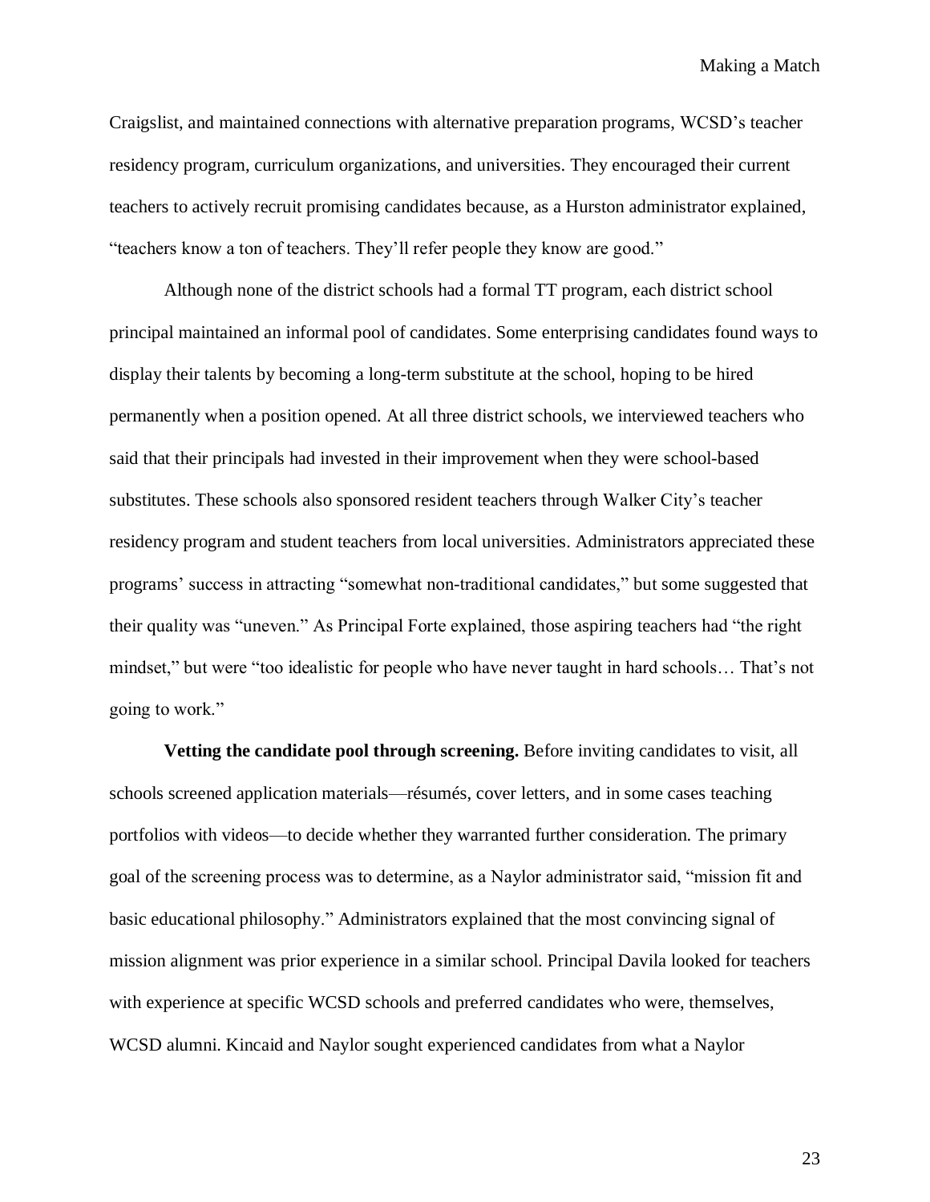Craigslist, and maintained connections with alternative preparation programs, WCSD's teacher residency program, curriculum organizations, and universities. They encouraged their current teachers to actively recruit promising candidates because, as a Hurston administrator explained, "teachers know a ton of teachers. They'll refer people they know are good."

Although none of the district schools had a formal TT program, each district school principal maintained an informal pool of candidates. Some enterprising candidates found ways to display their talents by becoming a long-term substitute at the school, hoping to be hired permanently when a position opened. At all three district schools, we interviewed teachers who said that their principals had invested in their improvement when they were school-based substitutes. These schools also sponsored resident teachers through Walker City's teacher residency program and student teachers from local universities. Administrators appreciated these programs' success in attracting "somewhat non-traditional candidates," but some suggested that their quality was "uneven." As Principal Forte explained, those aspiring teachers had "the right mindset," but were "too idealistic for people who have never taught in hard schools… That's not going to work."

**Vetting the candidate pool through screening.** Before inviting candidates to visit, all schools screened application materials—résumés, cover letters, and in some cases teaching portfolios with videos—to decide whether they warranted further consideration. The primary goal of the screening process was to determine, as a Naylor administrator said, "mission fit and basic educational philosophy." Administrators explained that the most convincing signal of mission alignment was prior experience in a similar school. Principal Davila looked for teachers with experience at specific WCSD schools and preferred candidates who were, themselves, WCSD alumni. Kincaid and Naylor sought experienced candidates from what a Naylor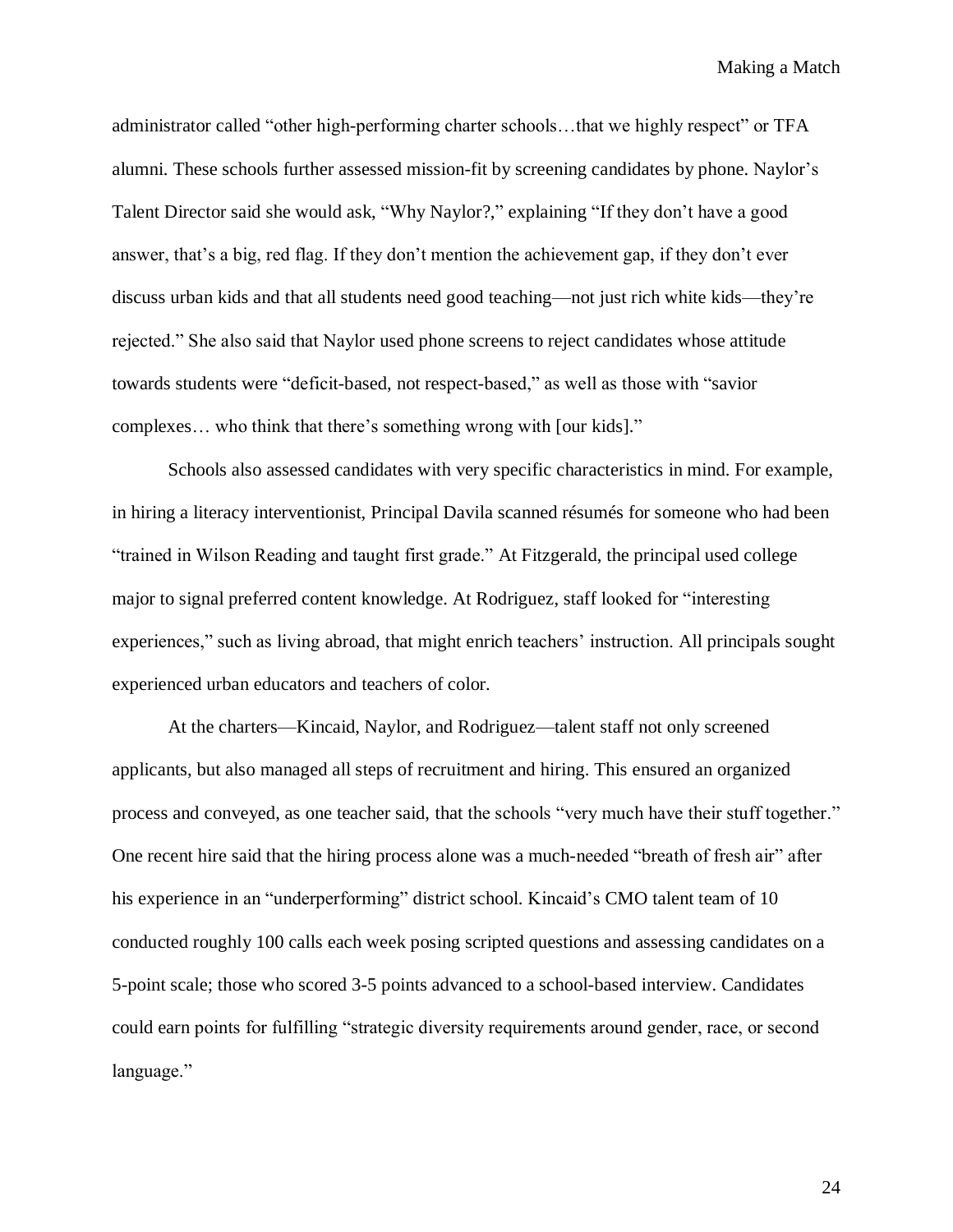administrator called "other high-performing charter schools…that we highly respect" or TFA alumni. These schools further assessed mission-fit by screening candidates by phone. Naylor's Talent Director said she would ask, "Why Naylor?," explaining "If they don't have a good answer, that's a big, red flag. If they don't mention the achievement gap, if they don't ever discuss urban kids and that all students need good teaching—not just rich white kids—they're rejected." She also said that Naylor used phone screens to reject candidates whose attitude towards students were "deficit-based, not respect-based," as well as those with "savior complexes… who think that there's something wrong with [our kids]."

Schools also assessed candidates with very specific characteristics in mind. For example, in hiring a literacy interventionist, Principal Davila scanned résumés for someone who had been "trained in Wilson Reading and taught first grade." At Fitzgerald, the principal used college major to signal preferred content knowledge. At Rodriguez, staff looked for "interesting experiences," such as living abroad, that might enrich teachers' instruction. All principals sought experienced urban educators and teachers of color.

At the charters—Kincaid, Naylor, and Rodriguez—talent staff not only screened applicants, but also managed all steps of recruitment and hiring. This ensured an organized process and conveyed, as one teacher said, that the schools "very much have their stuff together." One recent hire said that the hiring process alone was a much-needed "breath of fresh air" after his experience in an "underperforming" district school. Kincaid's CMO talent team of 10 conducted roughly 100 calls each week posing scripted questions and assessing candidates on a 5-point scale; those who scored 3-5 points advanced to a school-based interview. Candidates could earn points for fulfilling "strategic diversity requirements around gender, race, or second language."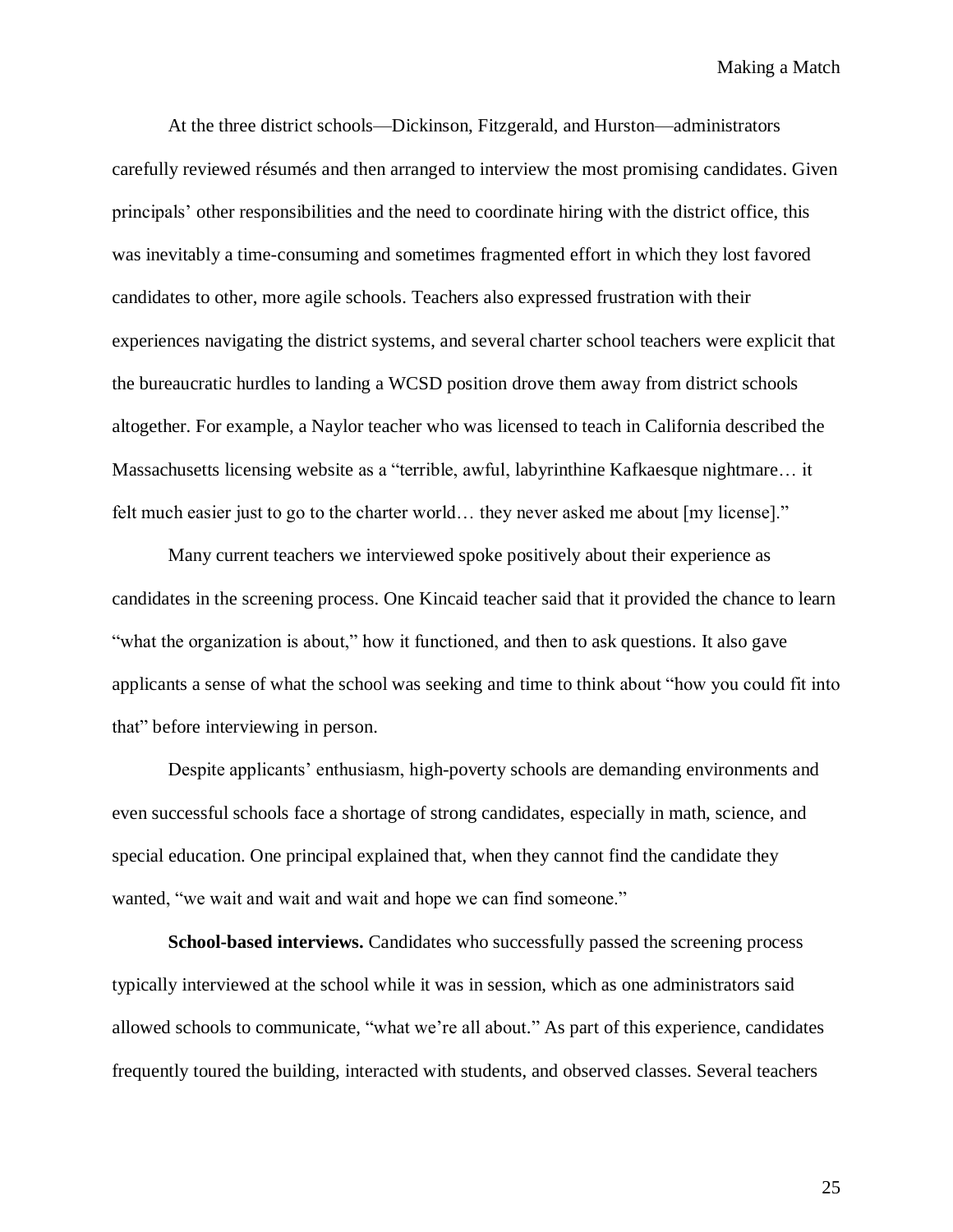At the three district schools—Dickinson, Fitzgerald, and Hurston—administrators carefully reviewed résumés and then arranged to interview the most promising candidates. Given principals' other responsibilities and the need to coordinate hiring with the district office, this was inevitably a time-consuming and sometimes fragmented effort in which they lost favored candidates to other, more agile schools. Teachers also expressed frustration with their experiences navigating the district systems, and several charter school teachers were explicit that the bureaucratic hurdles to landing a WCSD position drove them away from district schools altogether. For example, a Naylor teacher who was licensed to teach in California described the Massachusetts licensing website as a "terrible, awful, labyrinthine Kafkaesque nightmare… it felt much easier just to go to the charter world… they never asked me about [my license]."

Many current teachers we interviewed spoke positively about their experience as candidates in the screening process. One Kincaid teacher said that it provided the chance to learn "what the organization is about," how it functioned, and then to ask questions. It also gave applicants a sense of what the school was seeking and time to think about "how you could fit into that" before interviewing in person.

Despite applicants' enthusiasm, high-poverty schools are demanding environments and even successful schools face a shortage of strong candidates, especially in math, science, and special education. One principal explained that, when they cannot find the candidate they wanted, "we wait and wait and wait and hope we can find someone."

**School-based interviews.** Candidates who successfully passed the screening process typically interviewed at the school while it was in session, which as one administrators said allowed schools to communicate, "what we're all about." As part of this experience, candidates frequently toured the building, interacted with students, and observed classes. Several teachers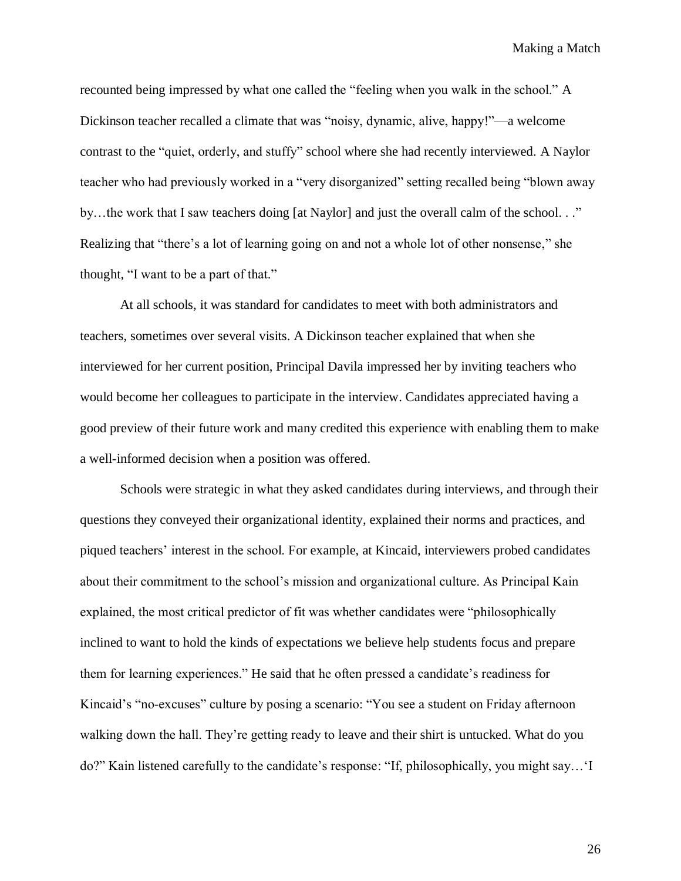recounted being impressed by what one called the "feeling when you walk in the school." A Dickinson teacher recalled a climate that was "noisy, dynamic, alive, happy!"—a welcome contrast to the "quiet, orderly, and stuffy" school where she had recently interviewed. A Naylor teacher who had previously worked in a "very disorganized" setting recalled being "blown away by…the work that I saw teachers doing [at Naylor] and just the overall calm of the school. . ." Realizing that "there's a lot of learning going on and not a whole lot of other nonsense," she thought, "I want to be a part of that."

At all schools, it was standard for candidates to meet with both administrators and teachers, sometimes over several visits. A Dickinson teacher explained that when she interviewed for her current position, Principal Davila impressed her by inviting teachers who would become her colleagues to participate in the interview. Candidates appreciated having a good preview of their future work and many credited this experience with enabling them to make a well-informed decision when a position was offered.

Schools were strategic in what they asked candidates during interviews, and through their questions they conveyed their organizational identity, explained their norms and practices, and piqued teachers' interest in the school. For example, at Kincaid, interviewers probed candidates about their commitment to the school's mission and organizational culture. As Principal Kain explained, the most critical predictor of fit was whether candidates were "philosophically inclined to want to hold the kinds of expectations we believe help students focus and prepare them for learning experiences." He said that he often pressed a candidate's readiness for Kincaid's "no-excuses" culture by posing a scenario: "You see a student on Friday afternoon walking down the hall. They're getting ready to leave and their shirt is untucked. What do you do?" Kain listened carefully to the candidate's response: "If, philosophically, you might say…'I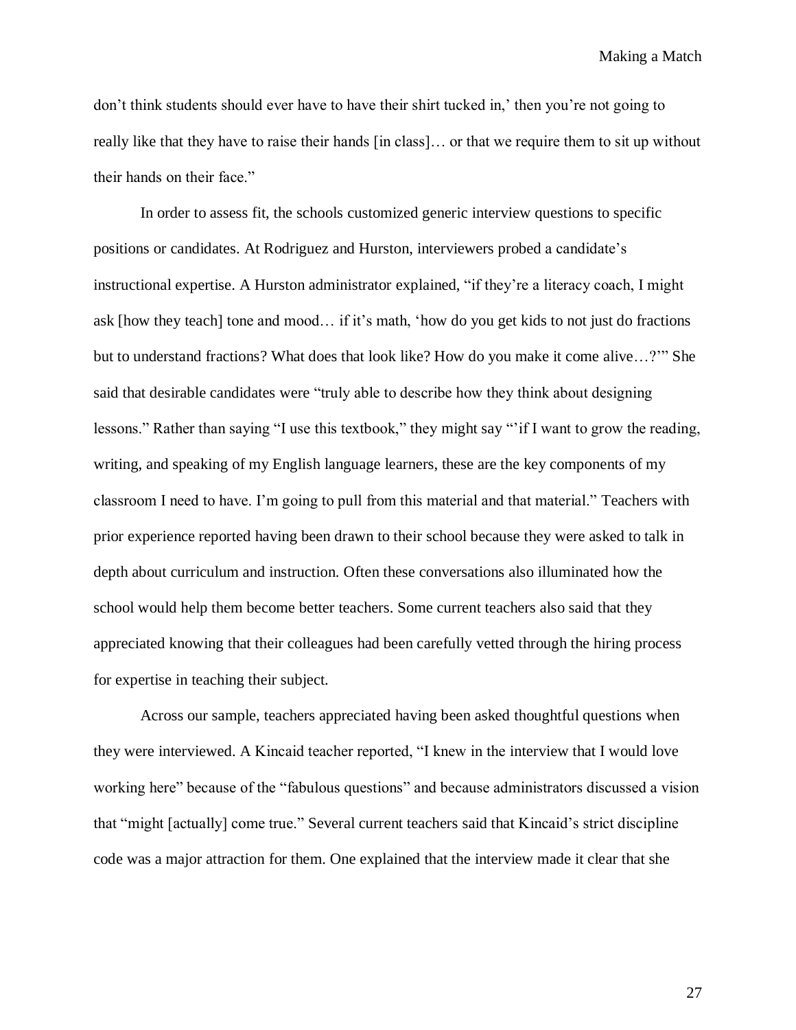don't think students should ever have to have their shirt tucked in,' then you're not going to really like that they have to raise their hands [in class]… or that we require them to sit up without their hands on their face."

In order to assess fit, the schools customized generic interview questions to specific positions or candidates. At Rodriguez and Hurston, interviewers probed a candidate's instructional expertise. A Hurston administrator explained, "if they're a literacy coach, I might ask [how they teach] tone and mood… if it's math, 'how do you get kids to not just do fractions but to understand fractions? What does that look like? How do you make it come alive…?'" She said that desirable candidates were "truly able to describe how they think about designing lessons." Rather than saying "I use this textbook," they might say "'if I want to grow the reading, writing, and speaking of my English language learners, these are the key components of my classroom I need to have. I'm going to pull from this material and that material." Teachers with prior experience reported having been drawn to their school because they were asked to talk in depth about curriculum and instruction. Often these conversations also illuminated how the school would help them become better teachers. Some current teachers also said that they appreciated knowing that their colleagues had been carefully vetted through the hiring process for expertise in teaching their subject.

Across our sample, teachers appreciated having been asked thoughtful questions when they were interviewed. A Kincaid teacher reported, "I knew in the interview that I would love working here" because of the "fabulous questions" and because administrators discussed a vision that "might [actually] come true." Several current teachers said that Kincaid's strict discipline code was a major attraction for them. One explained that the interview made it clear that she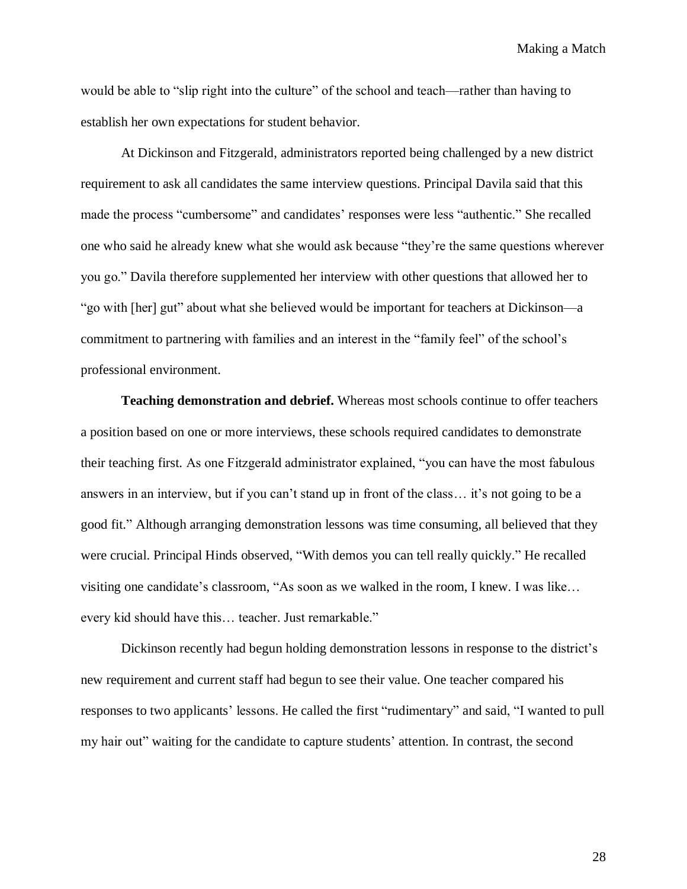would be able to "slip right into the culture" of the school and teach—rather than having to establish her own expectations for student behavior.

At Dickinson and Fitzgerald, administrators reported being challenged by a new district requirement to ask all candidates the same interview questions. Principal Davila said that this made the process "cumbersome" and candidates' responses were less "authentic." She recalled one who said he already knew what she would ask because "they're the same questions wherever you go." Davila therefore supplemented her interview with other questions that allowed her to "go with [her] gut" about what she believed would be important for teachers at Dickinson—a commitment to partnering with families and an interest in the "family feel" of the school's professional environment.

**Teaching demonstration and debrief.** Whereas most schools continue to offer teachers a position based on one or more interviews, these schools required candidates to demonstrate their teaching first. As one Fitzgerald administrator explained, "you can have the most fabulous answers in an interview, but if you can't stand up in front of the class… it's not going to be a good fit." Although arranging demonstration lessons was time consuming, all believed that they were crucial. Principal Hinds observed, "With demos you can tell really quickly." He recalled visiting one candidate's classroom, "As soon as we walked in the room, I knew. I was like… every kid should have this… teacher. Just remarkable."

Dickinson recently had begun holding demonstration lessons in response to the district's new requirement and current staff had begun to see their value. One teacher compared his responses to two applicants' lessons. He called the first "rudimentary" and said, "I wanted to pull my hair out" waiting for the candidate to capture students' attention. In contrast, the second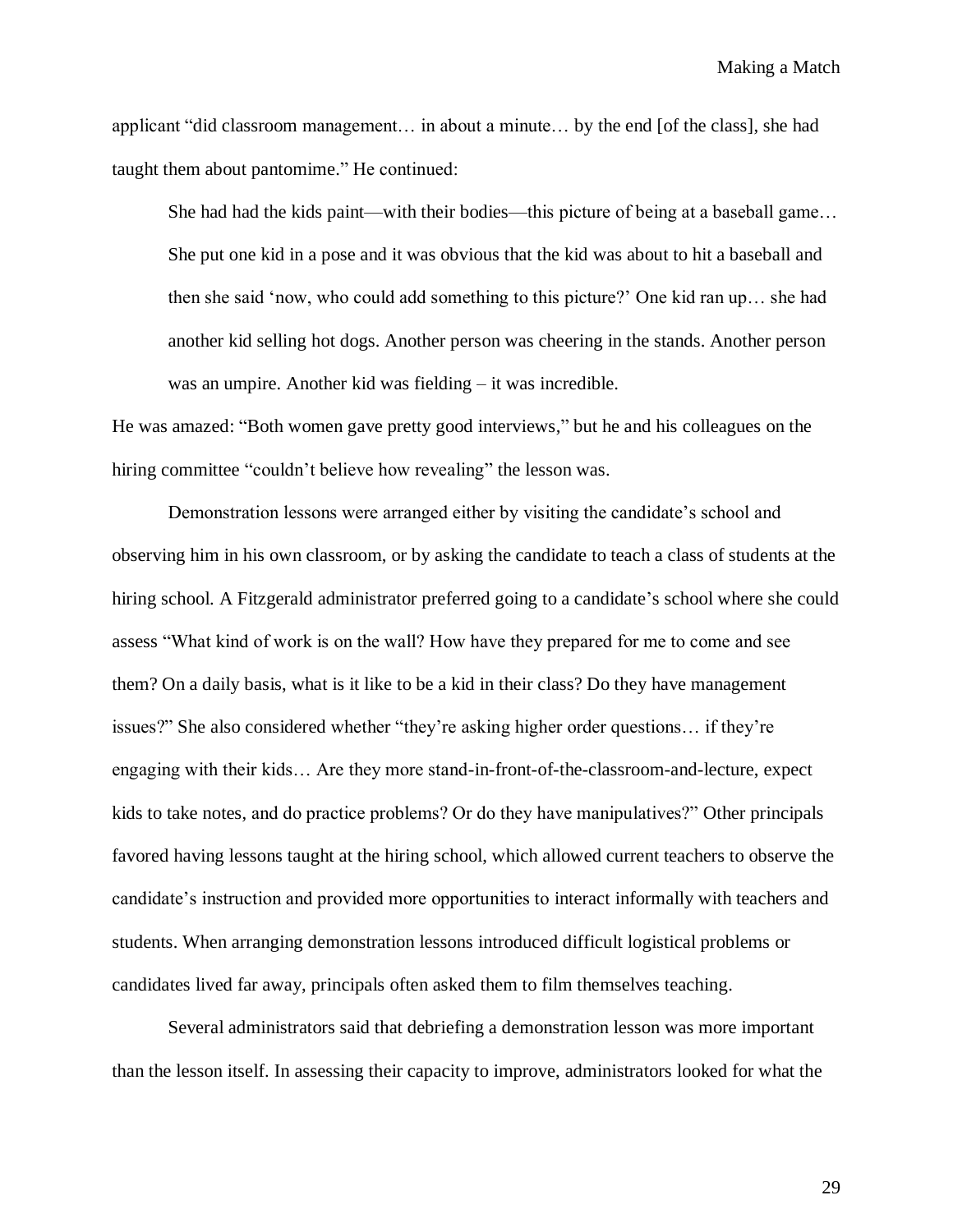applicant "did classroom management… in about a minute… by the end [of the class], she had taught them about pantomime." He continued:

> She had had the kids paint—with their bodies—this picture of being at a baseball game… She put one kid in a pose and it was obvious that the kid was about to hit a baseball and then she said 'now, who could add something to this picture?' One kid ran up… she had another kid selling hot dogs. Another person was cheering in the stands. Another person was an umpire. Another kid was fielding – it was incredible.

He was amazed: "Both women gave pretty good interviews," but he and his colleagues on the hiring committee "couldn't believe how revealing" the lesson was.

Demonstration lessons were arranged either by visiting the candidate's school and observing him in his own classroom, or by asking the candidate to teach a class of students at the hiring school. A Fitzgerald administrator preferred going to a candidate's school where she could assess "What kind of work is on the wall? How have they prepared for me to come and see them? On a daily basis, what is it like to be a kid in their class? Do they have management issues?" She also considered whether "they're asking higher order questions… if they're engaging with their kids… Are they more stand-in-front-of-the-classroom-and-lecture, expect kids to take notes, and do practice problems? Or do they have manipulatives?" Other principals favored having lessons taught at the hiring school, which allowed current teachers to observe the candidate's instruction and provided more opportunities to interact informally with teachers and students. When arranging demonstration lessons introduced difficult logistical problems or candidates lived far away, principals often asked them to film themselves teaching.

Several administrators said that debriefing a demonstration lesson was more important than the lesson itself. In assessing their capacity to improve, administrators looked for what the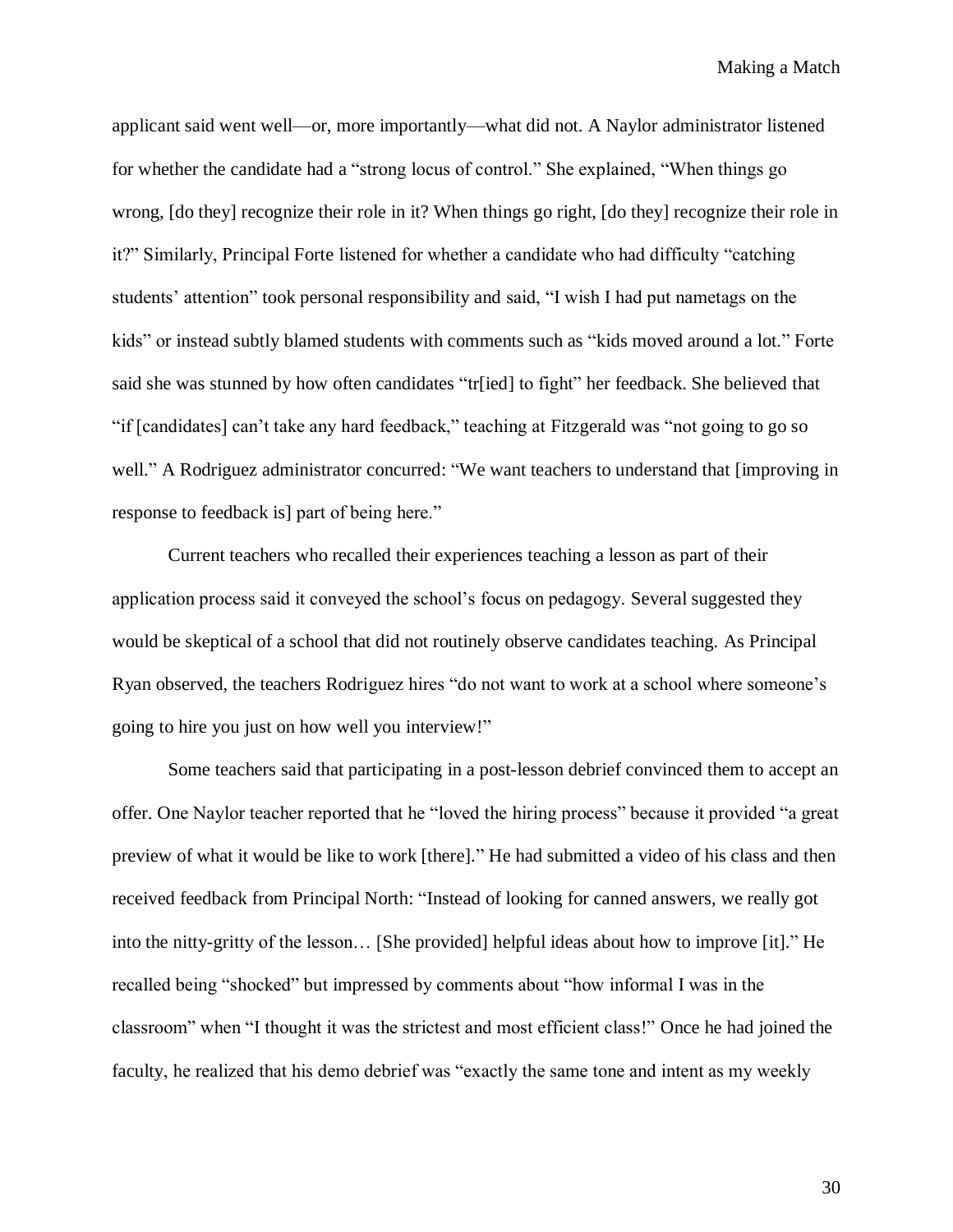applicant said went well—or, more importantly—what did not. A Naylor administrator listened for whether the candidate had a "strong locus of control." She explained, "When things go wrong, [do they] recognize their role in it? When things go right, [do they] recognize their role in it?" Similarly, Principal Forte listened for whether a candidate who had difficulty "catching students' attention" took personal responsibility and said, "I wish I had put nametags on the kids" or instead subtly blamed students with comments such as "kids moved around a lot." Forte said she was stunned by how often candidates "tr[ied] to fight" her feedback. She believed that "if [candidates] can't take any hard feedback," teaching at Fitzgerald was "not going to go so well." A Rodriguez administrator concurred: "We want teachers to understand that [improving in response to feedback is] part of being here."

Current teachers who recalled their experiences teaching a lesson as part of their application process said it conveyed the school's focus on pedagogy. Several suggested they would be skeptical of a school that did not routinely observe candidates teaching. As Principal Ryan observed, the teachers Rodriguez hires "do not want to work at a school where someone's going to hire you just on how well you interview!"

Some teachers said that participating in a post-lesson debrief convinced them to accept an offer. One Naylor teacher reported that he "loved the hiring process" because it provided "a great preview of what it would be like to work [there]." He had submitted a video of his class and then received feedback from Principal North: "Instead of looking for canned answers, we really got into the nitty-gritty of the lesson… [She provided] helpful ideas about how to improve [it]." He recalled being "shocked" but impressed by comments about "how informal I was in the classroom" when "I thought it was the strictest and most efficient class!" Once he had joined the faculty, he realized that his demo debrief was "exactly the same tone and intent as my weekly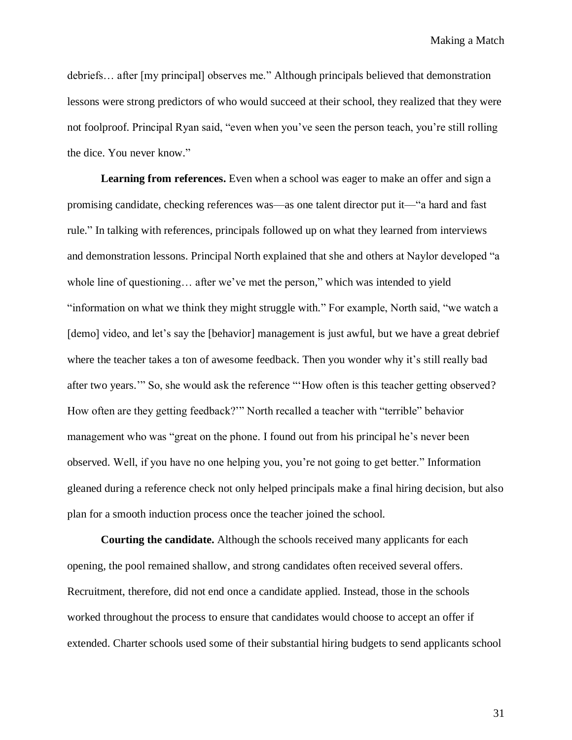debriefs… after [my principal] observes me." Although principals believed that demonstration lessons were strong predictors of who would succeed at their school, they realized that they were not foolproof. Principal Ryan said, "even when you've seen the person teach, you're still rolling the dice. You never know."

**Learning from references.** Even when a school was eager to make an offer and sign a promising candidate, checking references was—as one talent director put it—"a hard and fast rule." In talking with references, principals followed up on what they learned from interviews and demonstration lessons. Principal North explained that she and others at Naylor developed "a whole line of questioning… after we've met the person," which was intended to yield "information on what we think they might struggle with." For example, North said, "we watch a [demo] video, and let's say the [behavior] management is just awful, but we have a great debrief where the teacher takes a ton of awesome feedback. Then you wonder why it's still really bad after two years.'" So, she would ask the reference "'How often is this teacher getting observed? How often are they getting feedback?'" North recalled a teacher with "terrible" behavior management who was "great on the phone. I found out from his principal he's never been observed. Well, if you have no one helping you, you're not going to get better." Information gleaned during a reference check not only helped principals make a final hiring decision, but also plan for a smooth induction process once the teacher joined the school.

**Courting the candidate.** Although the schools received many applicants for each opening, the pool remained shallow, and strong candidates often received several offers. Recruitment, therefore, did not end once a candidate applied. Instead, those in the schools worked throughout the process to ensure that candidates would choose to accept an offer if extended. Charter schools used some of their substantial hiring budgets to send applicants school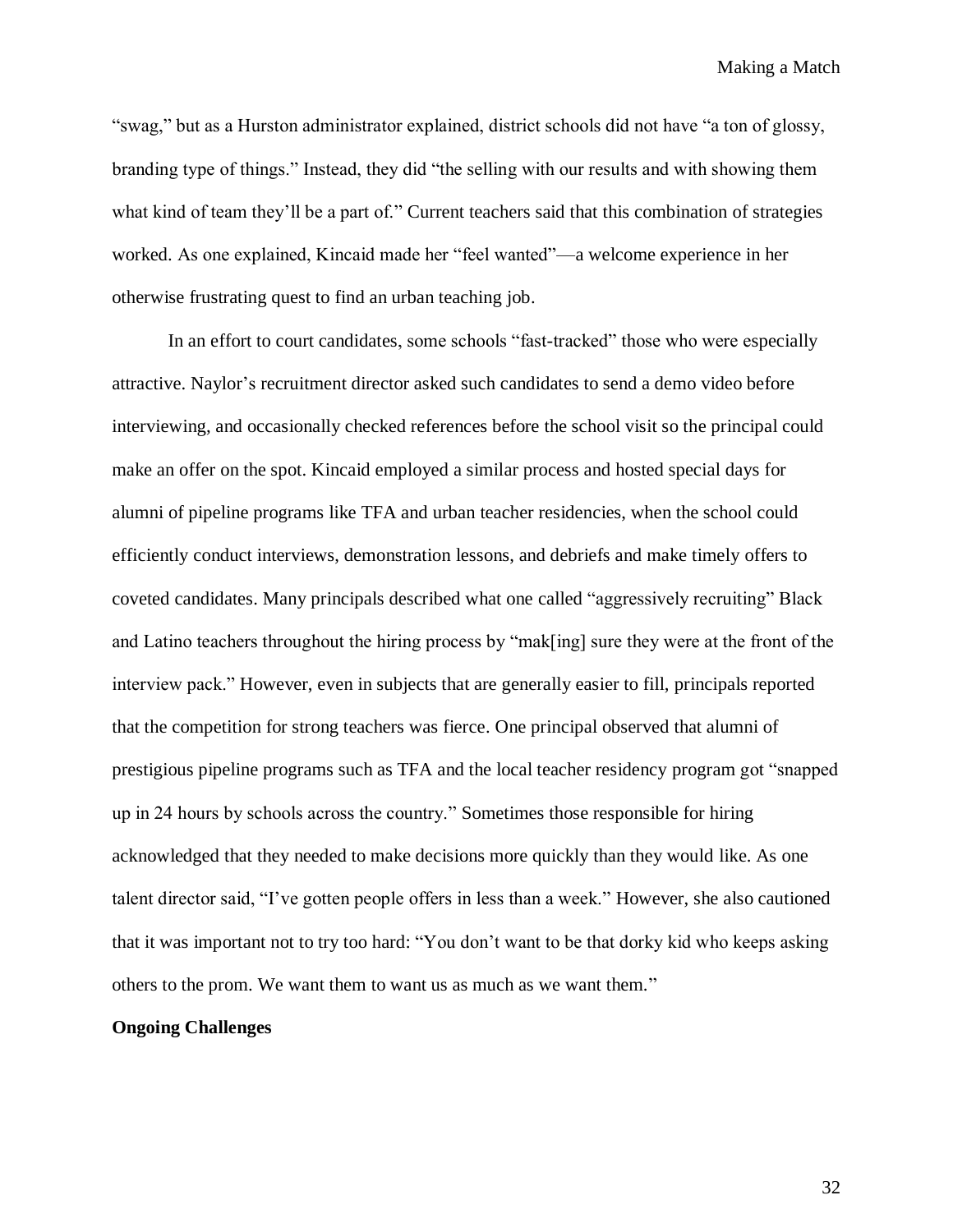“swag,” but as a Hurston administrator explained, district schools did not have “a ton of glossy, branding type of things.” Instead, they did “the selling with our results and with showing them what kind of team they’ll be a part of.” Current teachers said that this combination of strategies worked. As one explained, Kincaid made her “feel wanted”—a welcome experience in her otherwise frustrating quest to find an urban teaching job.

In an effort to court candidates, some schools “fast-tracked” those who were especially attractive. Naylor’s recruitment director asked such candidates to send a demo video before interviewing, and occasionally checked references before the school visit so the principal could make an offer on the spot. Kincaid employed a similar process and hosted special days for alumni of pipeline programs like TFA and urban teacher residencies, when the school could efficiently conduct interviews, demonstration lessons, and debriefs and make timely offers to coveted candidates. Many principals described what one called “aggressively recruiting” Black and Latino teachers throughout the hiring process by “mak[ing] sure they were at the front of the interview pack.” However, even in subjects that are generally easier to fill, principals reported that the competition for strong teachers was fierce. One principal observed that alumni of prestigious pipeline programs such as TFA and the local teacher residency program got “snapped up in 24 hours by schools across the country.” Sometimes those responsible for hiring acknowledged that they needed to make decisions more quickly than they would like. As one talent director said, “I’ve gotten people offers in less than a week.” However, she also cautioned that it was important not to try too hard: “You don’t want to be that dorky kid who keeps asking others to the prom. We want them to want us as much as we want them.”

**Ongoing Challenges**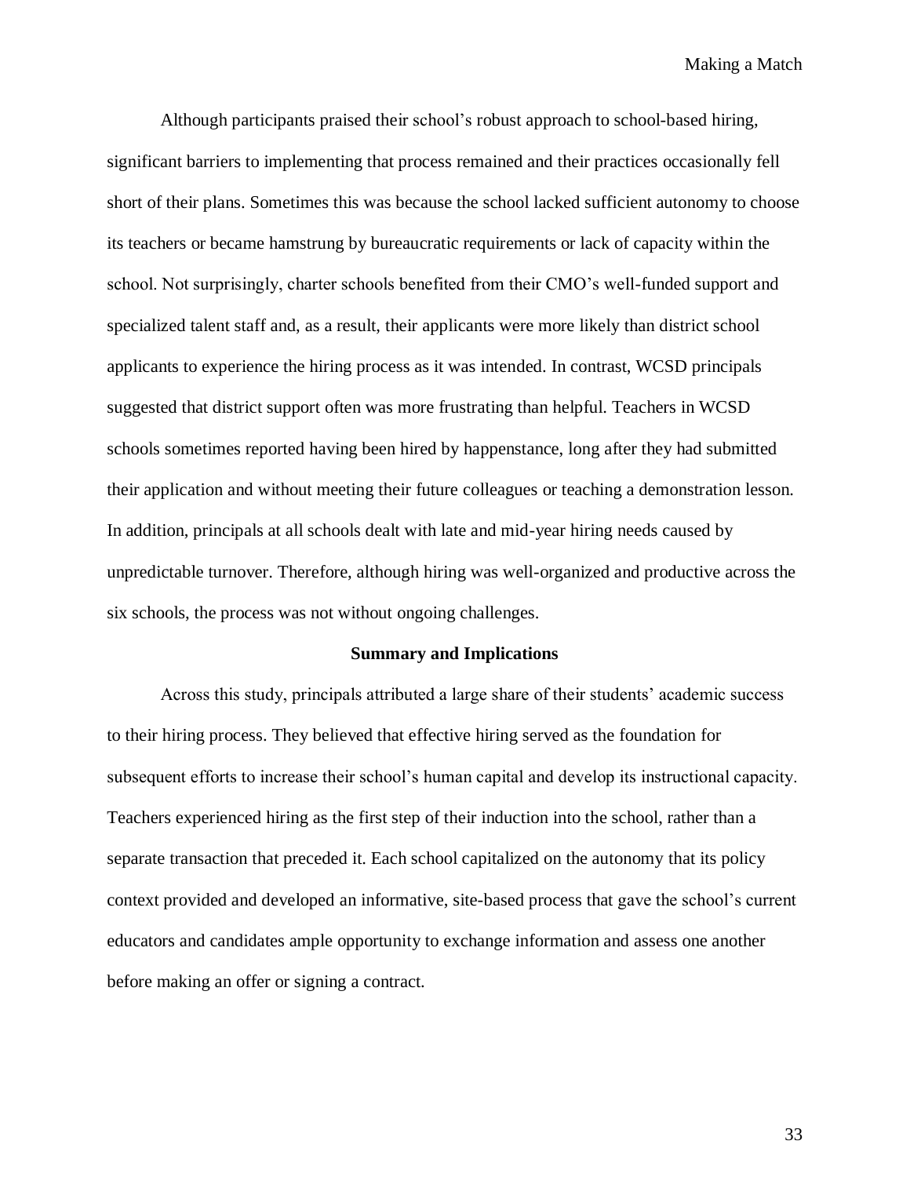Although participants praised their school's robust approach to school-based hiring, significant barriers to implementing that process remained and their practices occasionally fell short of their plans. Sometimes this was because the school lacked sufficient autonomy to choose its teachers or became hamstrung by bureaucratic requirements or lack of capacity within the school. Not surprisingly, charter schools benefited from their CMO's well-funded support and specialized talent staff and, as a result, their applicants were more likely than district school applicants to experience the hiring process as it was intended. In contrast, WCSD principals suggested that district support often was more frustrating than helpful. Teachers in WCSD schools sometimes reported having been hired by happenstance, long after they had submitted their application and without meeting their future colleagues or teaching a demonstration lesson. In addition, principals at all schools dealt with late and mid-year hiring needs caused by unpredictable turnover. Therefore, although hiring was well-organized and productive across the six schools, the process was not without ongoing challenges.

## Summary and Implications

Across this study, principals attributed a large share of their students' academic success to their hiring process. They believed that effective hiring served as the foundation for subsequent efforts to increase their school's human capital and develop its instructional capacity. Teachers experienced hiring as the first step of their induction into the school, rather than a separate transaction that preceded it. Each school capitalized on the autonomy that its policy context provided and developed an informative, site-based process that gave the school's current educators and candidates ample opportunity to exchange information and assess one another before making an offer or signing a contract.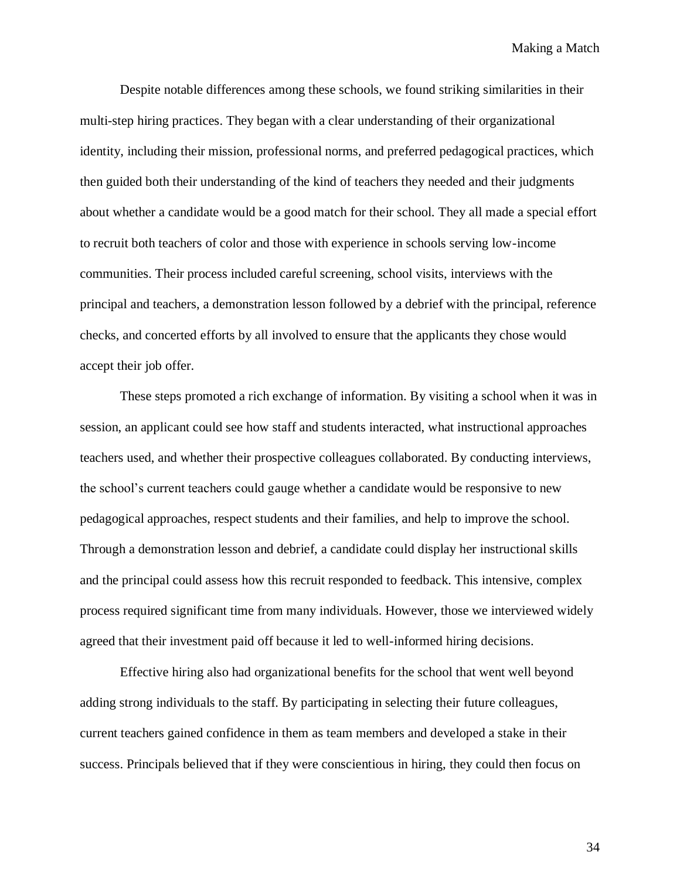Despite notable differences among these schools, we found striking similarities in their multi-step hiring practices. They began with a clear understanding of their organizational identity, including their mission, professional norms, and preferred pedagogical practices, which then guided both their understanding of the kind of teachers they needed and their judgments about whether a candidate would be a good match for their school. They all made a special effort to recruit both teachers of color and those with experience in schools serving low-income communities. Their process included careful screening, school visits, interviews with the principal and teachers, a demonstration lesson followed by a debrief with the principal, reference checks, and concerted efforts by all involved to ensure that the applicants they chose would accept their job offer.

These steps promoted a rich exchange of information. By visiting a school when it was in session, an applicant could see how staff and students interacted, what instructional approaches teachers used, and whether their prospective colleagues collaborated. By conducting interviews, the school's current teachers could gauge whether a candidate would be responsive to new pedagogical approaches, respect students and their families, and help to improve the school. Through a demonstration lesson and debrief, a candidate could display her instructional skills and the principal could assess how this recruit responded to feedback. This intensive, complex process required significant time from many individuals. However, those we interviewed widely agreed that their investment paid off because it led to well-informed hiring decisions.

Effective hiring also had organizational benefits for the school that went well beyond adding strong individuals to the staff. By participating in selecting their future colleagues, current teachers gained confidence in them as team members and developed a stake in their success. Principals believed that if they were conscientious in hiring, they could then focus on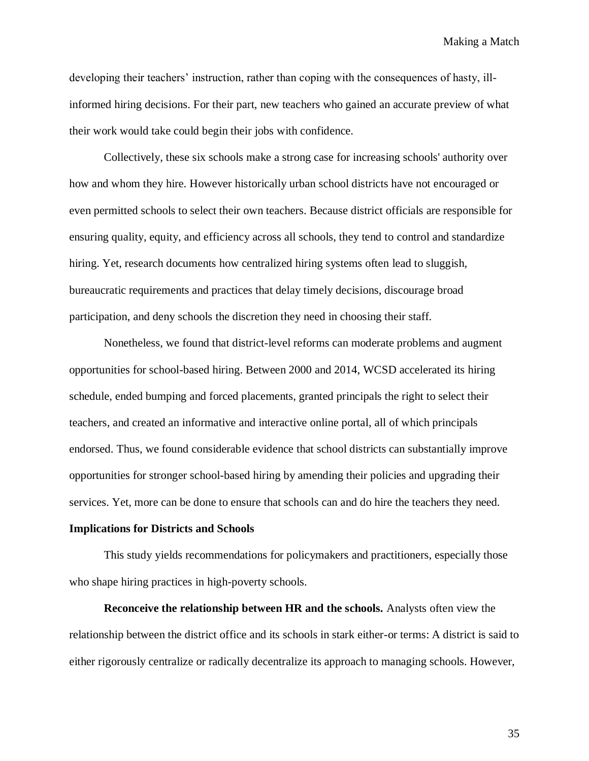developing their teachers' instruction, rather than coping with the consequences of hasty, ill-informed hiring decisions. For their part, new teachers who gained an accurate preview of what their work would take could begin their jobs with confidence.

Collectively, these six schools make a strong case for increasing schools' authority over how and whom they hire. However historically urban school districts have not encouraged or even permitted schools to select their own teachers. Because district officials are responsible for ensuring quality, equity, and efficiency across all schools, they tend to control and standardize hiring. Yet, research documents how centralized hiring systems often lead to sluggish, bureaucratic requirements and practices that delay timely decisions, discourage broad participation, and deny schools the discretion they need in choosing their staff.

Nonetheless, we found that district-level reforms can moderate problems and augment opportunities for school-based hiring. Between 2000 and 2014, WCSD accelerated its hiring schedule, ended bumping and forced placements, granted principals the right to select their teachers, and created an informative and interactive online portal, all of which principals endorsed. Thus, we found considerable evidence that school districts can substantially improve opportunities for stronger school-based hiring by amending their policies and upgrading their services. Yet, more can be done to ensure that schools can and do hire the teachers they need.

## Implications for Districts and Schools

This study yields recommendations for policymakers and practitioners, especially those who shape hiring practices in high-poverty schools.

**Reconceive the relationship between HR and the schools.** Analysts often view the relationship between the district office and its schools in stark either-or terms: A district is said to either rigorously centralize or radically decentralize its approach to managing schools. However,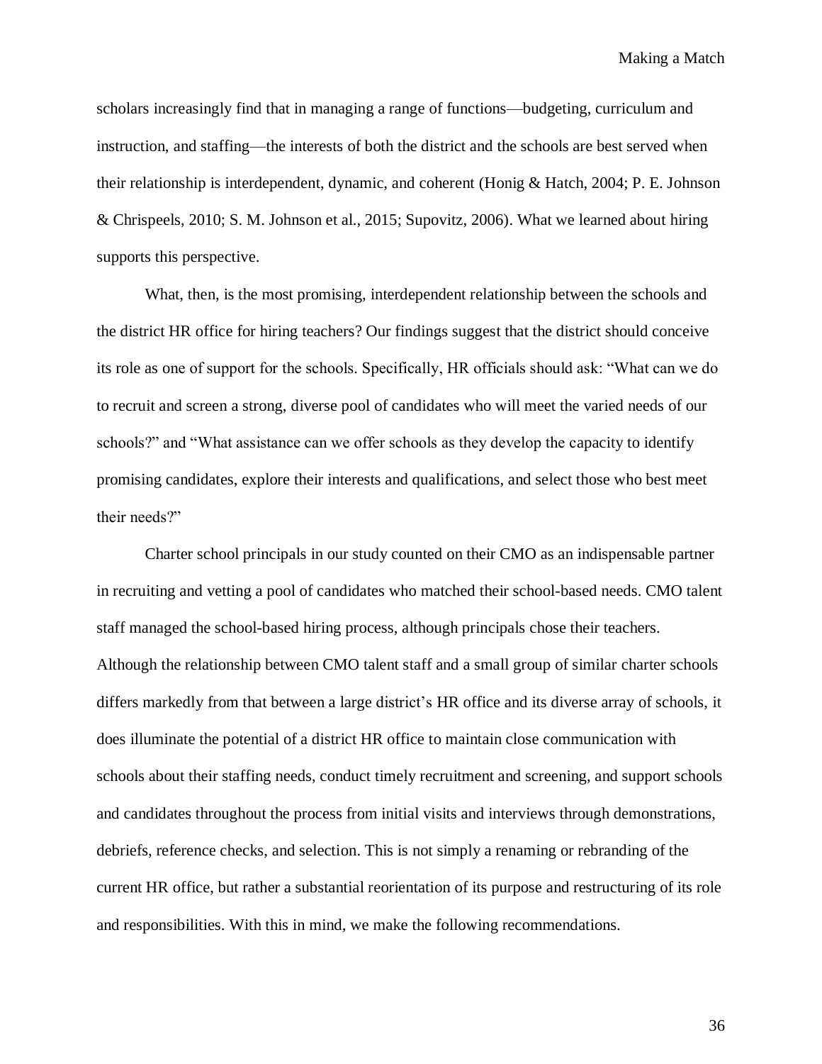scholars increasingly find that in managing a range of functions—budgeting, curriculum and instruction, and staffing—the interests of both the district and the schools are best served when their relationship is interdependent, dynamic, and coherent (Honig & Hatch, 2004; P. E. Johnson & Chrispeels, 2010; S. M. Johnson et al., 2015; Supovitz, 2006). What we learned about hiring supports this perspective.

What, then, is the most promising, interdependent relationship between the schools and the district HR office for hiring teachers? Our findings suggest that the district should conceive its role as one of support for the schools. Specifically, HR officials should ask: "What can we do to recruit and screen a strong, diverse pool of candidates who will meet the varied needs of our schools?" and "What assistance can we offer schools as they develop the capacity to identify promising candidates, explore their interests and qualifications, and select those who best meet their needs?"

Charter school principals in our study counted on their CMO as an indispensable partner in recruiting and vetting a pool of candidates who matched their school-based needs. CMO talent staff managed the school-based hiring process, although principals chose their teachers. Although the relationship between CMO talent staff and a small group of similar charter schools differs markedly from that between a large district's HR office and its diverse array of schools, it does illuminate the potential of a district HR office to maintain close communication with schools about their staffing needs, conduct timely recruitment and screening, and support schools and candidates throughout the process from initial visits and interviews through demonstrations, debriefs, reference checks, and selection. This is not simply a renaming or rebranding of the current HR office, but rather a substantial reorientation of its purpose and restructuring of its role and responsibilities. With this in mind, we make the following recommendations.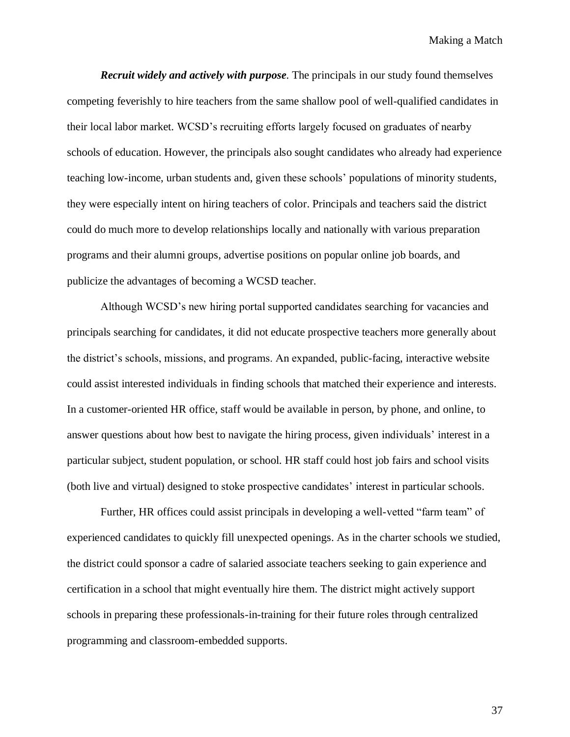***Recruit widely and actively with purpose*.** The principals in our study found themselves competing feverishly to hire teachers from the same shallow pool of well-qualified candidates in their local labor market. WCSD's recruiting efforts largely focused on graduates of nearby schools of education. However, the principals also sought candidates who already had experience teaching low-income, urban students and, given these schools' populations of minority students, they were especially intent on hiring teachers of color. Principals and teachers said the district could do much more to develop relationships locally and nationally with various preparation programs and their alumni groups, advertise positions on popular online job boards, and publicize the advantages of becoming a WCSD teacher.

Although WCSD's new hiring portal supported candidates searching for vacancies and principals searching for candidates, it did not educate prospective teachers more generally about the district's schools, missions, and programs. An expanded, public-facing, interactive website could assist interested individuals in finding schools that matched their experience and interests. In a customer-oriented HR office, staff would be available in person, by phone, and online, to answer questions about how best to navigate the hiring process, given individuals' interest in a particular subject, student population, or school. HR staff could host job fairs and school visits (both live and virtual) designed to stoke prospective candidates' interest in particular schools.

Further, HR offices could assist principals in developing a well-vetted "farm team" of experienced candidates to quickly fill unexpected openings. As in the charter schools we studied, the district could sponsor a cadre of salaried associate teachers seeking to gain experience and certification in a school that might eventually hire them. The district might actively support schools in preparing these professionals-in-training for their future roles through centralized programming and classroom-embedded supports.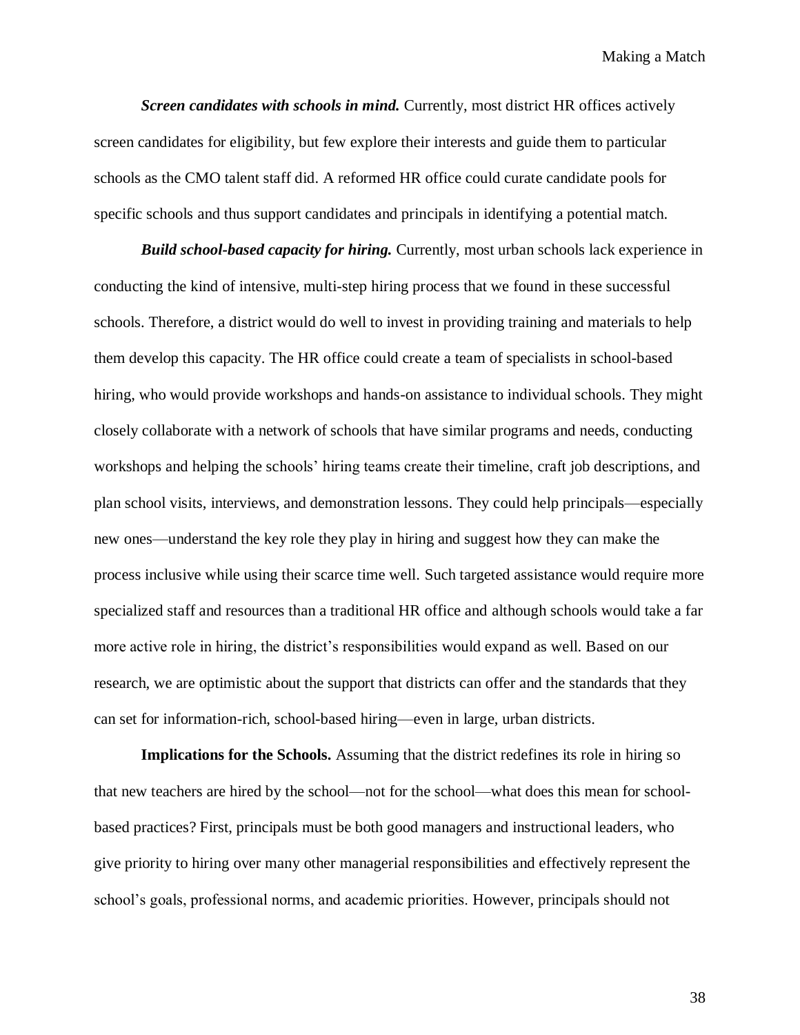***Screen candidates with schools in mind.*** Currently, most district HR offices actively screen candidates for eligibility, but few explore their interests and guide them to particular schools as the CMO talent staff did. A reformed HR office could curate candidate pools for specific schools and thus support candidates and principals in identifying a potential match.

***Build school-based capacity for hiring.*** Currently, most urban schools lack experience in conducting the kind of intensive, multi-step hiring process that we found in these successful schools. Therefore, a district would do well to invest in providing training and materials to help them develop this capacity. The HR office could create a team of specialists in school-based hiring, who would provide workshops and hands-on assistance to individual schools. They might closely collaborate with a network of schools that have similar programs and needs, conducting workshops and helping the schools' hiring teams create their timeline, craft job descriptions, and plan school visits, interviews, and demonstration lessons. They could help principals—especially new ones—understand the key role they play in hiring and suggest how they can make the process inclusive while using their scarce time well. Such targeted assistance would require more specialized staff and resources than a traditional HR office and although schools would take a far more active role in hiring, the district's responsibilities would expand as well. Based on our research, we are optimistic about the support that districts can offer and the standards that they can set for information-rich, school-based hiring—even in large, urban districts.

**Implications for the Schools.** Assuming that the district redefines its role in hiring so that new teachers are hired by the school—not for the school—what does this mean for school-based practices? First, principals must be both good managers and instructional leaders, who give priority to hiring over many other managerial responsibilities and effectively represent the school's goals, professional norms, and academic priorities. However, principals should not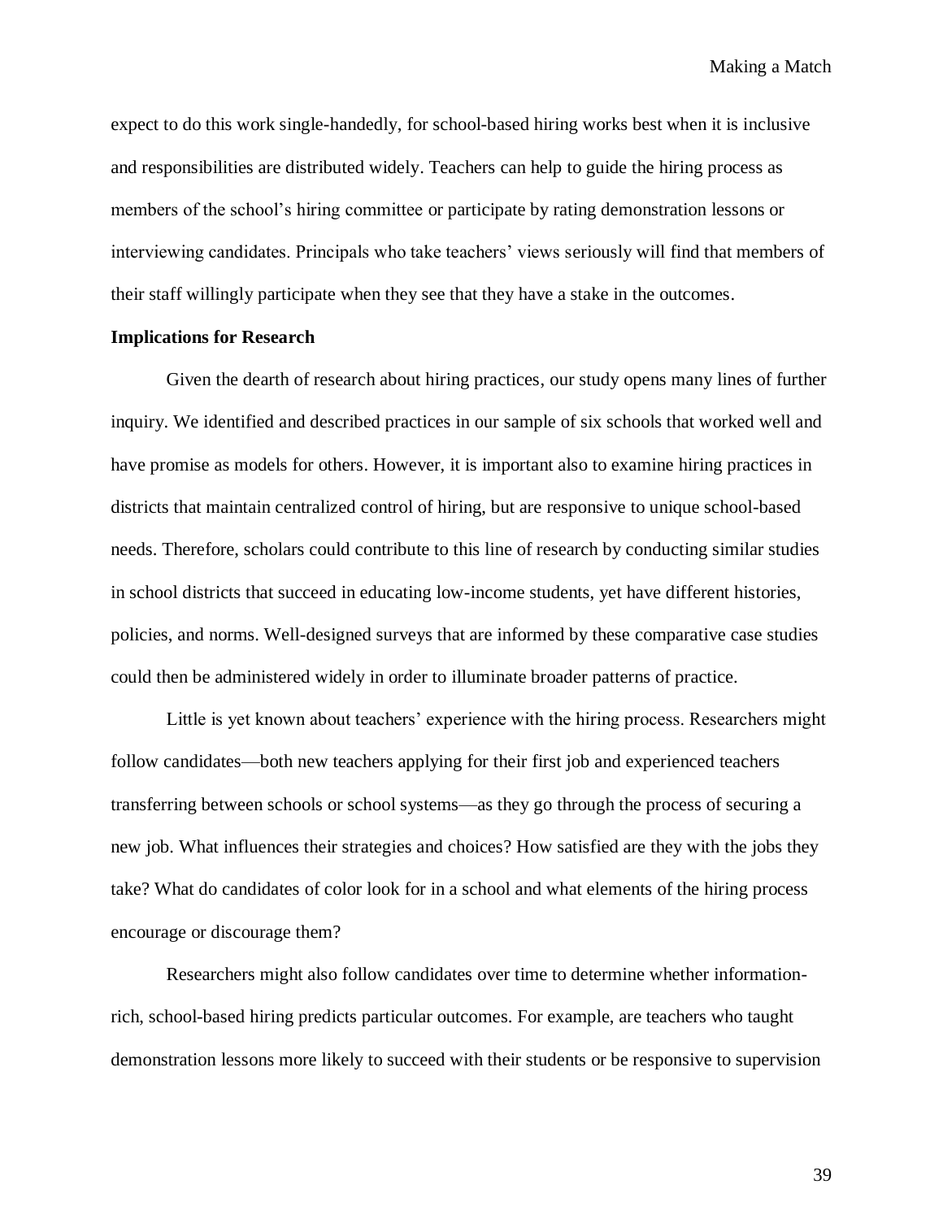expect to do this work single-handedly, for school-based hiring works best when it is inclusive and responsibilities are distributed widely. Teachers can help to guide the hiring process as members of the school's hiring committee or participate by rating demonstration lessons or interviewing candidates. Principals who take teachers' views seriously will find that members of their staff willingly participate when they see that they have a stake in the outcomes.

**Implications for Research**

Given the dearth of research about hiring practices, our study opens many lines of further inquiry. We identified and described practices in our sample of six schools that worked well and have promise as models for others. However, it is important also to examine hiring practices in districts that maintain centralized control of hiring, but are responsive to unique school-based needs. Therefore, scholars could contribute to this line of research by conducting similar studies in school districts that succeed in educating low-income students, yet have different histories, policies, and norms. Well-designed surveys that are informed by these comparative case studies could then be administered widely in order to illuminate broader patterns of practice.

Little is yet known about teachers' experience with the hiring process. Researchers might follow candidates—both new teachers applying for their first job and experienced teachers transferring between schools or school systems—as they go through the process of securing a new job. What influences their strategies and choices? How satisfied are they with the jobs they take? What do candidates of color look for in a school and what elements of the hiring process encourage or discourage them?

Researchers might also follow candidates over time to determine whether information-rich, school-based hiring predicts particular outcomes. For example, are teachers who taught demonstration lessons more likely to succeed with their students or be responsive to supervision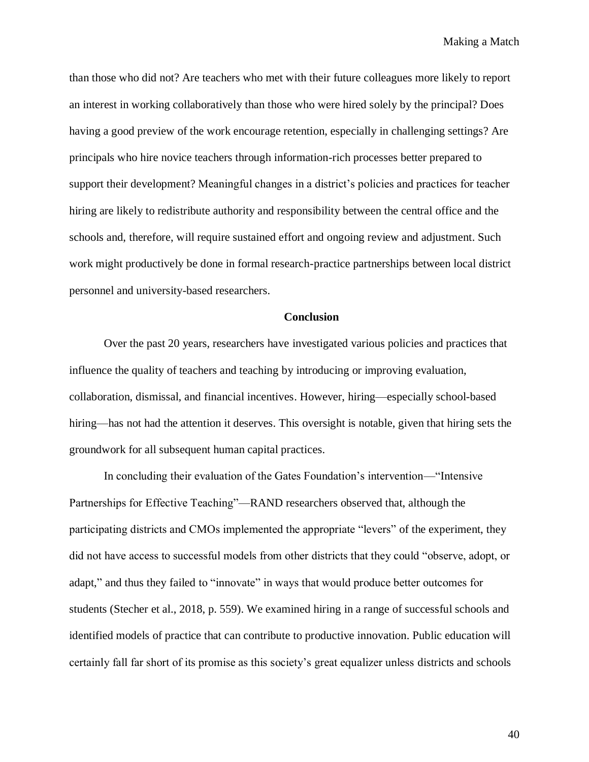than those who did not? Are teachers who met with their future colleagues more likely to report an interest in working collaboratively than those who were hired solely by the principal? Does having a good preview of the work encourage retention, especially in challenging settings? Are principals who hire novice teachers through information-rich processes better prepared to support their development? Meaningful changes in a district's policies and practices for teacher hiring are likely to redistribute authority and responsibility between the central office and the schools and, therefore, will require sustained effort and ongoing review and adjustment. Such work might productively be done in formal research-practice partnerships between local district personnel and university-based researchers.

## Conclusion

Over the past 20 years, researchers have investigated various policies and practices that influence the quality of teachers and teaching by introducing or improving evaluation, collaboration, dismissal, and financial incentives. However, hiring—especially school-based hiring—has not had the attention it deserves. This oversight is notable, given that hiring sets the groundwork for all subsequent human capital practices.

In concluding their evaluation of the Gates Foundation's intervention—"Intensive Partnerships for Effective Teaching"—RAND researchers observed that, although the participating districts and CMOs implemented the appropriate "levers" of the experiment, they did not have access to successful models from other districts that they could "observe, adopt, or adapt," and thus they failed to "innovate" in ways that would produce better outcomes for students (Stecher et al., 2018, p. 559). We examined hiring in a range of successful schools and identified models of practice that can contribute to productive innovation. Public education will certainly fall far short of its promise as this society's great equalizer unless districts and schools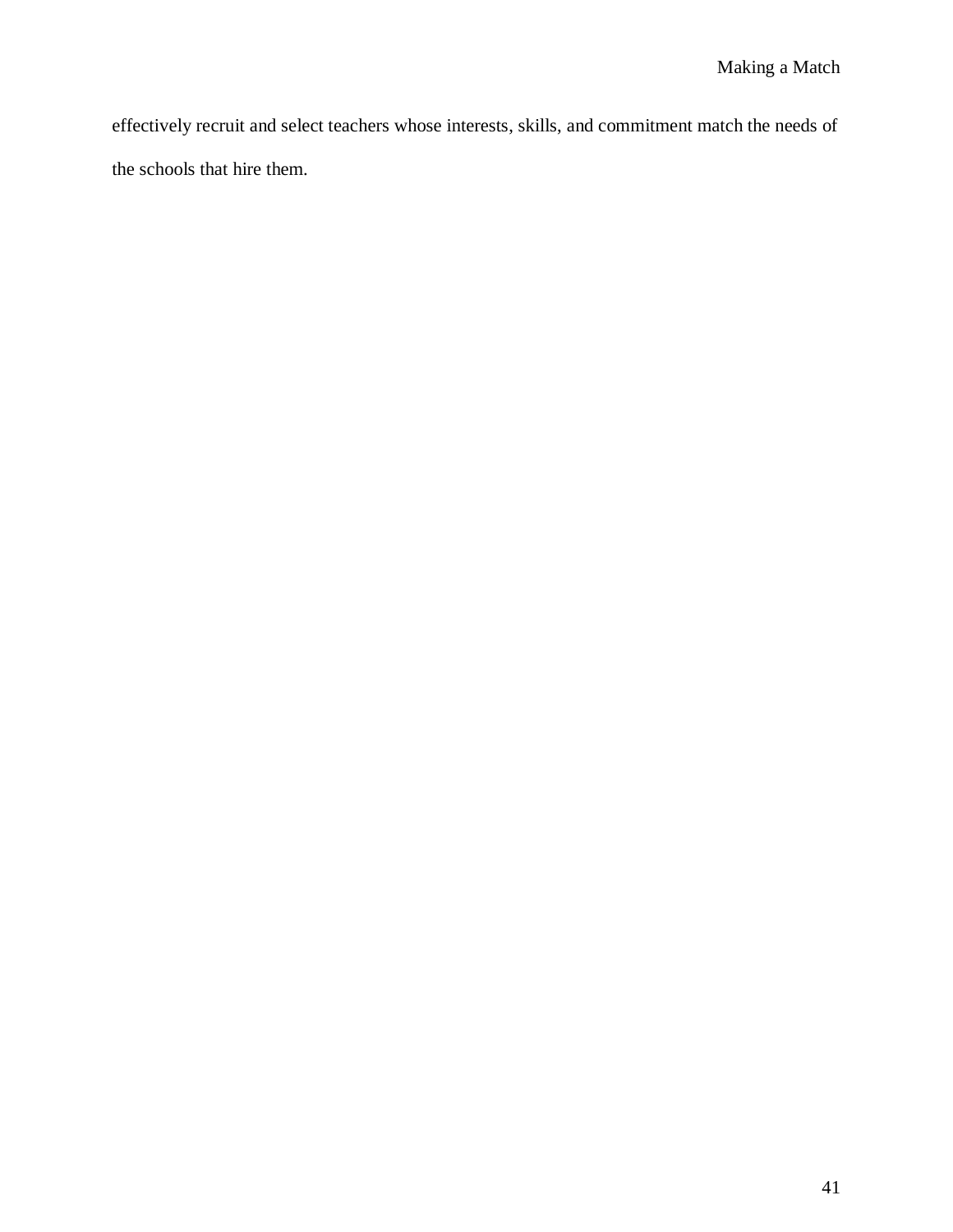effectively recruit and select teachers whose interests, skills, and commitment match the needs of the schools that hire them.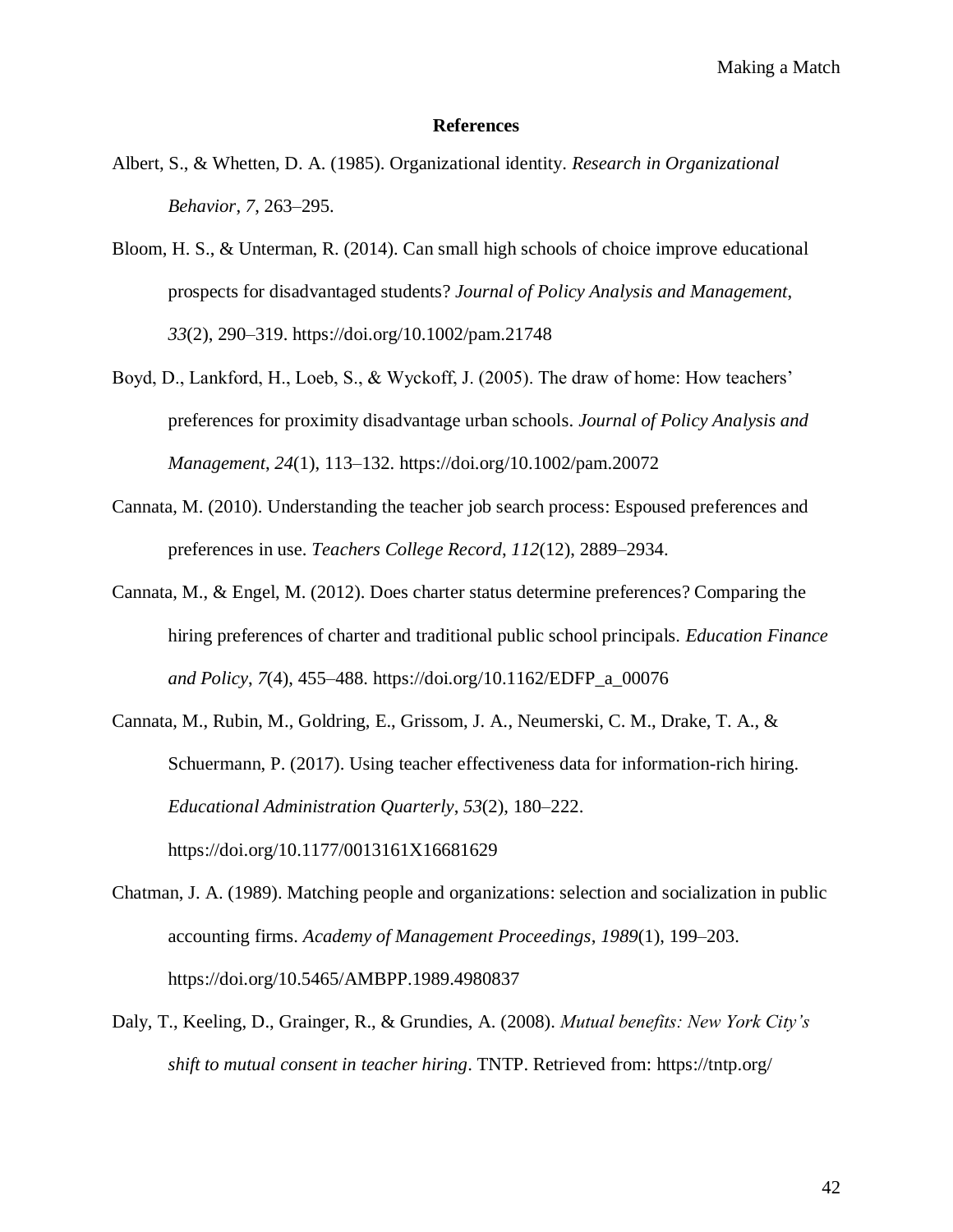## References

Albert, S., & Whetten, D. A. (1985). Organizational identity. *Research in Organizational Behavior*, *7*, 263–295.

Bloom, H. S., & Unterman, R. (2014). Can small high schools of choice improve educational prospects for disadvantaged students? *Journal of Policy Analysis and Management*, *33*(2), 290–319. https://doi.org/10.1002/pam.21748

Boyd, D., Lankford, H., Loeb, S., & Wyckoff, J. (2005). The draw of home: How teachers' preferences for proximity disadvantage urban schools. *Journal of Policy Analysis and Management*, *24*(1), 113–132. https://doi.org/10.1002/pam.20072

Cannata, M. (2010). Understanding the teacher job search process: Espoused preferences and preferences in use. *Teachers College Record*, *112*(12), 2889–2934.

Cannata, M., & Engel, M. (2012). Does charter status determine preferences? Comparing the hiring preferences of charter and traditional public school principals. *Education Finance and Policy*, *7*(4), 455–488. https://doi.org/10.1162/EDFP_a_00076

Cannata, M., Rubin, M., Goldring, E., Grissom, J. A., Neumerski, C. M., Drake, T. A., & Schuermann, P. (2017). Using teacher effectiveness data for information-rich hiring. *Educational Administration Quarterly*, *53*(2), 180–222. https://doi.org/10.1177/0013161X16681629

Chatman, J. A. (1989). Matching people and organizations: selection and socialization in public accounting firms. *Academy of Management Proceedings*, *1989*(1), 199–203. https://doi.org/10.5465/AMBPP.1989.4980837

Daly, T., Keeling, D., Grainger, R., & Grundies, A. (2008). *Mutual benefits: New York City's shift to mutual consent in teacher hiring*. TNTP. Retrieved from: https://tntp.org/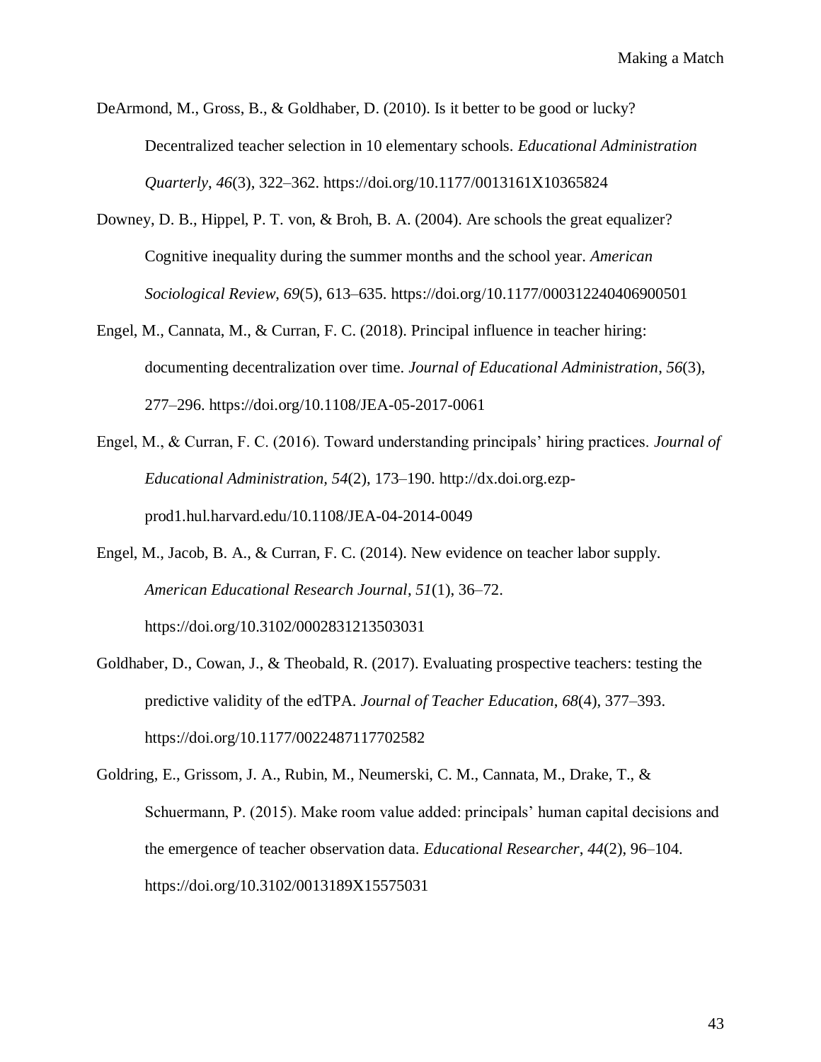DeArmond, M., Gross, B., & Goldhaber, D. (2010). Is it better to be good or lucky? Decentralized teacher selection in 10 elementary schools. *Educational Administration Quarterly*, *46*(3), 322–362. https://doi.org/10.1177/0013161X10365824

Downey, D. B., Hippel, P. T. von, & Broh, B. A. (2004). Are schools the great equalizer? Cognitive inequality during the summer months and the school year. *American Sociological Review*, *69*(5), 613–635. https://doi.org/10.1177/000312240406900501

Engel, M., Cannata, M., & Curran, F. C. (2018). Principal influence in teacher hiring: documenting decentralization over time. *Journal of Educational Administration*, *56*(3), 277–296. https://doi.org/10.1108/JEA-05-2017-0061

Engel, M., & Curran, F. C. (2016). Toward understanding principals' hiring practices. *Journal of Educational Administration*, *54*(2), 173–190. http://dx.doi.org.ezp-prod1.hul.harvard.edu/10.1108/JEA-04-2014-0049

Engel, M., Jacob, B. A., & Curran, F. C. (2014). New evidence on teacher labor supply. *American Educational Research Journal*, *51*(1), 36–72. https://doi.org/10.3102/0002831213503031

Goldhaber, D., Cowan, J., & Theobald, R. (2017). Evaluating prospective teachers: testing the predictive validity of the edTPA. *Journal of Teacher Education*, *68*(4), 377–393. https://doi.org/10.1177/0022487117702582

Goldring, E., Grissom, J. A., Rubin, M., Neumerski, C. M., Cannata, M., Drake, T., & Schuermann, P. (2015). Make room value added: principals' human capital decisions and the emergence of teacher observation data. *Educational Researcher*, *44*(2), 96–104. https://doi.org/10.3102/0013189X15575031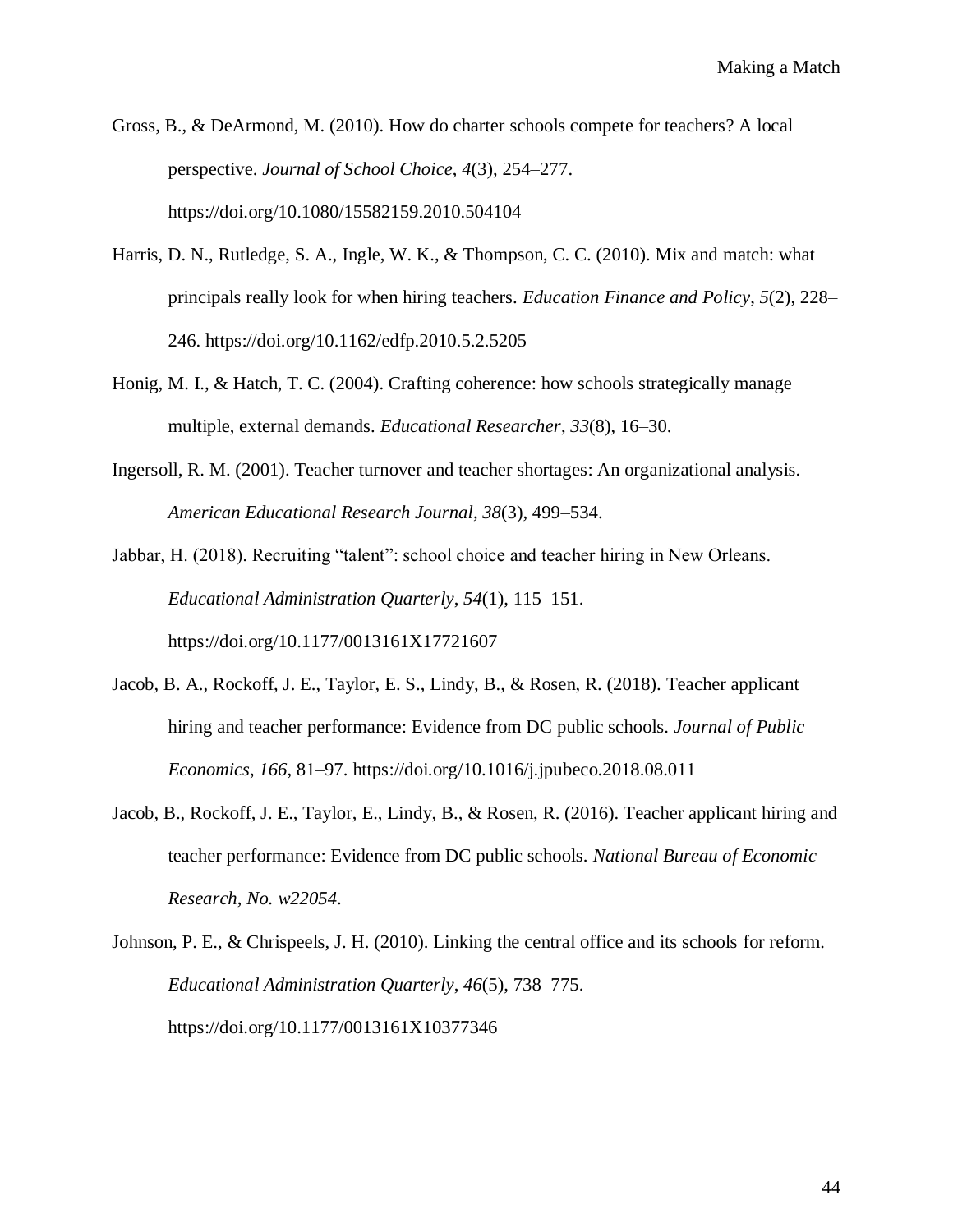Gross, B., & DeArmond, M. (2010). How do charter schools compete for teachers? A local perspective. *Journal of School Choice*, *4*(3), 254–277. https://doi.org/10.1080/15582159.2010.504104

Harris, D. N., Rutledge, S. A., Ingle, W. K., & Thompson, C. C. (2010). Mix and match: what principals really look for when hiring teachers. *Education Finance and Policy*, *5*(2), 228–246. https://doi.org/10.1162/edfp.2010.5.2.5205

Honig, M. I., & Hatch, T. C. (2004). Crafting coherence: how schools strategically manage multiple, external demands. *Educational Researcher*, *33*(8), 16–30.

Ingersoll, R. M. (2001). Teacher turnover and teacher shortages: An organizational analysis. *American Educational Research Journal*, *38*(3), 499–534.

Jabbar, H. (2018). Recruiting "talent": school choice and teacher hiring in New Orleans. *Educational Administration Quarterly*, *54*(1), 115–151. https://doi.org/10.1177/0013161X17721607

Jacob, B. A., Rockoff, J. E., Taylor, E. S., Lindy, B., & Rosen, R. (2018). Teacher applicant hiring and teacher performance: Evidence from DC public schools. *Journal of Public Economics*, *166*, 81–97. https://doi.org/10.1016/j.jpubeco.2018.08.011

Jacob, B., Rockoff, J. E., Taylor, E., Lindy, B., & Rosen, R. (2016). Teacher applicant hiring and teacher performance: Evidence from DC public schools. *National Bureau of Economic Research*, *No. w22054*.

Johnson, P. E., & Chrispeels, J. H. (2010). Linking the central office and its schools for reform. *Educational Administration Quarterly*, *46*(5), 738–775. https://doi.org/10.1177/0013161X10377346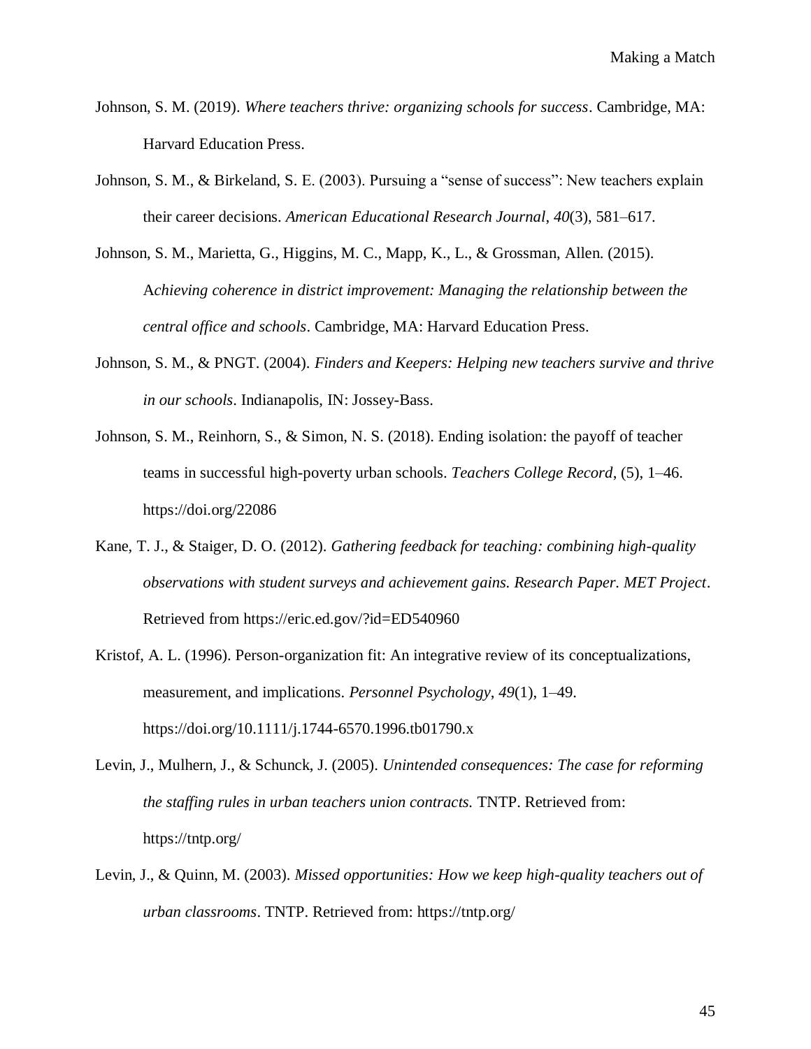Johnson, S. M. (2019). *Where teachers thrive: organizing schools for success*. Cambridge, MA: Harvard Education Press.

Johnson, S. M., & Birkeland, S. E. (2003). Pursuing a “sense of success”: New teachers explain their career decisions. *American Educational Research Journal*, *40*(3), 581–617.

Johnson, S. M., Marietta, G., Higgins, M. C., Mapp, K., L., & Grossman, Allen. (2015). A*chieving coherence in district improvement: Managing the relationship between the central office and schools*. Cambridge, MA: Harvard Education Press.

Johnson, S. M., & PNGT. (2004). *Finders and Keepers: Helping new teachers survive and thrive in our schools*. Indianapolis, IN: Jossey-Bass.

Johnson, S. M., Reinhorn, S., & Simon, N. S. (2018). Ending isolation: the payoff of teacher teams in successful high-poverty urban schools. *Teachers College Record*, (5), 1–46. https://doi.org/22086

Kane, T. J., & Staiger, D. O. (2012). *Gathering feedback for teaching: combining high-quality observations with student surveys and achievement gains. Research Paper. MET Project*. Retrieved from https://eric.ed.gov/?id=ED540960

Kristof, A. L. (1996). Person-organization fit: An integrative review of its conceptualizations, measurement, and implications. *Personnel Psychology*, *49*(1), 1–49. https://doi.org/10.1111/j.1744-6570.1996.tb01790.x

Levin, J., Mulhern, J., & Schunck, J. (2005). *Unintended consequences: The case for reforming the staffing rules in urban teachers union contracts.* TNTP. Retrieved from: https://tntp.org/

Levin, J., & Quinn, M. (2003). *Missed opportunities: How we keep high-quality teachers out of urban classrooms*. TNTP. Retrieved from: https://tntp.org/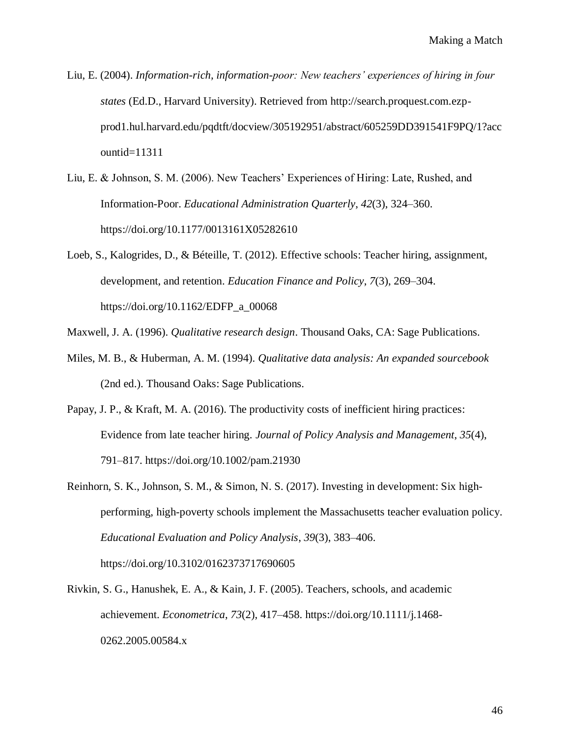Liu, E. (2004). *Information-rich, information-poor: New teachers' experiences of hiring in four states* (Ed.D., Harvard University). Retrieved from http://search.proquest.com.ezp-prod1.hul.harvard.edu/pqdtft/docview/305192951/abstract/605259DD391541F9PQ/1?accountid=11311

Liu, E. & Johnson, S. M. (2006). New Teachers' Experiences of Hiring: Late, Rushed, and Information-Poor. *Educational Administration Quarterly*, *42*(3), 324–360. https://doi.org/10.1177/0013161X05282610

Loeb, S., Kalogrides, D., & Béteille, T. (2012). Effective schools: Teacher hiring, assignment, development, and retention. *Education Finance and Policy*, *7*(3), 269–304. https://doi.org/10.1162/EDFP_a_00068

Maxwell, J. A. (1996). *Qualitative research design*. Thousand Oaks, CA: Sage Publications.

Miles, M. B., & Huberman, A. M. (1994). *Qualitative data analysis: An expanded sourcebook* (2nd ed.). Thousand Oaks: Sage Publications.

Papay, J. P., & Kraft, M. A. (2016). The productivity costs of inefficient hiring practices: Evidence from late teacher hiring. *Journal of Policy Analysis and Management*, *35*(4), 791–817. https://doi.org/10.1002/pam.21930

Reinhorn, S. K., Johnson, S. M., & Simon, N. S. (2017). Investing in development: Six high-performing, high-poverty schools implement the Massachusetts teacher evaluation policy. *Educational Evaluation and Policy Analysis*, *39*(3), 383–406. https://doi.org/10.3102/0162373717690605

Rivkin, S. G., Hanushek, E. A., & Kain, J. F. (2005). Teachers, schools, and academic achievement. *Econometrica*, *73*(2), 417–458. https://doi.org/10.1111/j.1468-0262.2005.00584.x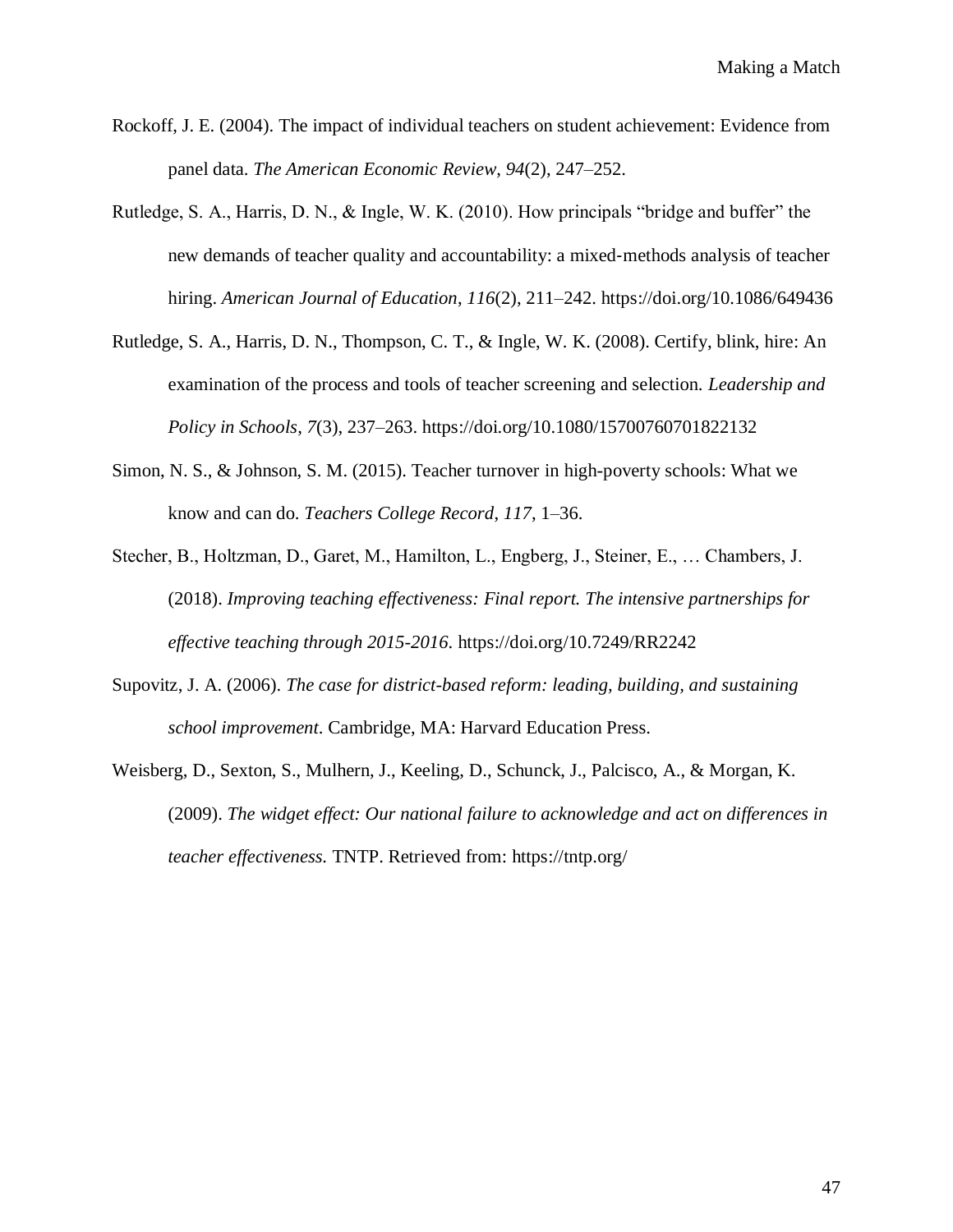Rockoff, J. E. (2004). The impact of individual teachers on student achievement: Evidence from panel data. *The American Economic Review*, *94*(2), 247–252.

Rutledge, S. A., Harris, D. N., & Ingle, W. K. (2010). How principals “bridge and buffer” the new demands of teacher quality and accountability: a mixed-methods analysis of teacher hiring. *American Journal of Education*, *116*(2), 211–242. https://doi.org/10.1086/649436

Rutledge, S. A., Harris, D. N., Thompson, C. T., & Ingle, W. K. (2008). Certify, blink, hire: An examination of the process and tools of teacher screening and selection. *Leadership and Policy in Schools*, *7*(3), 237–263. https://doi.org/10.1080/15700760701822132

Simon, N. S., & Johnson, S. M. (2015). Teacher turnover in high-poverty schools: What we know and can do. *Teachers College Record*, *117*, 1–36.

Stecher, B., Holtzman, D., Garet, M., Hamilton, L., Engberg, J., Steiner, E., … Chambers, J. (2018). *Improving teaching effectiveness: Final report. The intensive partnerships for effective teaching through 2015-2016*. https://doi.org/10.7249/RR2242

Supovitz, J. A. (2006). *The case for district-based reform: leading, building, and sustaining school improvement*. Cambridge, MA: Harvard Education Press.

Weisberg, D., Sexton, S., Mulhern, J., Keeling, D., Schunck, J., Palcisco, A., & Morgan, K. (2009). *The widget effect: Our national failure to acknowledge and act on differences in teacher effectiveness.* TNTP. Retrieved from: https://tntp.org/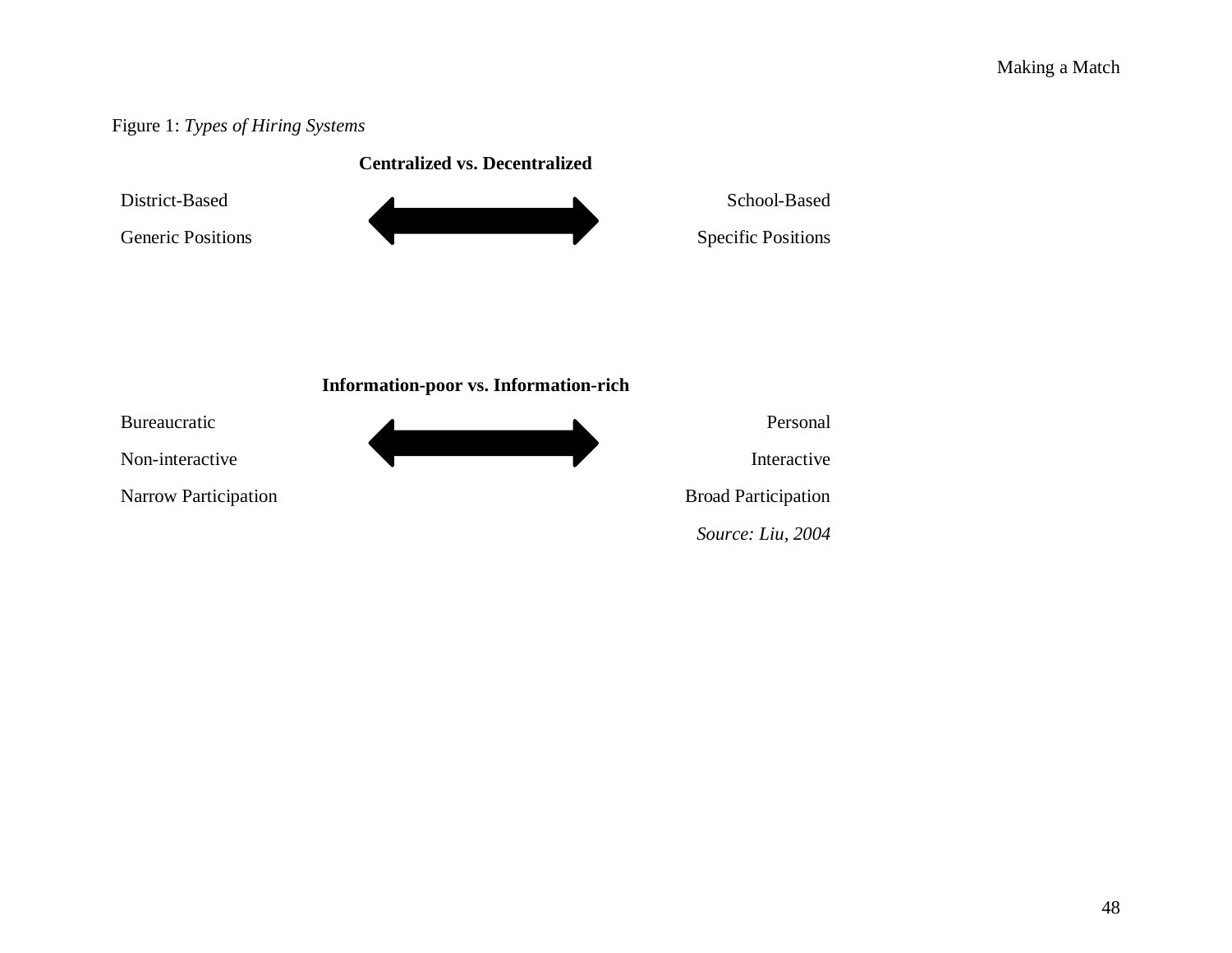Figure 1: *Types of Hiring Systems*

**Centralized vs. Decentralized**

| District-Based | ⟷ | School-Based |
|---|---|---|
| Generic Positions | | Specific Positions |

**Information-poor vs. Information-rich**

| Bureaucratic | ⟷ | Personal |
|---|---|---|
| Non-interactive | | Interactive |
| Narrow Participation | | Broad Participation |

*Source: Liu, 2004*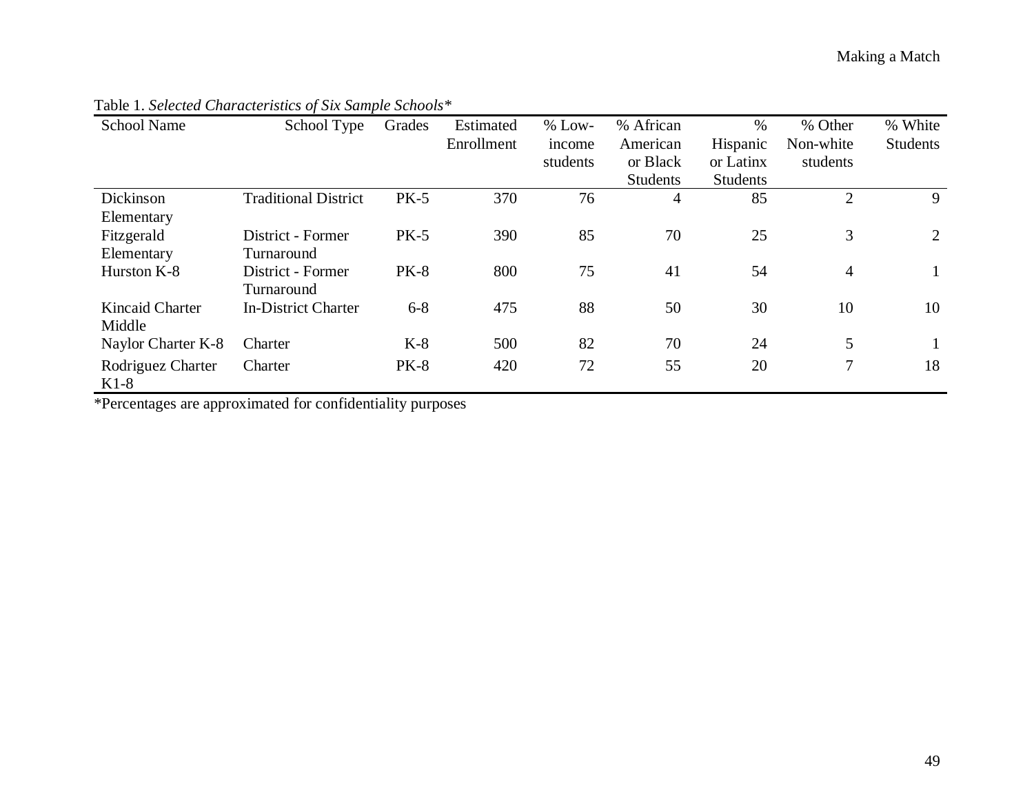Table 1. *Selected Characteristics of Six Sample Schools**

| School Name | School Type | Grades | Estimated Enrollment | % Low-income students | % African American or Black Students | % Hispanic or Latinx Students | % Other Non-white students | % White Students |
|---|---|---|---|---|---|---|---|---|
| Dickinson Elementary | Traditional District | PK-5 | 370 | 76 | 4 | 85 | 2 | 9 |
| Fitzgerald Elementary | District - Former Turnaround | PK-5 | 390 | 85 | 70 | 25 | 3 | 2 |
| Hurston K-8 | District - Former Turnaround | PK-8 | 800 | 75 | 41 | 54 | 4 | 1 |
| Kincaid Charter Middle | In-District Charter | 6-8 | 475 | 88 | 50 | 30 | 10 | 10 |
| Naylor Charter K-8 | Charter | K-8 | 500 | 82 | 70 | 24 | 5 | 1 |
| Rodriguez Charter K1-8 | Charter | PK-8 | 420 | 72 | 55 | 20 | 7 | 18 |

*Percentages are approximated for confidentiality purposes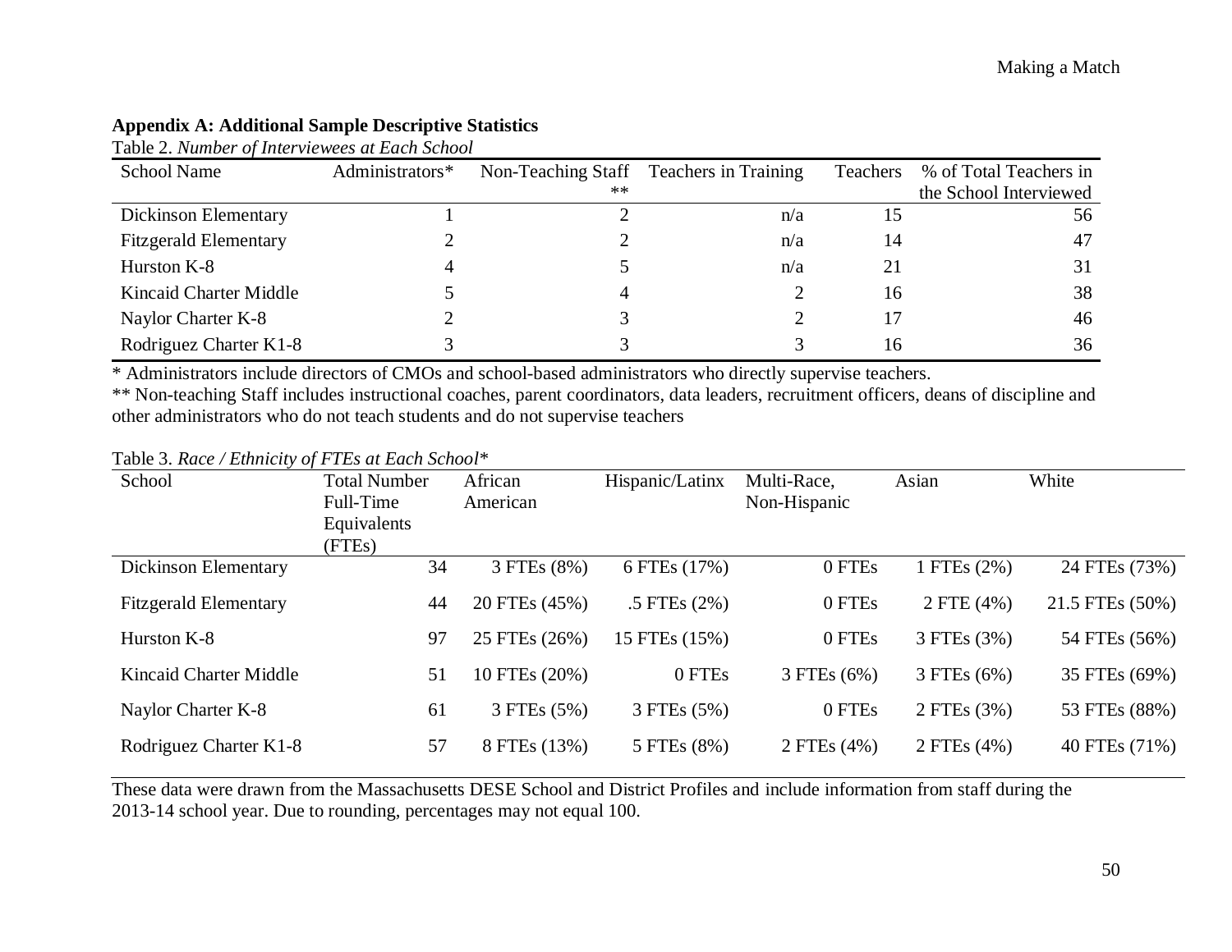**Appendix A: Additional Sample Descriptive Statistics**

Table 2. *Number of Interviewees at Each School*

| School Name | Administrators* | Non-Teaching Staff ** | Teachers in Training | Teachers | % of Total Teachers in the School Interviewed |
|---|---|---|---|---|---|
| Dickinson Elementary | 1 | 2 | n/a | 15 | 56 |
| Fitzgerald Elementary | 2 | 2 | n/a | 14 | 47 |
| Hurston K-8 | 4 | 5 | n/a | 21 | 31 |
| Kincaid Charter Middle | 5 | 4 | 2 | 16 | 38 |
| Naylor Charter K-8 | 2 | 3 | 2 | 17 | 46 |
| Rodriguez Charter K1-8 | 3 | 3 | 3 | 16 | 36 |

\* Administrators include directors of CMOs and school-based administrators who directly supervise teachers.

** Non-teaching Staff includes instructional coaches, parent coordinators, data leaders, recruitment officers, deans of discipline and other administrators who do not teach students and do not supervise teachers

Table 3. *Race / Ethnicity of FTEs at Each School**

| School | Total Number Full-Time Equivalents (FTEs) | African American | Hispanic/Latinx | Multi-Race, Non-Hispanic | Asian | White |
|---|---|---|---|---|---|---|
| Dickinson Elementary | 34 | 3 FTEs (8%) | 6 FTEs (17%) | 0 FTEs | 1 FTEs (2%) | 24 FTEs (73%) |
| Fitzgerald Elementary | 44 | 20 FTEs (45%) | .5 FTEs (2%) | 0 FTEs | 2 FTE (4%) | 21.5 FTEs (50%) |
| Hurston K-8 | 97 | 25 FTEs (26%) | 15 FTEs (15%) | 0 FTEs | 3 FTEs (3%) | 54 FTEs (56%) |
| Kincaid Charter Middle | 51 | 10 FTEs (20%) | 0 FTEs | 3 FTEs (6%) | 3 FTEs (6%) | 35 FTEs (69%) |
| Naylor Charter K-8 | 61 | 3 FTEs (5%) | 3 FTEs (5%) | 0 FTEs | 2 FTEs (3%) | 53 FTEs (88%) |
| Rodriguez Charter K1-8 | 57 | 8 FTEs (13%) | 5 FTEs (8%) | 2 FTEs (4%) | 2 FTEs (4%) | 40 FTEs (71%) |

These data were drawn from the Massachusetts DESE School and District Profiles and include information from staff during the 2013-14 school year. Due to rounding, percentages may not equal 100.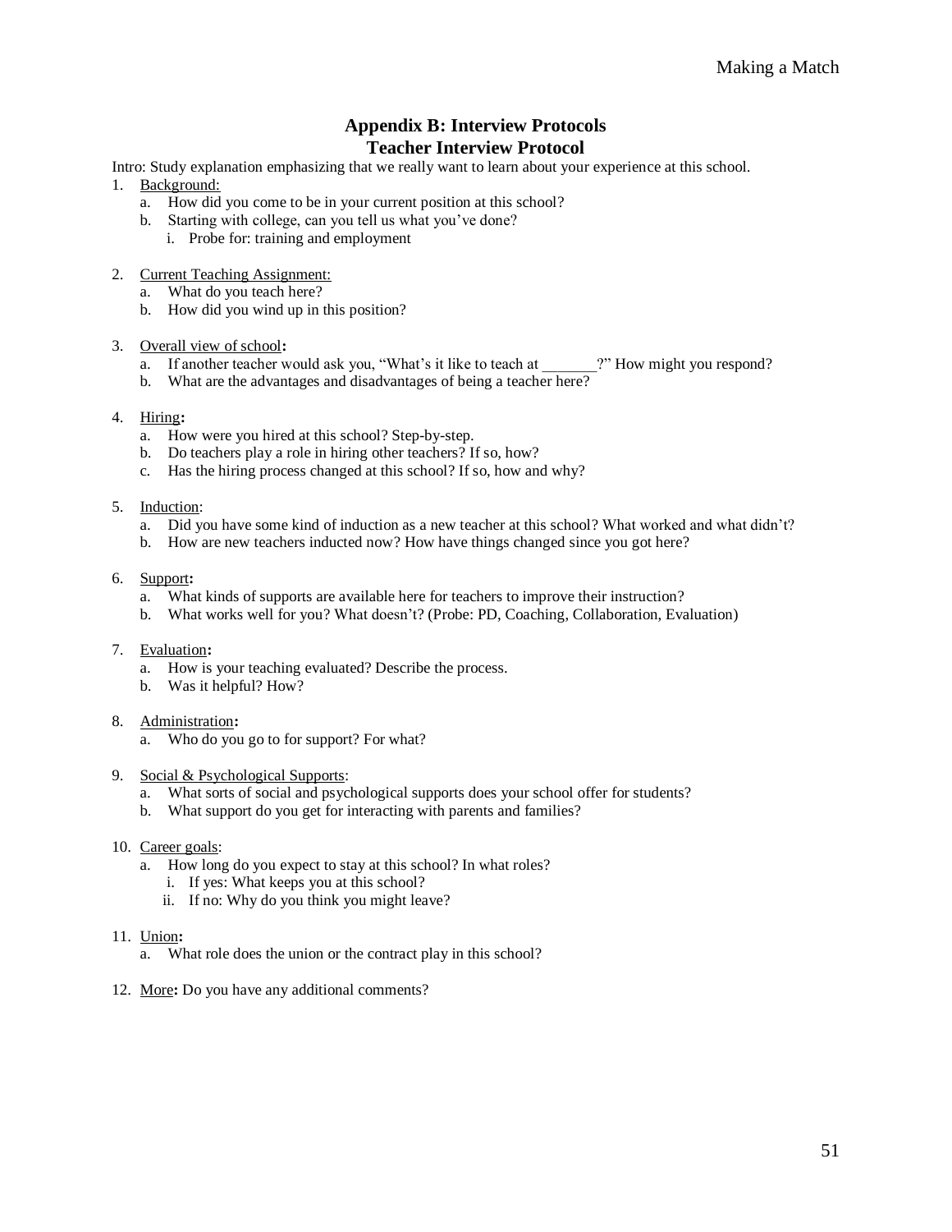## Appendix B: Interview Protocols

### Teacher Interview Protocol

Intro: Study explanation emphasizing that we really want to learn about your experience at this school.

1. Background:
   a. How did you come to be in your current position at this school?
   b. Starting with college, can you tell us what you've done?
      i. Probe for: training and employment

2. Current Teaching Assignment:
   a. What do you teach here?
   b. How did you wind up in this position?

3. Overall view of school**:**
   a. If another teacher would ask you, "What's it like to teach at _______?" How might you respond?
   b. What are the advantages and disadvantages of being a teacher here?

4. Hiring**:**
   a. How were you hired at this school? Step-by-step.
   b. Do teachers play a role in hiring other teachers? If so, how?
   c. Has the hiring process changed at this school? If so, how and why?

5. Induction:
   a. Did you have some kind of induction as a new teacher at this school? What worked and what didn't?
   b. How are new teachers inducted now? How have things changed since you got here?

6. Support**:**
   a. What kinds of supports are available here for teachers to improve their instruction?
   b. What works well for you? What doesn't? (Probe: PD, Coaching, Collaboration, Evaluation)

7. Evaluation**:**
   a. How is your teaching evaluated? Describe the process.
   b. Was it helpful? How?

8. Administration**:**
   a. Who do you go to for support? For what?

9. Social & Psychological Supports:
   a. What sorts of social and psychological supports does your school offer for students?
   b. What support do you get for interacting with parents and families?

10. Career goals:
    a. How long do you expect to stay at this school? In what roles?
       i. If yes: What keeps you at this school?
       ii. If no: Why do you think you might leave?

11. Union**:**
    a. What role does the union or the contract play in this school?

12. More**:** Do you have any additional comments?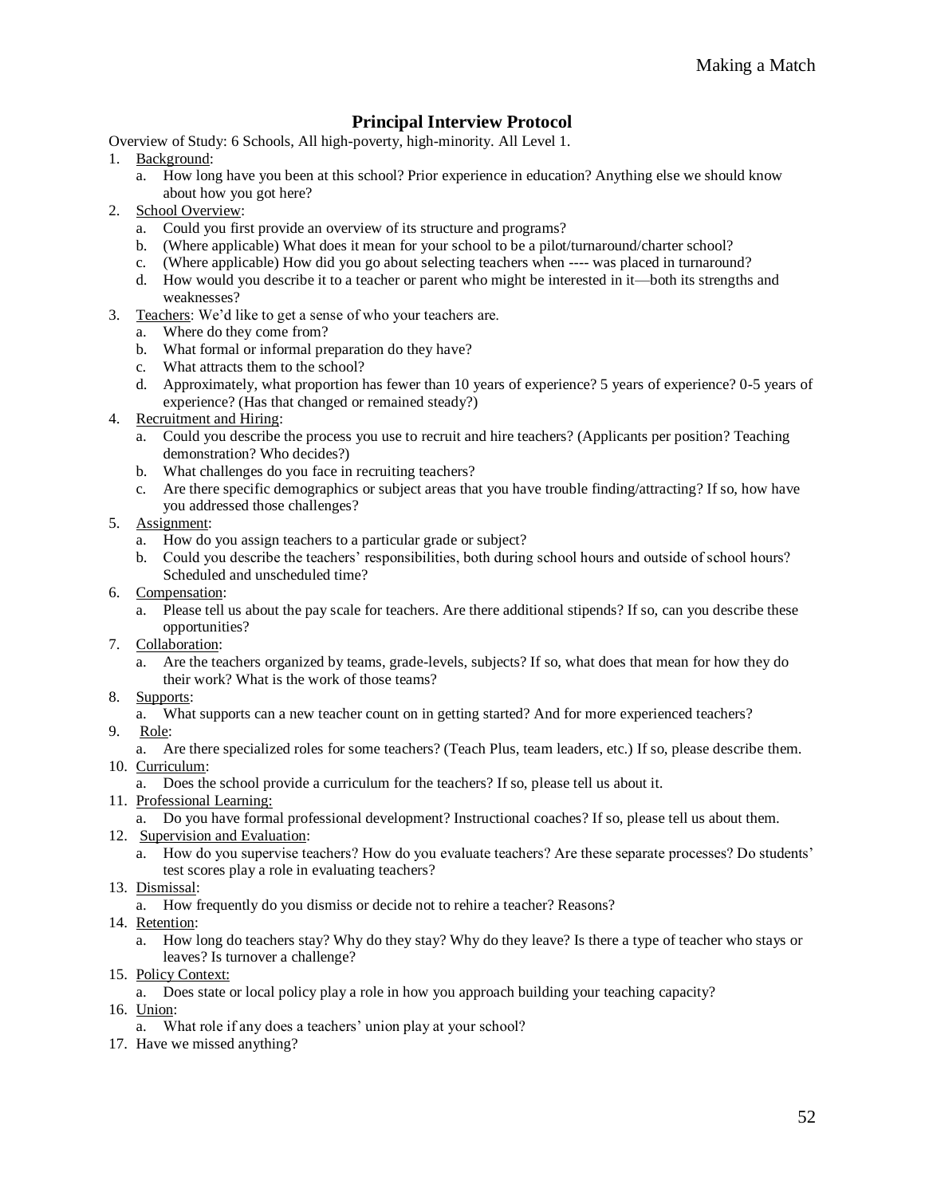## Principal Interview Protocol

Overview of Study: 6 Schools, All high-poverty, high-minority. All Level 1.

1. Background:
   a. How long have you been at this school? Prior experience in education? Anything else we should know about how you got here?
2. School Overview:
   a. Could you first provide an overview of its structure and programs?
   b. (Where applicable) What does it mean for your school to be a pilot/turnaround/charter school?
   c. (Where applicable) How did you go about selecting teachers when ---- was placed in turnaround?
   d. How would you describe it to a teacher or parent who might be interested in it—both its strengths and weaknesses?
3. Teachers: We'd like to get a sense of who your teachers are.
   a. Where do they come from?
   b. What formal or informal preparation do they have?
   c. What attracts them to the school?
   d. Approximately, what proportion has fewer than 10 years of experience? 5 years of experience? 0-5 years of experience? (Has that changed or remained steady?)
4. Recruitment and Hiring:
   a. Could you describe the process you use to recruit and hire teachers? (Applicants per position? Teaching demonstration? Who decides?)
   b. What challenges do you face in recruiting teachers?
   c. Are there specific demographics or subject areas that you have trouble finding/attracting? If so, how have you addressed those challenges?
5. Assignment:
   a. How do you assign teachers to a particular grade or subject?
   b. Could you describe the teachers' responsibilities, both during school hours and outside of school hours? Scheduled and unscheduled time?
6. Compensation:
   a. Please tell us about the pay scale for teachers. Are there additional stipends? If so, can you describe these opportunities?
7. Collaboration:
   a. Are the teachers organized by teams, grade-levels, subjects? If so, what does that mean for how they do their work? What is the work of those teams?
8. Supports:
   a. What supports can a new teacher count on in getting started? And for more experienced teachers?
9. Role:
   a. Are there specialized roles for some teachers? (Teach Plus, team leaders, etc.) If so, please describe them.
10. Curriculum:
    a. Does the school provide a curriculum for the teachers? If so, please tell us about it.
11. Professional Learning:
    a. Do you have formal professional development? Instructional coaches? If so, please tell us about them.
12. Supervision and Evaluation:
    a. How do you supervise teachers? How do you evaluate teachers? Are these separate processes? Do students' test scores play a role in evaluating teachers?
13. Dismissal:
    a. How frequently do you dismiss or decide not to rehire a teacher? Reasons?
14. Retention:
    a. How long do teachers stay? Why do they stay? Why do they leave? Is there a type of teacher who stays or leaves? Is turnover a challenge?
15. Policy Context:
    a. Does state or local policy play a role in how you approach building your teaching capacity?
16. Union:
    a. What role if any does a teachers' union play at your school?
17. Have we missed anything?